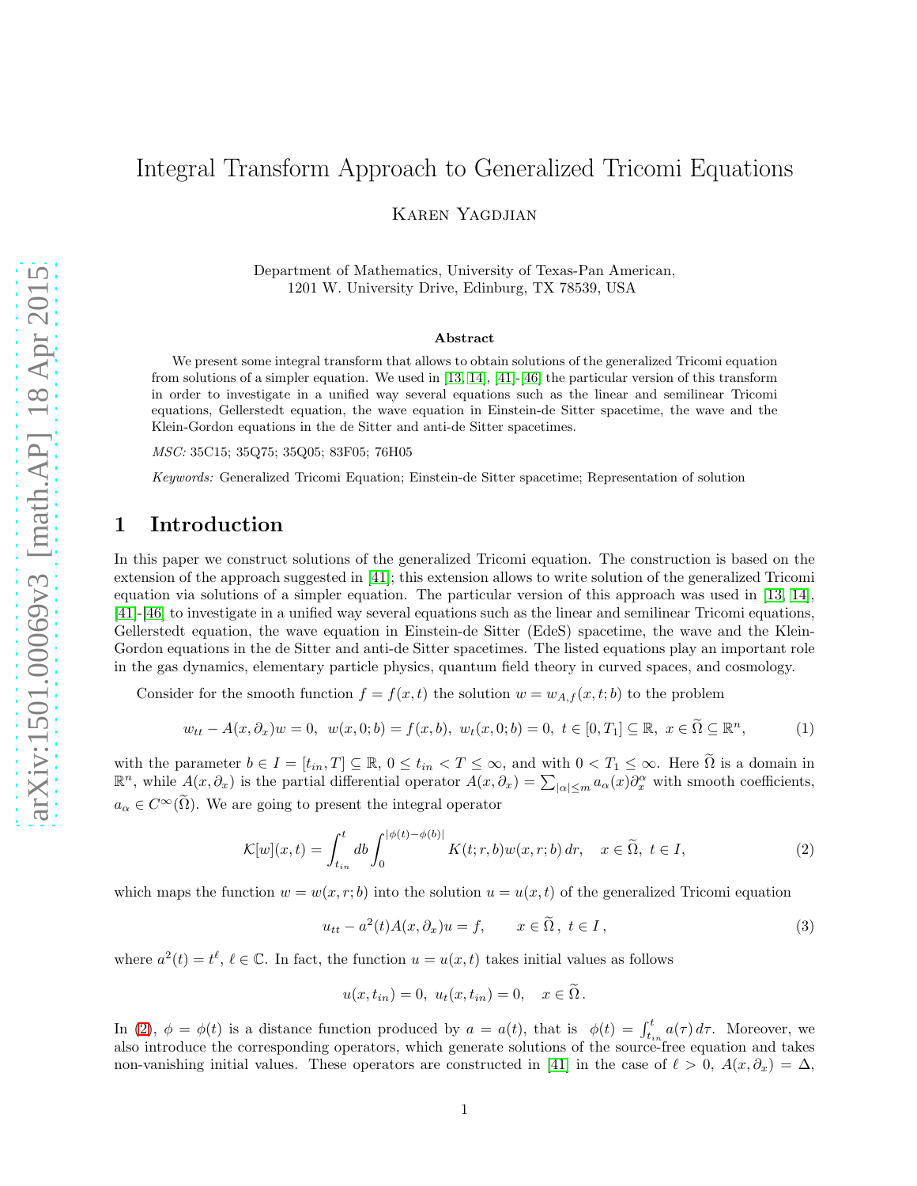# Integral Transform Approach to Generalized Tricomi Equations

Karen Yagdjian

Department of Mathematics, University of Texas-Pan American,
1201 W. University Drive, Edinburg, TX 78539, USA

### Abstract

We present some integral transform that allows to obtain solutions of the generalized Tricomi equation from solutions of a simpler equation. We used in [13, 14], [41]-[46] the particular version of this transform in order to investigate in a unified way several equations such as the linear and semilinear Tricomi equations, Gellerstedt equation, the wave equation in Einstein-de Sitter spacetime, the wave and the Klein-Gordon equations in the de Sitter and anti-de Sitter spacetimes.

*MSC:* 35C15; 35Q75; 35Q05; 83F05; 76H05

*Keywords:* Generalized Tricomi Equation; Einstein-de Sitter spacetime; Representation of solution

## 1 Introduction

In this paper we construct solutions of the generalized Tricomi equation. The construction is based on the extension of the approach suggested in [41]; this extension allows to write solution of the generalized Tricomi equation via solutions of a simpler equation. The particular version of this approach was used in [13, 14], [41]-[46] to investigate in a unified way several equations such as the linear and semilinear Tricomi equations, Gellerstedt equation, the wave equation in Einstein-de Sitter (EdeS) spacetime, the wave and the Klein-Gordon equations in the de Sitter and anti-de Sitter spacetimes. The listed equations play an important role in the gas dynamics, elementary particle physics, quantum field theory in curved spaces, and cosmology.

Consider for the smooth function $f = f(x,t)$ the solution $w = w_{A,f}(x,t;b)$ to the problem

$$w_{tt} - A(x,\partial_x)w = 0, \;\; w(x,0;b) = f(x,b), \;\; w_t(x,0;b) = 0, \;\; t \in [0,T_1] \subseteq \mathbb{R}, \;\; x \in \widetilde{\Omega} \subseteq \mathbb{R}^n, \tag{1}$$

with the parameter $b \in I = [t_{in}, T] \subseteq \mathbb{R}$, $0 \le t_{in} < T \le \infty$, and with $0 < T_1 \le \infty$. Here $\widetilde{\Omega}$ is a domain in $\mathbb{R}^n$, while $A(x,\partial_x)$ is the partial differential operator $A(x,\partial_x) = \sum_{|\alpha| \le m} a_\alpha(x)\partial_x^\alpha$ with smooth coefficients, $a_\alpha \in C^\infty(\widetilde{\Omega})$. We are going to present the integral operator

$$\mathcal{K}[w](x,t) = \int_{t_{in}}^{t} db \int_0^{|\phi(t)-\phi(b)|} K(t;r,b)w(x,r;b)\,dr, \quad x \in \widetilde{\Omega}, \; t \in I, \tag{2}$$

which maps the function $w = w(x,r;b)$ into the solution $u = u(x,t)$ of the generalized Tricomi equation

$$u_{tt} - a^2(t)A(x,\partial_x)u = f, \qquad x \in \widetilde{\Omega}\,, \; t \in I\,, \tag{3}$$

where $a^2(t) = t^\ell$, $\ell \in \mathbb{C}$. In fact, the function $u = u(x,t)$ takes initial values as follows

$$u(x,t_{in}) = 0, \;\; u_t(x,t_{in}) = 0, \quad x \in \widetilde{\Omega}\,.$$

In (2), $\phi = \phi(t)$ is a distance function produced by $a = a(t)$, that is $\phi(t) = \int_{t_{in}}^t a(\tau)\,d\tau$. Moreover, we also introduce the corresponding operators, which generate solutions of the source-free equation and takes non-vanishing initial values. These operators are constructed in [41] in the case of $\ell > 0$, $A(x,\partial_x) = \Delta$,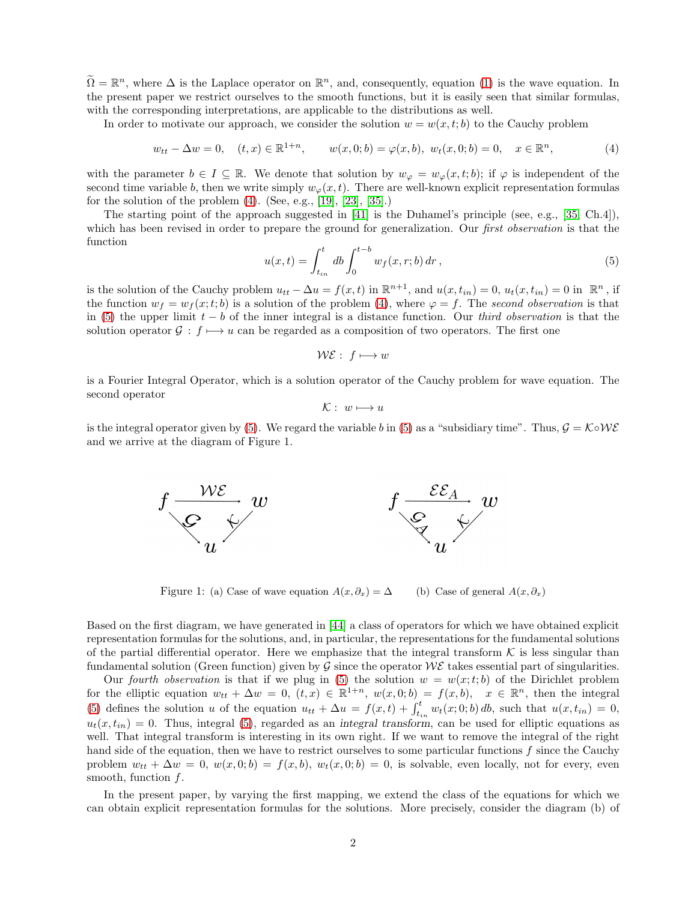$\widetilde{\Omega} = \mathbb{R}^n$, where $\Delta$ is the Laplace operator on $\mathbb{R}^n$, and, consequently, equation (1) is the wave equation. In the present paper we restrict ourselves to the smooth functions, but it is easily seen that similar formulas, with the corresponding interpretations, are applicable to the distributions as well.

In order to motivate our approach, we consider the solution $w = w(x, t; b)$ to the Cauchy problem

$$w_{tt} - \Delta w = 0, \quad (t, x) \in \mathbb{R}^{1+n}, \qquad w(x, 0; b) = \varphi(x, b), \; w_t(x, 0; b) = 0, \quad x \in \mathbb{R}^n, \tag{4}$$

with the parameter $b \in I \subseteq \mathbb{R}$. We denote that solution by $w_\varphi = w_\varphi(x, t; b)$; if $\varphi$ is independent of the second time variable $b$, then we write simply $w_\varphi(x, t)$. There are well-known explicit representation formulas for the solution of the problem (4). (See, e.g., [19], [23], [35].)

The starting point of the approach suggested in [41] is the Duhamel's principle (see, e.g., [35, Ch.4]), which has been revised in order to prepare the ground for generalization. Our *first observation* is that the function

$$u(x, t) = \int_{t_{in}}^{t} db \int_0^{t-b} w_f(x, r; b)\, dr\,, \tag{5}$$

is the solution of the Cauchy problem $u_{tt} - \Delta u = f(x, t)$ in $\mathbb{R}^{n+1}$, and $u(x, t_{in}) = 0$, $u_t(x, t_{in}) = 0$ in $\mathbb{R}^n$, if the function $w_f = w_f(x; t; b)$ is a solution of the problem (4), where $\varphi = f$. The *second observation* is that in (5) the upper limit $t - b$ of the inner integral is a distance function. Our *third observation* is that the solution operator $\mathcal{G} : f \longmapsto u$ can be regarded as a composition of two operators. The first one

$$\mathcal{WE} : \; f \longmapsto w$$

is a Fourier Integral Operator, which is a solution operator of the Cauchy problem for wave equation. The second operator

$$\mathcal{K} : \; w \longmapsto u$$

is the integral operator given by (5). We regard the variable $b$ in (5) as a "subsidiary time". Thus, $\mathcal{G} = \mathcal{K} \circ \mathcal{WE}$ and we arrive at the diagram of Figure 1.

$$f \xrightarrow{\mathcal{WE}} w, \quad f \xrightarrow{\mathcal{G}} u, \quad w \xrightarrow{\mathcal{K}} u \qquad\qquad f \xrightarrow{\mathcal{EE}_A} w, \quad f \xrightarrow{\mathcal{G}_A} u, \quad w \xrightarrow{\mathcal{K}} u$$

Figure 1: (a) Case of wave equation $A(x, \partial_x) = \Delta$ (b) Case of general $A(x, \partial_x)$

Based on the first diagram, we have generated in [44] a class of operators for which we have obtained explicit representation formulas for the solutions, and, in particular, the representations for the fundamental solutions of the partial differential operator. Here we emphasize that the integral transform $\mathcal{K}$ is less singular than fundamental solution (Green function) given by $\mathcal{G}$ since the operator $\mathcal{WE}$ takes essential part of singularities.

Our *fourth observation* is that if we plug in (5) the solution $w = w(x; t; b)$ of the Dirichlet problem for the elliptic equation $w_{tt} + \Delta w = 0$, $(t, x) \in \mathbb{R}^{1+n}$, $w(x, 0; b) = f(x, b)$, $x \in \mathbb{R}^n$, then the integral (5) defines the solution $u$ of the equation $u_{tt} + \Delta u = f(x, t) + \int_{t_{in}}^{t} w_t(x; 0; b)\, db$, such that $u(x, t_{in}) = 0$, $u_t(x, t_{in}) = 0$. Thus, integral (5), regarded as an *integral transform*, can be used for elliptic equations as well. That integral transform is interesting in its own right. If we want to remove the integral of the right hand side of the equation, then we have to restrict ourselves to some particular functions $f$ since the Cauchy problem $w_{tt} + \Delta w = 0$, $w(x, 0; b) = f(x, b)$, $w_t(x, 0; b) = 0$, is solvable, even locally, not for every, even smooth, function $f$.

In the present paper, by varying the first mapping, we extend the class of the equations for which we can obtain explicit representation formulas for the solutions. More precisely, consider the diagram (b) of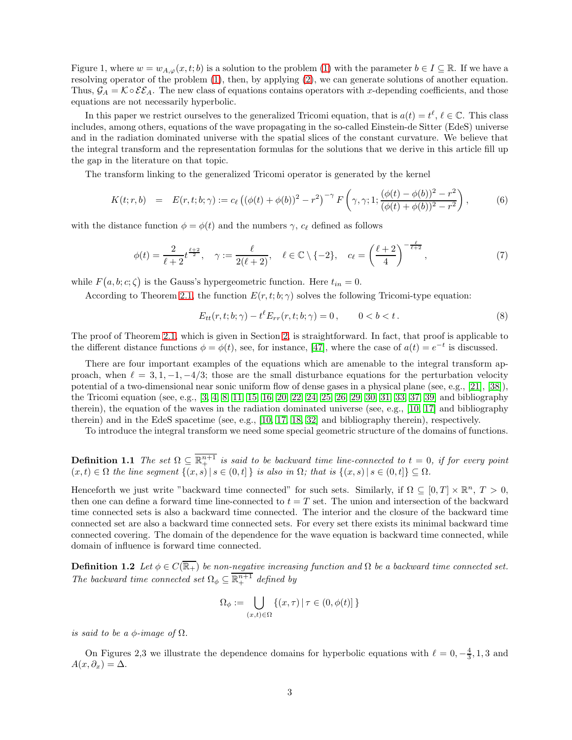Figure 1, where $w = w_{A,\varphi}(x,t;b)$ is a solution to the problem (1) with the parameter $b \in I \subseteq \mathbb{R}$. If we have a resolving operator of the problem (1), then, by applying (2), we can generate solutions of another equation. Thus, $\mathcal{G}_A = \mathcal{K} \circ \mathcal{EE}_A$. The new class of equations contains operators with $x$-depending coefficients, and those equations are not necessarily hyperbolic.

In this paper we restrict ourselves to the generalized Tricomi equation, that is $a(t) = t^\ell$, $\ell \in \mathbb{C}$. This class includes, among others, equations of the wave propagating in the so-called Einstein-de Sitter (EdeS) universe and in the radiation dominated universe with the spatial slices of the constant curvature. We believe that the integral transform and the representation formulas for the solutions that we derive in this article fill up the gap in the literature on that topic.

The transform linking to the generalized Tricomi operator is generated by the kernel

$$K(t;r,b) \quad = \quad E(r,t;b;\gamma) := c_\ell \left( (\phi(t)+\phi(b))^2 - r^2 \right)^{-\gamma} F\left(\gamma,\gamma;1; \frac{(\phi(t)-\phi(b))^2 - r^2}{(\phi(t)+\phi(b))^2 - r^2}\right), \tag{6}$$

with the distance function $\phi = \phi(t)$ and the numbers $\gamma$, $c_\ell$ defined as follows

$$\phi(t) = \frac{2}{\ell+2} t^{\frac{\ell+2}{2}}, \quad \gamma := \frac{\ell}{2(\ell+2)}, \quad \ell \in \mathbb{C}\setminus\{-2\}, \quad c_\ell = \left(\frac{\ell+2}{4}\right)^{-\frac{\ell}{\ell+2}}, \tag{7}$$

while $F\big(a,b;c;\zeta\big)$ is the Gauss's hypergeometric function. Here $t_{in} = 0$.

According to Theorem 2.1, the function $E(r,t;b;\gamma)$ solves the following Tricomi-type equation:

$$E_{tt}(r,t;b;\gamma) - t^\ell E_{rr}(r,t;b;\gamma) = 0\,, \qquad 0 < b < t\,. \tag{8}$$

The proof of Theorem 2.1, which is given in Section 2, is straightforward. In fact, that proof is applicable to the different distance functions $\phi = \phi(t)$, see, for instance, [47], where the case of $a(t) = e^{-t}$ is discussed.

There are four important examples of the equations which are amenable to the integral transform approach, when $\ell = 3, 1, -1, -4/3$; those are the small disturbance equations for the perturbation velocity potential of a two-dimensional near sonic uniform flow of dense gases in a physical plane (see, e.g., [21], [38]), the Tricomi equation (see, e.g., [3, 4, 8, 11, 15, 16, 20, 22, 24, 25, 26, 29, 30, 31, 33, 37, 39] and bibliography therein), the equation of the waves in the radiation dominated universe (see, e.g., [10, 17] and bibliography therein) and in the EdeS spacetime (see, e.g., [10, 17, 18, 32] and bibliography therein), respectively.

To introduce the integral transform we need some special geometric structure of the domains of functions.

**Definition 1.1** *The set $\Omega \subseteq \overline{\mathbb{R}^{n+1}_+}$ is said to be backward time line-connected to $t = 0$, if for every point $(x,t) \in \Omega$ the line segment $\{(x,s)\,|\, s \in (0,t]\}$ is also in $\Omega$; that is $\{(x,s)\,|\, s \in (0,t]\} \subseteq \Omega$.*

Henceforth we just write "backward time connected" for such sets. Similarly, if $\Omega \subseteq [0,T] \times \mathbb{R}^n$, $T > 0$, then one can define a forward time line-connected to $t = T$ set. The union and intersection of the backward time connected sets is also a backward time connected. The interior and the closure of the backward time connected set are also a backward time connected sets. For every set there exists its minimal backward time connected covering. The domain of the dependence for the wave equation is backward time connected, while domain of influence is forward time connected.

**Definition 1.2** *Let $\phi \in C(\overline{\mathbb{R}_+})$ be non-negative increasing function and $\Omega$ be a backward time connected set. The backward time connected set $\Omega_\phi \subseteq \overline{\mathbb{R}^{n+1}_+}$ defined by*

$$\Omega_\phi := \bigcup_{(x,t)\in\Omega} \{(x,\tau)\,|\, \tau \in (0,\phi(t)]\,\}$$

*is said to be a $\phi$-image of $\Omega$.*

On Figures 2,3 we illustrate the dependence domains for hyperbolic equations with $\ell = 0, -\frac{4}{3}, 1, 3$ and $A(x,\partial_x) = \Delta$.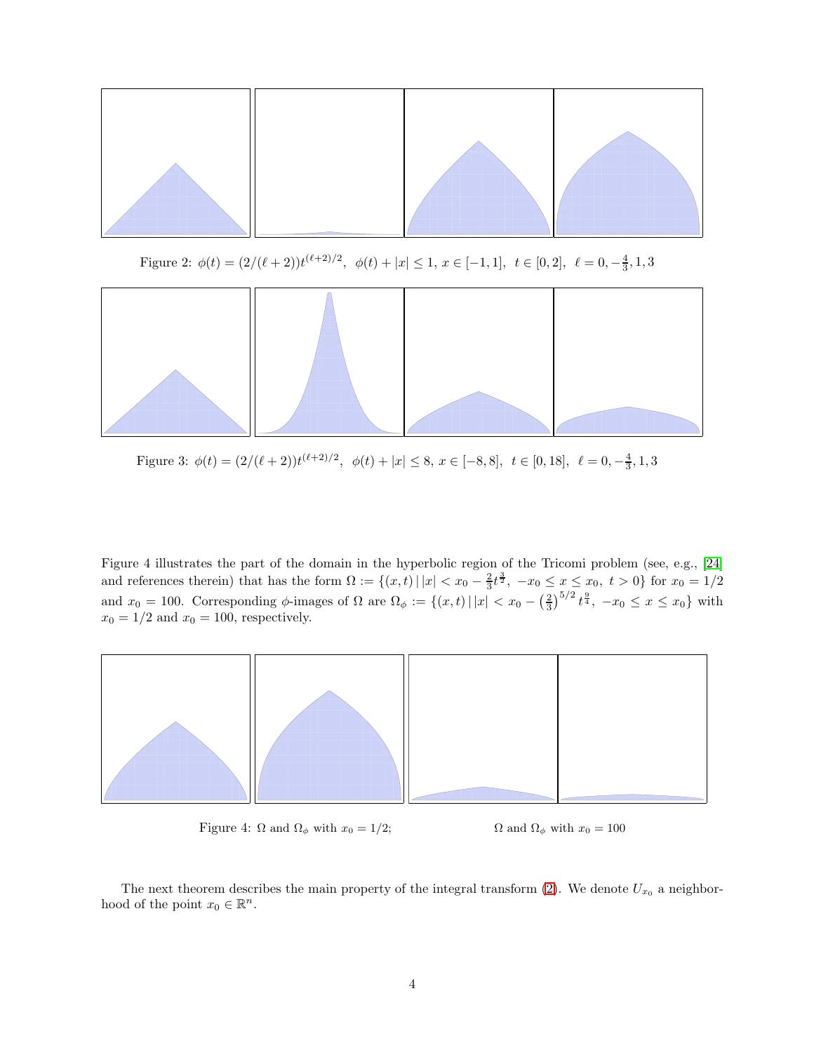Figure 2: $\phi(t) = (2/(\ell+2))t^{(\ell+2)/2}$, $\phi(t) + |x| \le 1$, $x \in [-1,1]$, $t \in [0,2]$, $\ell = 0, -\frac{4}{3}, 1, 3$

Figure 3: $\phi(t) = (2/(\ell+2))t^{(\ell+2)/2}$, $\phi(t) + |x| \le 8$, $x \in [-8,8]$, $t \in [0,18]$, $\ell = 0, -\frac{4}{3}, 1, 3$

Figure 4 illustrates the part of the domain in the hyperbolic region of the Tricomi problem (see, e.g., [24] and references therein) that has the form $\Omega := \{(x,t) \,|\, |x| < x_0 - \frac{2}{3}t^{\frac{3}{2}},\ -x_0 \le x \le x_0,\ t > 0\}$ for $x_0 = 1/2$ and $x_0 = 100$. Corresponding $\phi$-images of $\Omega$ are $\Omega_\phi := \{(x,t) \,|\, |x| < x_0 - \left(\frac{2}{3}\right)^{5/2} t^{\frac{9}{4}},\ -x_0 \le x \le x_0\}$ with $x_0 = 1/2$ and $x_0 = 100$, respectively.

Figure 4: $\Omega$ and $\Omega_\phi$ with $x_0 = 1/2$; $\Omega$ and $\Omega_\phi$ with $x_0 = 100$

The next theorem describes the main property of the integral transform (2). We denote $U_{x_0}$ a neighborhood of the point $x_0 \in \mathbb{R}^n$.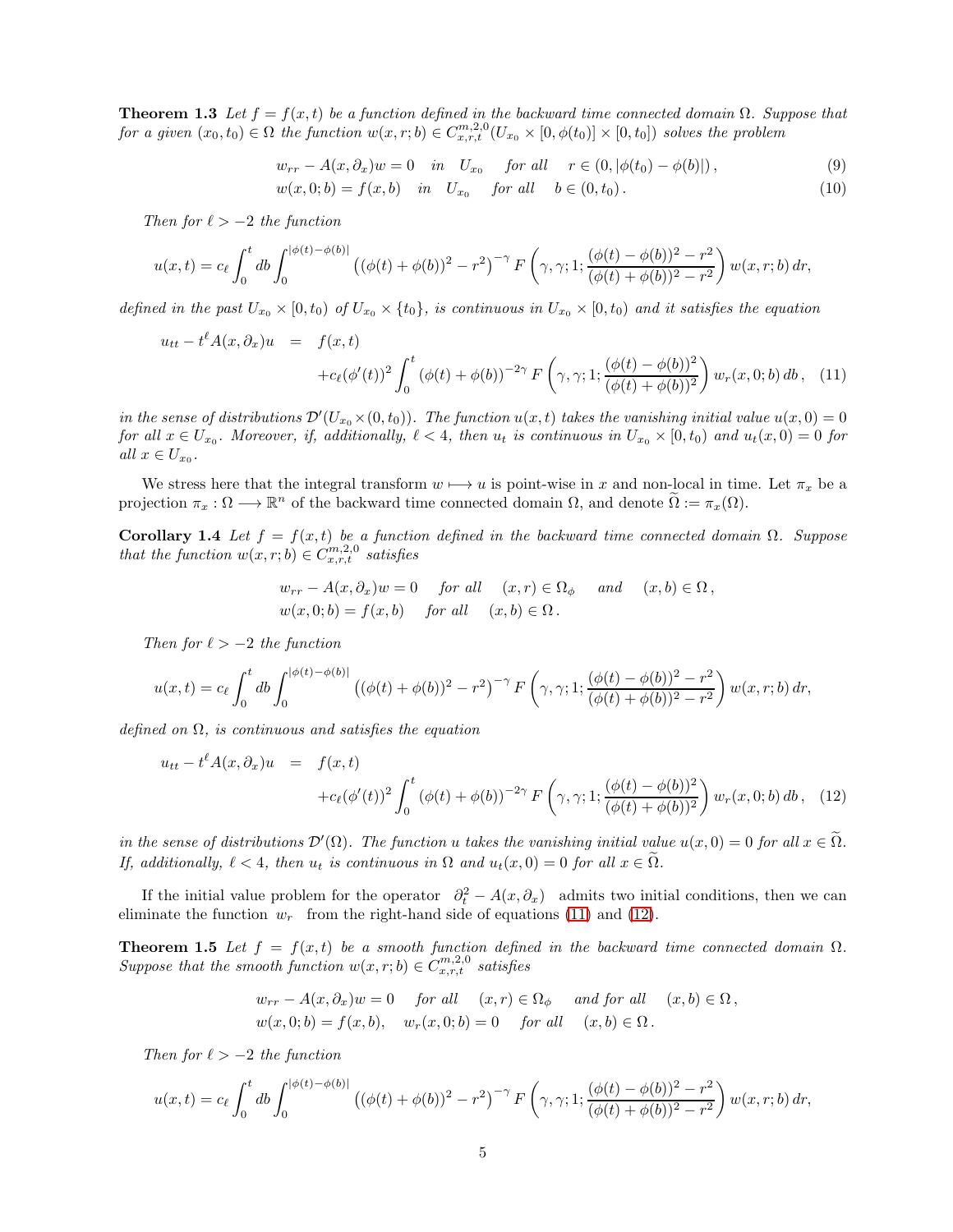**Theorem 1.3** *Let $f = f(x,t)$ be a function defined in the backward time connected domain $\Omega$. Suppose that for a given $(x_0,t_0) \in \Omega$ the function $w(x,r;b) \in C^{m,2,0}_{x,r,t}(U_{x_0} \times [0,\phi(t_0)] \times [0,t_0])$ solves the problem*

$$
w_{rr} - A(x,\partial_x)w = 0 \quad in \quad U_{x_0} \quad for\ all \quad r \in (0, |\phi(t_0) - \phi(b)|)\,, \tag{9}
$$

$$
w(x,0;b) = f(x,b) \quad in \quad U_{x_0} \quad for\ all \quad b \in (0,t_0)\,. \tag{10}
$$

*Then for $\ell > -2$ the function*

$$
u(x,t) = c_\ell \int_0^t db \int_0^{|\phi(t)-\phi(b)|} \left( (\phi(t)+\phi(b))^2 - r^2 \right)^{-\gamma} F\left(\gamma,\gamma;1; \frac{(\phi(t)-\phi(b))^2 - r^2}{(\phi(t)+\phi(b))^2 - r^2}\right) w(x,r;b)\, dr,
$$

*defined in the past $U_{x_0} \times [0,t_0)$ of $U_{x_0} \times \{t_0\}$, is continuous in $U_{x_0} \times [0,t_0)$ and it satisfies the equation*

$$
\begin{aligned}
u_{tt} - t^\ell A(x,\partial_x) u &= f(x,t) \\
&\quad + c_\ell (\phi'(t))^2 \int_0^t (\phi(t)+\phi(b))^{-2\gamma} F\left(\gamma,\gamma;1; \frac{(\phi(t)-\phi(b))^2}{(\phi(t)+\phi(b))^2}\right) w_r(x,0;b)\, db\,,
\end{aligned} \tag{11}
$$

*in the sense of distributions $\mathcal{D}'(U_{x_0} \times (0,t_0))$. The function $u(x,t)$ takes the vanishing initial value $u(x,0) = 0$ for all $x \in U_{x_0}$. Moreover, if, additionally, $\ell < 4$, then $u_t$ is continuous in $U_{x_0} \times [0,t_0)$ and $u_t(x,0) = 0$ for all $x \in U_{x_0}$.*

We stress here that the integral transform $w \longmapsto u$ is point-wise in $x$ and non-local in time. Let $\pi_x$ be a projection $\pi_x : \Omega \longrightarrow \mathbb{R}^n$ of the backward time connected domain $\Omega$, and denote $\widetilde{\Omega} := \pi_x(\Omega)$.

**Corollary 1.4** *Let $f = f(x,t)$ be a function defined in the backward time connected domain $\Omega$. Suppose that the function $w(x,r;b) \in C^{m,2,0}_{x,r,t}$ satisfies*

$$
\begin{aligned}
& w_{rr} - A(x,\partial_x)w = 0 \quad for\ all \quad (x,r) \in \Omega_\phi \quad and \quad (x,b) \in \Omega\,, \\
& w(x,0;b) = f(x,b) \quad for\ all \quad (x,b) \in \Omega\,.
\end{aligned}
$$

*Then for $\ell > -2$ the function*

$$
u(x,t) = c_\ell \int_0^t db \int_0^{|\phi(t)-\phi(b)|} \left( (\phi(t)+\phi(b))^2 - r^2 \right)^{-\gamma} F\left(\gamma,\gamma;1; \frac{(\phi(t)-\phi(b))^2 - r^2}{(\phi(t)+\phi(b))^2 - r^2}\right) w(x,r;b)\, dr,
$$

*defined on $\Omega$, is continuous and satisfies the equation*

$$
\begin{aligned}
u_{tt} - t^\ell A(x,\partial_x) u &= f(x,t) \\
&\quad + c_\ell (\phi'(t))^2 \int_0^t (\phi(t)+\phi(b))^{-2\gamma} F\left(\gamma,\gamma;1; \frac{(\phi(t)-\phi(b))^2}{(\phi(t)+\phi(b))^2}\right) w_r(x,0;b)\, db\,,
\end{aligned} \tag{12}
$$

*in the sense of distributions $\mathcal{D}'(\Omega)$. The function $u$ takes the vanishing initial value $u(x,0) = 0$ for all $x \in \widetilde{\Omega}$. If, additionally, $\ell < 4$, then $u_t$ is continuous in $\Omega$ and $u_t(x,0) = 0$ for all $x \in \widetilde{\Omega}$.*

If the initial value problem for the operator $\partial_t^2 - A(x,\partial_x)$ admits two initial conditions, then we can eliminate the function $w_r$ from the right-hand side of equations (11) and (12).

**Theorem 1.5** *Let $f = f(x,t)$ be a smooth function defined in the backward time connected domain $\Omega$. Suppose that the smooth function $w(x,r;b) \in C^{m,2,0}_{x,r,t}$ satisfies*

$$
\begin{aligned}
& w_{rr} - A(x,\partial_x)w = 0 \quad for\ all \quad (x,r) \in \Omega_\phi \quad and\ for\ all \quad (x,b) \in \Omega\,, \\
& w(x,0;b) = f(x,b), \quad w_r(x,0;b) = 0 \quad for\ all \quad (x,b) \in \Omega\,.
\end{aligned}
$$

*Then for $\ell > -2$ the function*

$$
u(x,t) = c_\ell \int_0^t db \int_0^{|\phi(t)-\phi(b)|} \left( (\phi(t)+\phi(b))^2 - r^2 \right)^{-\gamma} F\left(\gamma,\gamma;1; \frac{(\phi(t)-\phi(b))^2 - r^2}{(\phi(t)+\phi(b))^2 - r^2}\right) w(x,r;b)\, dr,
$$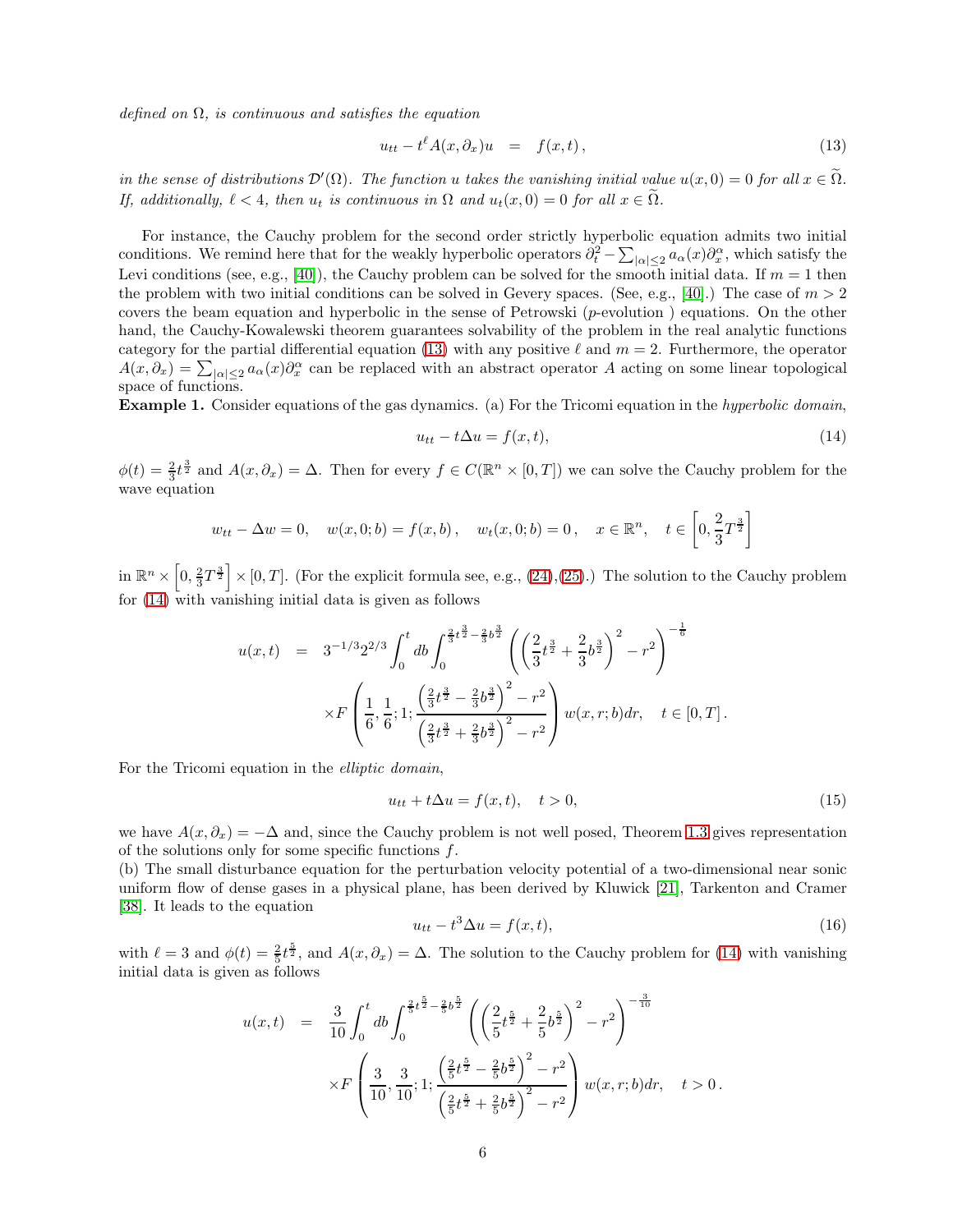*defined on $\Omega$, is continuous and satisfies the equation*

$$u_{tt} - t^{\ell} A(x, \partial_x) u \quad = \quad f(x,t)\,, \tag{13}$$

*in the sense of distributions $\mathcal{D}'(\Omega)$. The function $u$ takes the vanishing initial value $u(x,0) = 0$ for all $x \in \widetilde{\Omega}$. If, additionally, $\ell < 4$, then $u_t$ is continuous in $\Omega$ and $u_t(x,0) = 0$ for all $x \in \widetilde{\Omega}$.*

For instance, the Cauchy problem for the second order strictly hyperbolic equation admits two initial conditions. We remind here that for the weakly hyperbolic operators $\partial_t^2 - \sum_{|\alpha|\le 2} a_\alpha(x)\partial_x^\alpha$, which satisfy the Levi conditions (see, e.g., [40]), the Cauchy problem can be solved for the smooth initial data. If $m = 1$ then the problem with two initial conditions can be solved in Gevery spaces. (See, e.g., [40].) The case of $m > 2$ covers the beam equation and hyperbolic in the sense of Petrowski ($p$-evolution ) equations. On the other hand, the Cauchy-Kowalewski theorem guarantees solvability of the problem in the real analytic functions category for the partial differential equation (13) with any positive $\ell$ and $m = 2$. Furthermore, the operator $A(x,\partial_x) = \sum_{|\alpha|\le 2} a_\alpha(x)\partial_x^\alpha$ can be replaced with an abstract operator $A$ acting on some linear topological space of functions.

**Example 1.** Consider equations of the gas dynamics. (a) For the Tricomi equation in the *hyperbolic domain*,

$$u_{tt} - t\Delta u = f(x,t), \tag{14}$$

$\phi(t) = \frac{2}{3}t^{\frac{3}{2}}$ and $A(x,\partial_x) = \Delta$. Then for every $f \in C(\mathbb{R}^n \times [0,T])$ we can solve the Cauchy problem for the wave equation

$$w_{tt} - \Delta w = 0, \quad w(x,0;b) = f(x,b)\,, \quad w_t(x,0;b) = 0\,, \quad x \in \mathbb{R}^n, \quad t \in \left[0, \frac{2}{3}T^{\frac{3}{2}}\right]$$

in $\mathbb{R}^n \times \left[0, \frac{2}{3}T^{\frac{3}{2}}\right] \times [0,T]$. (For the explicit formula see, e.g., (24),(25).) The solution to the Cauchy problem for (14) with vanishing initial data is given as follows

$$\begin{aligned} u(x,t) \quad &= \quad 3^{-1/3}2^{2/3}\int_0^t db \int_0^{\frac{2}{3}t^{\frac{3}{2}} - \frac{2}{3}b^{\frac{3}{2}}} \left( \left( \frac{2}{3}t^{\frac{3}{2}} + \frac{2}{3}b^{\frac{3}{2}} \right)^2 - r^2 \right)^{-\frac{1}{6}} \\ &\quad \times F\left( \frac{1}{6}, \frac{1}{6}; 1; \frac{\left(\frac{2}{3}t^{\frac{3}{2}} - \frac{2}{3}b^{\frac{3}{2}}\right)^2 - r^2}{\left(\frac{2}{3}t^{\frac{3}{2}} + \frac{2}{3}b^{\frac{3}{2}}\right)^2 - r^2} \right) w(x,r;b)dr, \quad t \in [0,T]\,. \end{aligned}$$

For the Tricomi equation in the *elliptic domain*,

$$u_{tt} + t\Delta u = f(x,t), \quad t > 0, \tag{15}$$

we have $A(x,\partial_x) = -\Delta$ and, since the Cauchy problem is not well posed, Theorem 1.3 gives representation of the solutions only for some specific functions $f$.

(b) The small disturbance equation for the perturbation velocity potential of a two-dimensional near sonic uniform flow of dense gases in a physical plane, has been derived by Kluwick [21], Tarkenton and Cramer [38]. It leads to the equation

$$u_{tt} - t^3\Delta u = f(x,t), \tag{16}$$

with $\ell = 3$ and $\phi(t) = \frac{2}{5}t^{\frac{5}{2}}$, and $A(x,\partial_x) = \Delta$. The solution to the Cauchy problem for (14) with vanishing initial data is given as follows

$$\begin{aligned} u(x,t) \quad &= \quad \frac{3}{10}\int_0^t db \int_0^{\frac{2}{5}t^{\frac{5}{2}} - \frac{2}{5}b^{\frac{5}{2}}} \left( \left( \frac{2}{5}t^{\frac{5}{2}} + \frac{2}{5}b^{\frac{5}{2}} \right)^2 - r^2 \right)^{-\frac{3}{10}} \\ &\quad \times F\left( \frac{3}{10}, \frac{3}{10}; 1; \frac{\left(\frac{2}{5}t^{\frac{5}{2}} - \frac{2}{5}b^{\frac{5}{2}}\right)^2 - r^2}{\left(\frac{2}{5}t^{\frac{5}{2}} + \frac{2}{5}b^{\frac{5}{2}}\right)^2 - r^2} \right) w(x,r;b)dr, \quad t > 0\,. \end{aligned}$$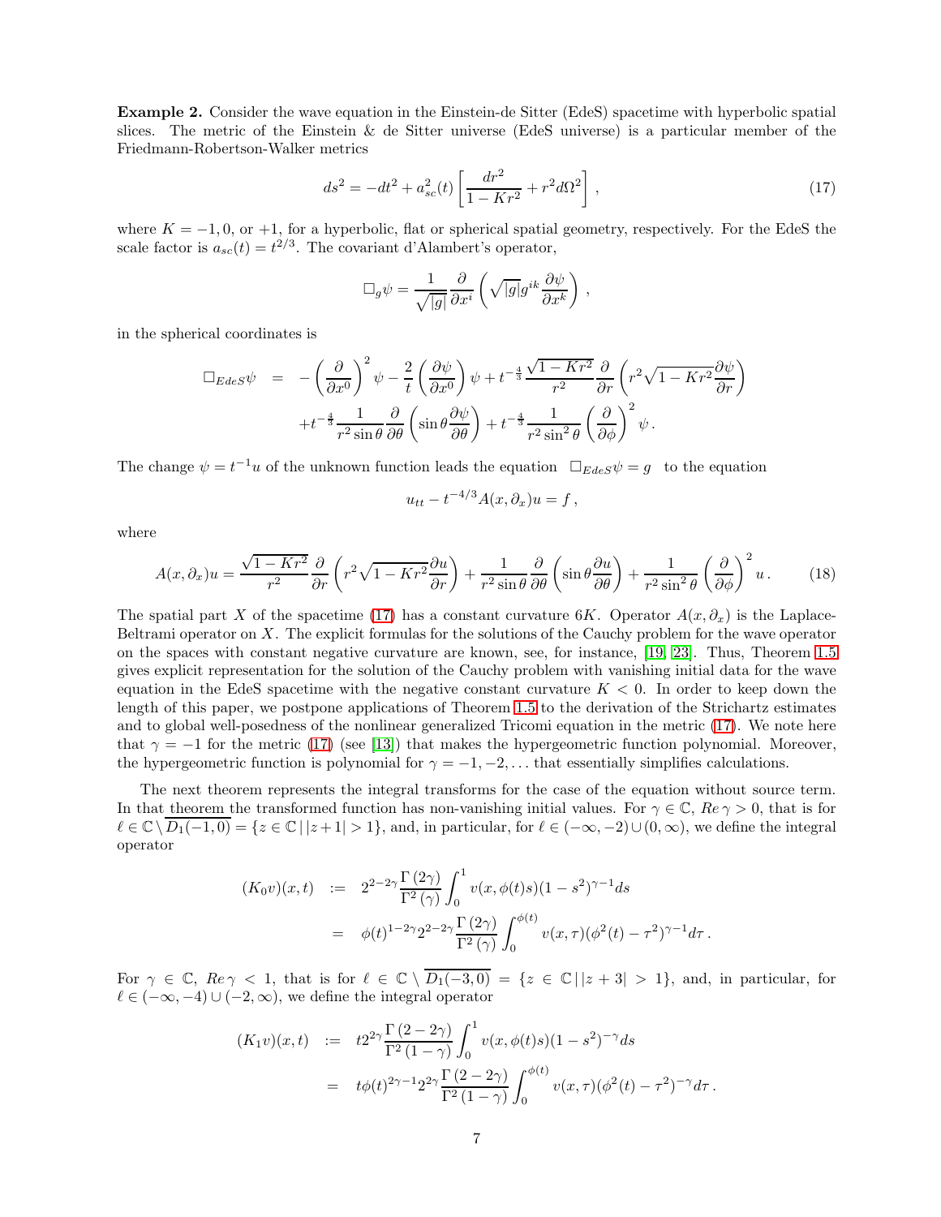**Example 2.** Consider the wave equation in the Einstein-de Sitter (EdeS) spacetime with hyperbolic spatial slices. The metric of the Einstein & de Sitter universe (EdeS universe) is a particular member of the Friedmann-Robertson-Walker metrics

$$ds^2 = -dt^2 + a_{sc}^2(t)\left[\frac{dr^2}{1-Kr^2} + r^2 d\Omega^2\right], \tag{17}$$

where $K = -1, 0$, or $+1$, for a hyperbolic, flat or spherical spatial geometry, respectively. For the EdeS the scale factor is $a_{sc}(t) = t^{2/3}$. The covariant d'Alambert's operator,

$$\square_g \psi = \frac{1}{\sqrt{|g|}}\frac{\partial}{\partial x^i}\left(\sqrt{|g|}g^{ik}\frac{\partial \psi}{\partial x^k}\right),$$

in the spherical coordinates is

$$\begin{aligned}
\square_{EdeS}\psi &= -\left(\frac{\partial}{\partial x^0}\right)^2\psi - \frac{2}{t}\left(\frac{\partial \psi}{\partial x^0}\right)\psi + t^{-\frac{4}{3}}\frac{\sqrt{1-Kr^2}}{r^2}\frac{\partial}{\partial r}\left(r^2\sqrt{1-Kr^2}\frac{\partial \psi}{\partial r}\right) \\
&\quad + t^{-\frac{4}{3}}\frac{1}{r^2\sin\theta}\frac{\partial}{\partial \theta}\left(\sin\theta\frac{\partial \psi}{\partial \theta}\right) + t^{-\frac{4}{3}}\frac{1}{r^2\sin^2\theta}\left(\frac{\partial}{\partial \phi}\right)^2\psi\,.
\end{aligned}$$

The change $\psi = t^{-1}u$ of the unknown function leads the equation $\square_{EdeS}\psi = g$ to the equation

$$u_{tt} - t^{-4/3}A(x,\partial_x)u = f\,,$$

where

$$A(x,\partial_x)u = \frac{\sqrt{1-Kr^2}}{r^2}\frac{\partial}{\partial r}\left(r^2\sqrt{1-Kr^2}\frac{\partial u}{\partial r}\right) + \frac{1}{r^2\sin\theta}\frac{\partial}{\partial \theta}\left(\sin\theta\frac{\partial u}{\partial \theta}\right) + \frac{1}{r^2\sin^2\theta}\left(\frac{\partial}{\partial \phi}\right)^2 u\,. \tag{18}$$

The spatial part $X$ of the spacetime (17) has a constant curvature $6K$. Operator $A(x,\partial_x)$ is the Laplace-Beltrami operator on $X$. The explicit formulas for the solutions of the Cauchy problem for the wave operator on the spaces with constant negative curvature are known, see, for instance, [19, 23]. Thus, Theorem 1.5 gives explicit representation for the solution of the Cauchy problem with vanishing initial data for the wave equation in the EdeS spacetime with the negative constant curvature $K < 0$. In order to keep down the length of this paper, we postpone applications of Theorem 1.5 to the derivation of the Strichartz estimates and to global well-posedness of the nonlinear generalized Tricomi equation in the metric (17). We note here that $\gamma = -1$ for the metric (17) (see [13]) that makes the hypergeometric function polynomial. Moreover, the hypergeometric function is polynomial for $\gamma = -1, -2, \ldots$ that essentially simplifies calculations.

The next theorem represents the integral transforms for the case of the equation without source term. In that theorem the transformed function has non-vanishing initial values. For $\gamma \in \mathbb{C}$, $Re\,\gamma > 0$, that is for $\ell \in \mathbb{C}\setminus\overline{D_1(-1,0)} = \{z \in \mathbb{C}\,|\,|z+1| > 1\}$, and, in particular, for $\ell \in (-\infty,-2)\cup(0,\infty)$, we define the integral operator

$$\begin{aligned}
(K_0 v)(x,t) &:= 2^{2-2\gamma}\frac{\Gamma(2\gamma)}{\Gamma^2(\gamma)}\int_0^1 v(x,\phi(t)s)(1-s^2)^{\gamma-1}ds \\
&= \phi(t)^{1-2\gamma}2^{2-2\gamma}\frac{\Gamma(2\gamma)}{\Gamma^2(\gamma)}\int_0^{\phi(t)} v(x,\tau)(\phi^2(t)-\tau^2)^{\gamma-1}d\tau\,.
\end{aligned}$$

For $\gamma \in \mathbb{C}$, $Re\,\gamma < 1$, that is for $\ell \in \mathbb{C}\setminus\overline{D_1(-3,0)} = \{z \in \mathbb{C}\,|\,|z+3| > 1\}$, and, in particular, for $\ell \in (-\infty,-4)\cup(-2,\infty)$, we define the integral operator

$$\begin{aligned}
(K_1 v)(x,t) &:= t2^{2\gamma}\frac{\Gamma(2-2\gamma)}{\Gamma^2(1-\gamma)}\int_0^1 v(x,\phi(t)s)(1-s^2)^{-\gamma}ds \\
&= t\phi(t)^{2\gamma-1}2^{2\gamma}\frac{\Gamma(2-2\gamma)}{\Gamma^2(1-\gamma)}\int_0^{\phi(t)} v(x,\tau)(\phi^2(t)-\tau^2)^{-\gamma}d\tau\,.
\end{aligned}$$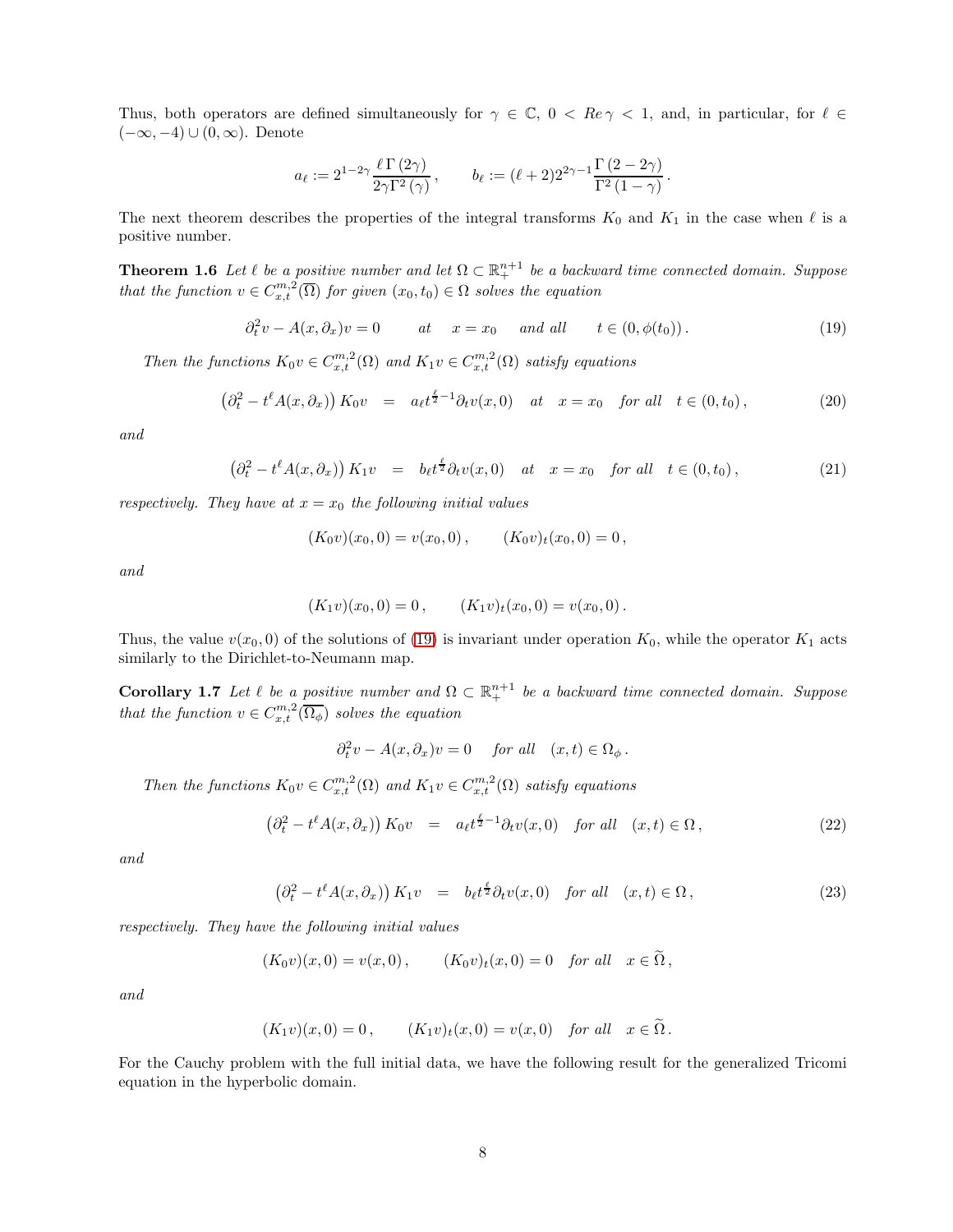Thus, both operators are defined simultaneously for $\gamma \in \mathbb{C}$, $0 < Re\,\gamma < 1$, and, in particular, for $\ell \in (-\infty, -4) \cup (0, \infty)$. Denote

$$
a_\ell := 2^{1-2\gamma} \frac{\ell\, \Gamma(2\gamma)}{2\gamma \Gamma^2(\gamma)}, \qquad b_\ell := (\ell+2) 2^{2\gamma-1} \frac{\Gamma(2-2\gamma)}{\Gamma^2(1-\gamma)}.
$$

The next theorem describes the properties of the integral transforms $K_0$ and $K_1$ in the case when $\ell$ is a positive number.

**Theorem 1.6** *Let $\ell$ be a positive number and let $\Omega \subset \mathbb{R}^{n+1}_+$ be a backward time connected domain. Suppose that the function $v \in C^{m,2}_{x,t}(\overline{\Omega})$ for given $(x_0, t_0) \in \Omega$ solves the equation*

$$
\partial_t^2 v - A(x, \partial_x) v = 0 \qquad at \quad x = x_0 \quad and\ all \qquad t \in (0, \phi(t_0)). \tag{19}
$$

*Then the functions $K_0 v \in C^{m,2}_{x,t}(\Omega)$ and $K_1 v \in C^{m,2}_{x,t}(\Omega)$ satisfy equations*

$$
\left(\partial_t^2 - t^\ell A(x, \partial_x)\right) K_0 v \;\;=\;\; a_\ell t^{\frac{\ell}{2}-1} \partial_t v(x, 0) \quad at \quad x = x_0 \quad for\ all \quad t \in (0, t_0), \tag{20}
$$

*and*

$$
\left(\partial_t^2 - t^\ell A(x, \partial_x)\right) K_1 v \;\;=\;\; b_\ell t^{\frac{\ell}{2}} \partial_t v(x, 0) \quad at \quad x = x_0 \quad for\ all \quad t \in (0, t_0), \tag{21}
$$

*respectively. They have at $x = x_0$ the following initial values*

$$
(K_0 v)(x_0, 0) = v(x_0, 0), \qquad (K_0 v)_t(x_0, 0) = 0,
$$

*and*

$$
(K_1 v)(x_0, 0) = 0, \qquad (K_1 v)_t(x_0, 0) = v(x_0, 0).
$$

Thus, the value $v(x_0, 0)$ of the solutions of (19) is invariant under operation $K_0$, while the operator $K_1$ acts similarly to the Dirichlet-to-Neumann map.

**Corollary 1.7** *Let $\ell$ be a positive number and $\Omega \subset \mathbb{R}^{n+1}_+$ be a backward time connected domain. Suppose that the function $v \in C^{m,2}_{x,t}(\overline{\Omega_\phi})$ solves the equation*

$$
\partial_t^2 v - A(x, \partial_x) v = 0 \quad for\ all \quad (x,t) \in \Omega_\phi .
$$

*Then the functions $K_0 v \in C^{m,2}_{x,t}(\Omega)$ and $K_1 v \in C^{m,2}_{x,t}(\Omega)$ satisfy equations*

$$
\left(\partial_t^2 - t^\ell A(x, \partial_x)\right) K_0 v \;\;=\;\; a_\ell t^{\frac{\ell}{2}-1} \partial_t v(x, 0) \quad for\ all \quad (x,t) \in \Omega, \tag{22}
$$

*and*

$$
\left(\partial_t^2 - t^\ell A(x, \partial_x)\right) K_1 v \;\;=\;\; b_\ell t^{\frac{\ell}{2}} \partial_t v(x, 0) \quad for\ all \quad (x,t) \in \Omega, \tag{23}
$$

*respectively. They have the following initial values*

$$
(K_0 v)(x, 0) = v(x, 0), \qquad (K_0 v)_t(x, 0) = 0 \quad for\ all \quad x \in \widetilde{\Omega},
$$

*and*

$$
(K_1 v)(x, 0) = 0, \qquad (K_1 v)_t(x, 0) = v(x, 0) \quad for\ all \quad x \in \widetilde{\Omega}.
$$

For the Cauchy problem with the full initial data, we have the following result for the generalized Tricomi equation in the hyperbolic domain.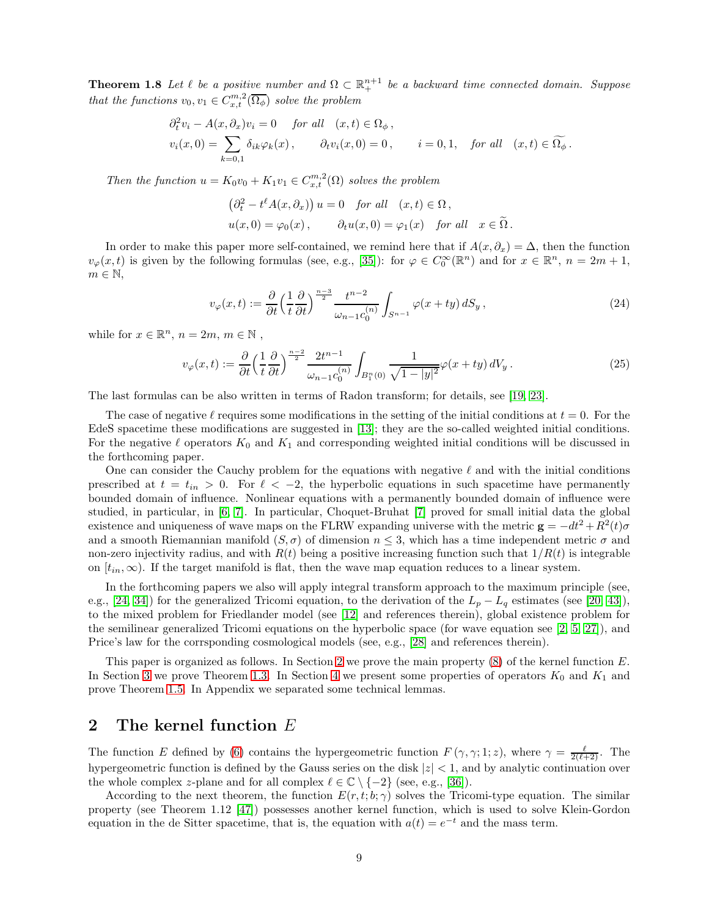**Theorem 1.8** *Let $\ell$ be a positive number and $\Omega \subset \mathbb{R}^{n+1}_+$ be a backward time connected domain. Suppose that the functions $v_0, v_1 \in C^{m,2}_{x,t}(\overline{\Omega_\phi})$ solve the problem*

$$
\begin{aligned}
&\partial_t^2 v_i - A(x,\partial_x) v_i = 0 \quad \text{for all} \quad (x,t) \in \Omega_\phi\,,\\
&v_i(x,0) = \sum_{k=0,1} \delta_{ik}\varphi_k(x)\,, \qquad \partial_t v_i(x,0) = 0\,, \qquad i=0,1, \quad \text{for all} \quad (x,t) \in \widetilde{\Omega_\phi}\,.
\end{aligned}
$$

*Then the function $u = K_0 v_0 + K_1 v_1 \in C^{m,2}_{x,t}(\Omega)$ solves the problem*

$$
\begin{aligned}
&\left(\partial_t^2 - t^\ell A(x,\partial_x)\right) u = 0 \quad \text{for all} \quad (x,t) \in \Omega\,,\\
&u(x,0) = \varphi_0(x)\,, \qquad \partial_t u(x,0) = \varphi_1(x) \quad \text{for all} \quad x \in \widetilde{\Omega}\,.
\end{aligned}
$$

In order to make this paper more self-contained, we remind here that if $A(x,\partial_x) = \Delta$, then the function $v_\varphi(x,t)$ is given by the following formulas (see, e.g., [35]): for $\varphi \in C_0^\infty(\mathbb{R}^n)$ and for $x \in \mathbb{R}^n$, $n = 2m+1$, $m \in \mathbb{N}$,

$$
v_\varphi(x,t) := \frac{\partial}{\partial t}\Big(\frac{1}{t}\frac{\partial}{\partial t}\Big)^{\frac{n-3}{2}} \frac{t^{n-2}}{\omega_{n-1}c_0^{(n)}} \int_{S^{n-1}} \varphi(x+ty)\, dS_y\,, \tag{24}
$$

while for $x \in \mathbb{R}^n$, $n = 2m$, $m \in \mathbb{N}$ ,

$$
v_\varphi(x,t) := \frac{\partial}{\partial t}\Big(\frac{1}{t}\frac{\partial}{\partial t}\Big)^{\frac{n-2}{2}} \frac{2t^{n-1}}{\omega_{n-1}c_0^{(n)}} \int_{B_1^n(0)} \frac{1}{\sqrt{1-|y|^2}} \varphi(x+ty)\, dV_y\,. \tag{25}
$$

The last formulas can be also written in terms of Radon transform; for details, see [19, 23].

The case of negative $\ell$ requires some modifications in the setting of the initial conditions at $t = 0$. For the EdeS spacetime these modifications are suggested in [13]; they are the so-called weighted initial conditions. For the negative $\ell$ operators $K_0$ and $K_1$ and corresponding weighted initial conditions will be discussed in the forthcoming paper.

One can consider the Cauchy problem for the equations with negative $\ell$ and with the initial conditions prescribed at $t = t_{in} > 0$. For $\ell < -2$, the hyperbolic equations in such spacetime have permanently bounded domain of influence. Nonlinear equations with a permanently bounded domain of influence were studied, in particular, in [6, 7]. In particular, Choquet-Bruhat [7] proved for small initial data the global existence and uniqueness of wave maps on the FLRW expanding universe with the metric $\mathbf{g} = -dt^2 + R^2(t)\sigma$ and a smooth Riemannian manifold $(S,\sigma)$ of dimension $n \le 3$, which has a time independent metric $\sigma$ and non-zero injectivity radius, and with $R(t)$ being a positive increasing function such that $1/R(t)$ is integrable on $[t_{in},\infty)$. If the target manifold is flat, then the wave map equation reduces to a linear system.

In the forthcoming papers we also will apply integral transform approach to the maximum principle (see, e.g., [24, 34]) for the generalized Tricomi equation, to the derivation of the $L_p - L_q$ estimates (see [20, 43]), to the mixed problem for Friedlander model (see [12] and references therein), global existence problem for the semilinear generalized Tricomi equations on the hyperbolic space (for wave equation see [2, 5, 27]), and Price's law for the corrsponding cosmological models (see, e.g., [28] and references therein).

This paper is organized as follows. In Section 2 we prove the main property (8) of the kernel function $E$. In Section 3 we prove Theorem 1.3. In Section 4 we present some properties of operators $K_0$ and $K_1$ and prove Theorem 1.5. In Appendix we separated some technical lemmas.

## 2 The kernel function $E$

The function $E$ defined by (6) contains the hypergeometric function $F(\gamma,\gamma;1;z)$, where $\gamma = \frac{\ell}{2(\ell+2)}$. The hypergeometric function is defined by the Gauss series on the disk $|z| < 1$, and by analytic continuation over the whole complex $z$-plane and for all complex $\ell \in \mathbb{C}\setminus\{-2\}$ (see, e.g., [36]).

According to the next theorem, the function $E(r,t;b;\gamma)$ solves the Tricomi-type equation. The similar property (see Theorem 1.12 [47]) possesses another kernel function, which is used to solve Klein-Gordon equation in the de Sitter spacetime, that is, the equation with $a(t) = e^{-t}$ and the mass term.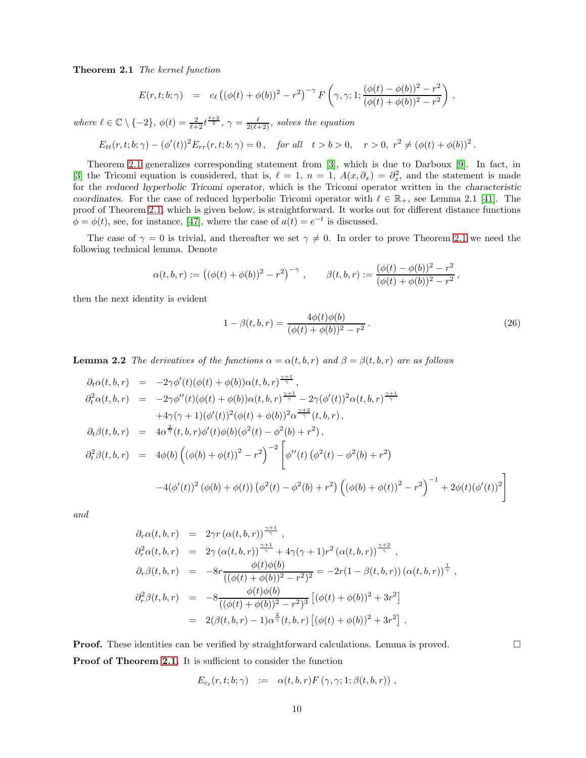**Theorem 2.1** *The kernel function*

$$
E(r,t;b;\gamma) \;\; = \;\; c_\ell \left( (\phi(t)+\phi(b))^2 - r^2 \right)^{-\gamma} F\left(\gamma,\gamma;1;\frac{(\phi(t)-\phi(b))^2-r^2}{(\phi(t)+\phi(b))^2-r^2}\right)\,,
$$

*where* $\ell \in \mathbb{C}\setminus\{-2\}$*,* $\phi(t)=\frac{2}{\ell+2}t^{\frac{\ell+2}{2}}$*,* $\gamma=\frac{\ell}{2(\ell+2)}$*, solves the equation*

$$
E_{tt}(r,t;b;\gamma) - (\phi'(t))^2 E_{rr}(r,t;b;\gamma) = 0\,, \quad \textit{for all} \quad t>b>0, \quad r>0,\; r^2 \neq (\phi(t)+\phi(b))^2\,.
$$

Theorem 2.1 generalizes corresponding statement from [3], which is due to Darboux [9]. In fact, in [3] the Tricomi equation is considered, that is, $\ell=1$, $n=1$, $A(x,\partial_x)=\partial_x^2$, and the statement is made for the *reduced hyperbolic Tricomi operator*, which is the Tricomi operator written in the *characteristic coordinates*. For the case of reduced hyperbolic Tricomi operator with $\ell \in \mathbb{R}_+$, see Lemma 2.1 [41]. The proof of Theorem 2.1, which is given below, is straightforward. It works out for different distance functions $\phi=\phi(t)$, see, for instance, [47], where the case of $a(t)=e^{-t}$ is discussed.

The case of $\gamma=0$ is trivial, and thereafter we set $\gamma\neq 0$. In order to prove Theorem 2.1 we need the following technical lemma. Denote

$$
\alpha(t,b,r) := \left((\phi(t)+\phi(b))^2-r^2\right)^{-\gamma}\,, \qquad \beta(t,b,r) := \frac{(\phi(t)-\phi(b))^2-r^2}{(\phi(t)+\phi(b))^2-r^2}\,,
$$

then the next identity is evident

$$
1-\beta(t,b,r) = \frac{4\phi(t)\phi(b)}{(\phi(t)+\phi(b))^2-r^2}\,. \tag{26}
$$

**Lemma 2.2** *The derivatives of the functions* $\alpha=\alpha(t,b,r)$ *and* $\beta=\beta(t,b,r)$ *are as follows*

$$
\begin{aligned}
\partial_t \alpha(t,b,r) &= -2\gamma\phi'(t)(\phi(t)+\phi(b))\alpha(t,b,r)^{\frac{\gamma+1}{\gamma}}\,,\\
\partial_t^2 \alpha(t,b,r) &= -2\gamma\phi''(t)(\phi(t)+\phi(b))\alpha(t,b,r)^{\frac{\gamma+1}{\gamma}} - 2\gamma(\phi'(t))^2\alpha(t,b,r)^{\frac{\gamma+1}{\gamma}}\\
&\quad +4\gamma(\gamma+1)(\phi'(t))^2(\phi(t)+\phi(b))^2\alpha^{\frac{\gamma+2}{\gamma}}(t,b,r)\,,\\
\partial_t \beta(t,b,r) &= 4\alpha^{\frac{2}{\gamma}}(t,b,r)\phi'(t)\phi(b)(\phi^2(t)-\phi^2(b)+r^2)\,,\\
\partial_t^2 \beta(t,b,r) &= 4\phi(b)\left((\phi(b)+\phi(t))^2-r^2\right)^{-2}\Bigg[\phi''(t)\left(\phi^2(t)-\phi^2(b)+r^2\right)\\
&\quad -4(\phi'(t))^2\left(\phi(b)+\phi(t)\right)\left(\phi^2(t)-\phi^2(b)+r^2\right)\left((\phi(b)+\phi(t))^2-r^2\right)^{-1}+2\phi(t)(\phi'(t))^2\Bigg]
\end{aligned}
$$

*and*

$$
\begin{aligned}
\partial_r \alpha(t,b,r) &= 2\gamma r\left(\alpha(t,b,r)\right)^{\frac{\gamma+1}{\gamma}}\,,\\
\partial_r^2 \alpha(t,b,r) &= 2\gamma\left(\alpha(t,b,r)\right)^{\frac{\gamma+1}{\gamma}} + 4\gamma(\gamma+1)r^2\left(\alpha(t,b,r)\right)^{\frac{\gamma+2}{\gamma}}\,,\\
\partial_r \beta(t,b,r) &= -8r\frac{\phi(t)\phi(b)}{((\phi(t)+\phi(b))^2-r^2)^2} = -2r(1-\beta(t,b,r))\left(\alpha(t,b,r)\right)^{\frac{1}{\gamma}}\,,\\
\partial_r^2 \beta(t,b,r) &= -8\frac{\phi(t)\phi(b)}{((\phi(t)+\phi(b))^2-r^2)^3}\left[(\phi(t)+\phi(b))^2+3r^2\right]\\
&= 2(\beta(t,b,r)-1)\alpha^{\frac{2}{\gamma}}(t,b,r)\left[(\phi(t)+\phi(b))^2+3r^2\right]\,.
\end{aligned}
$$

**Proof.** These identities can be verified by straightforward calculations. Lemma is proved. □

**Proof of Theorem 2.1.** It is sufficient to consider the function

$$
E_{c_\ell}(r,t;b;\gamma) \;\; := \;\; \alpha(t,b,r)F\left(\gamma,\gamma;1;\beta(t,b,r)\right)\,,
$$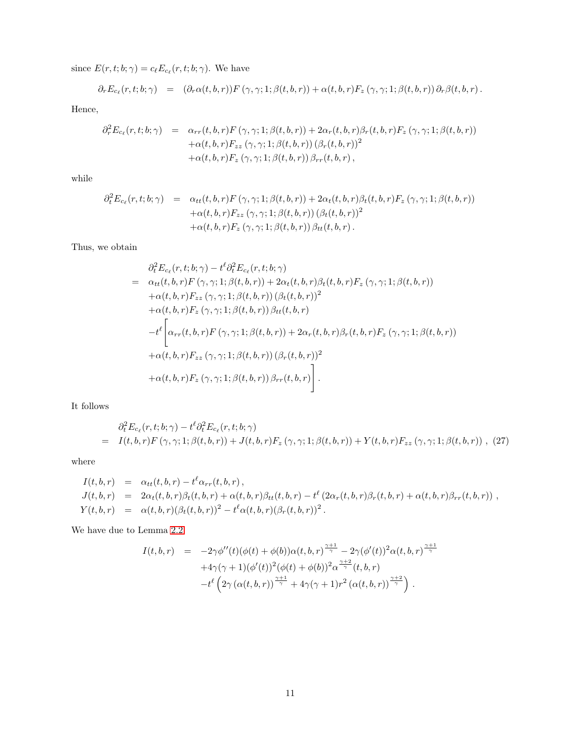since $E(r,t;b;\gamma) = c_\ell E_{c_\ell}(r,t;b;\gamma)$. We have

$$\partial_r E_{c_\ell}(r,t;b;\gamma) = (\partial_r \alpha(t,b,r)) F(\gamma,\gamma;1;\beta(t,b,r)) + \alpha(t,b,r) F_z(\gamma,\gamma;1;\beta(t,b,r))\, \partial_r \beta(t,b,r)\,.$$

Hence,

$$\begin{aligned}
\partial_r^2 E_{c_\ell}(r,t;b;\gamma) &= \alpha_{rr}(t,b,r) F(\gamma,\gamma;1;\beta(t,b,r)) + 2\alpha_r(t,b,r)\beta_r(t,b,r) F_z(\gamma,\gamma;1;\beta(t,b,r)) \\
&\quad + \alpha(t,b,r) F_{zz}(\gamma,\gamma;1;\beta(t,b,r)) (\beta_r(t,b,r))^2 \\
&\quad + \alpha(t,b,r) F_z(\gamma,\gamma;1;\beta(t,b,r)) \beta_{rr}(t,b,r)\,,
\end{aligned}$$

while

$$\begin{aligned}
\partial_t^2 E_{c_\ell}(r,t;b;\gamma) &= \alpha_{tt}(t,b,r) F(\gamma,\gamma;1;\beta(t,b,r)) + 2\alpha_t(t,b,r)\beta_t(t,b,r) F_z(\gamma,\gamma;1;\beta(t,b,r)) \\
&\quad + \alpha(t,b,r) F_{zz}(\gamma,\gamma;1;\beta(t,b,r)) (\beta_t(t,b,r))^2 \\
&\quad + \alpha(t,b,r) F_z(\gamma,\gamma;1;\beta(t,b,r)) \beta_{tt}(t,b,r)\,.
\end{aligned}$$

Thus, we obtain

$$\begin{aligned}
& \partial_t^2 E_{c_\ell}(r,t;b;\gamma) - t^\ell \partial_t^2 E_{c_\ell}(r,t;b;\gamma) \\
= \;& \alpha_{tt}(t,b,r) F(\gamma,\gamma;1;\beta(t,b,r)) + 2\alpha_t(t,b,r)\beta_t(t,b,r) F_z(\gamma,\gamma;1;\beta(t,b,r)) \\
& + \alpha(t,b,r) F_{zz}(\gamma,\gamma;1;\beta(t,b,r)) (\beta_t(t,b,r))^2 \\
& + \alpha(t,b,r) F_z(\gamma,\gamma;1;\beta(t,b,r)) \beta_{tt}(t,b,r) \\
& - t^\ell \Bigg[ \alpha_{rr}(t,b,r) F(\gamma,\gamma;1;\beta(t,b,r)) + 2\alpha_r(t,b,r)\beta_r(t,b,r) F_z(\gamma,\gamma;1;\beta(t,b,r)) \\
& + \alpha(t,b,r) F_{zz}(\gamma,\gamma;1;\beta(t,b,r)) (\beta_r(t,b,r))^2 \\
& + \alpha(t,b,r) F_z(\gamma,\gamma;1;\beta(t,b,r)) \beta_{rr}(t,b,r) \Bigg]\,.
\end{aligned}$$

It follows

$$\begin{aligned}
& \partial_t^2 E_{c_\ell}(r,t;b;\gamma) - t^\ell \partial_t^2 E_{c_\ell}(r,t;b;\gamma) \\
= \;& I(t,b,r) F(\gamma,\gamma;1;\beta(t,b,r)) + J(t,b,r) F_z(\gamma,\gamma;1;\beta(t,b,r)) + Y(t,b,r) F_{zz}(\gamma,\gamma;1;\beta(t,b,r))\,, \quad (27)
\end{aligned}$$

where

$$\begin{aligned}
I(t,b,r) &= \alpha_{tt}(t,b,r) - t^\ell \alpha_{rr}(t,b,r)\,, \\
J(t,b,r) &= 2\alpha_t(t,b,r)\beta_t(t,b,r) + \alpha(t,b,r)\beta_{tt}(t,b,r) - t^\ell \left(2\alpha_r(t,b,r)\beta_r(t,b,r) + \alpha(t,b,r)\beta_{rr}(t,b,r)\right)\,, \\
Y(t,b,r) &= \alpha(t,b,r)(\beta_t(t,b,r))^2 - t^\ell \alpha(t,b,r)(\beta_r(t,b,r))^2\,.
\end{aligned}$$

We have due to Lemma 2.2

$$\begin{aligned}
I(t,b,r) &= -2\gamma\phi''(t)(\phi(t)+\phi(b))\alpha(t,b,r)^{\frac{\gamma+1}{\gamma}} - 2\gamma(\phi'(t))^2\alpha(t,b,r)^{\frac{\gamma+1}{\gamma}} \\
&\quad + 4\gamma(\gamma+1)(\phi'(t))^2(\phi(t)+\phi(b))^2\alpha^{\frac{\gamma+2}{\gamma}}(t,b,r) \\
&\quad - t^\ell \left( 2\gamma\left(\alpha(t,b,r)\right)^{\frac{\gamma+1}{\gamma}} + 4\gamma(\gamma+1) r^2 \left(\alpha(t,b,r)\right)^{\frac{\gamma+2}{\gamma}} \right)\,.
\end{aligned}$$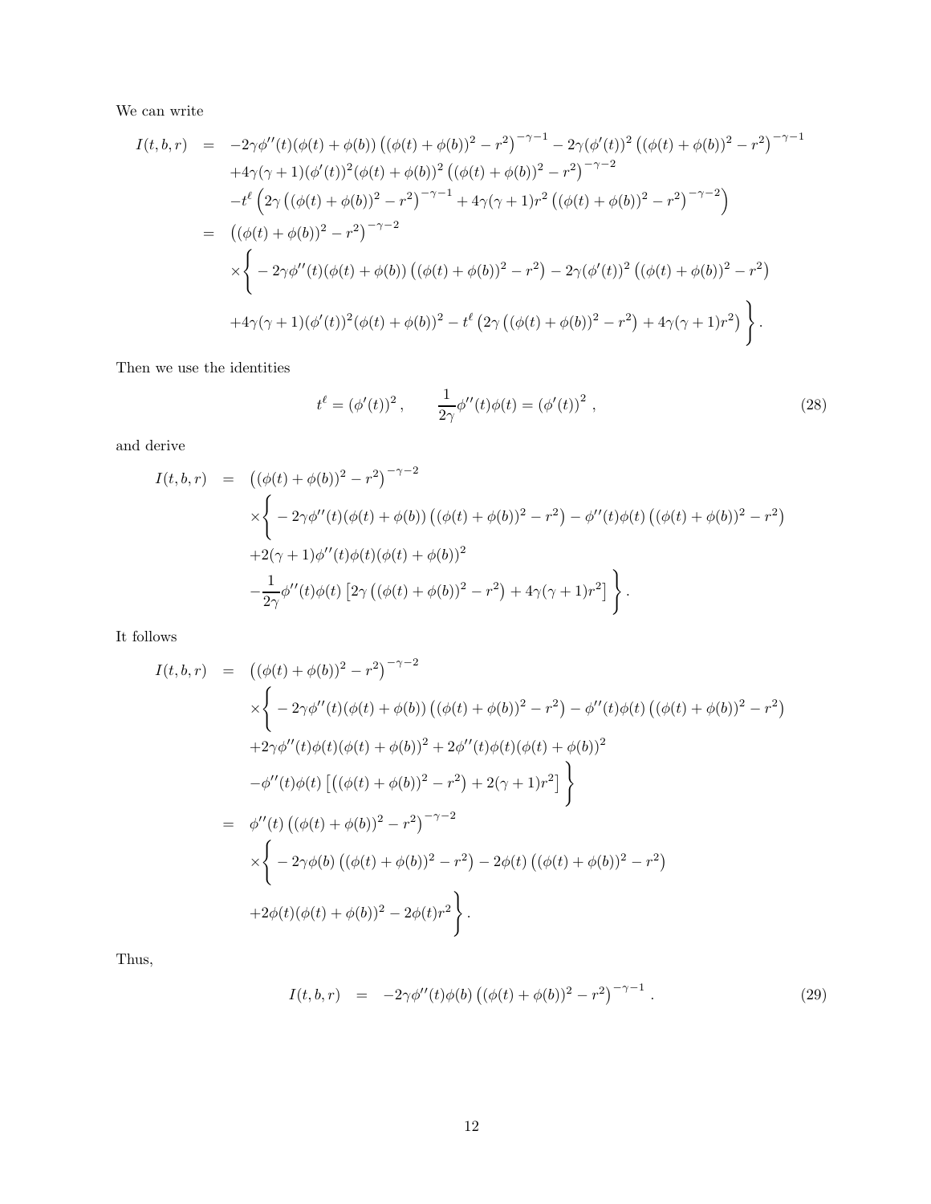We can write

$$
\begin{aligned}
I(t,b,r) &= -2\gamma\phi''(t)(\phi(t)+\phi(b))\left((\phi(t)+\phi(b))^2-r^2\right)^{-\gamma-1} - 2\gamma(\phi'(t))^2\left((\phi(t)+\phi(b))^2-r^2\right)^{-\gamma-1} \\
&\quad +4\gamma(\gamma+1)(\phi'(t))^2(\phi(t)+\phi(b))^2\left((\phi(t)+\phi(b))^2-r^2\right)^{-\gamma-2} \\
&\quad -t^\ell\left(2\gamma\left((\phi(t)+\phi(b))^2-r^2\right)^{-\gamma-1}+4\gamma(\gamma+1)r^2\left((\phi(t)+\phi(b))^2-r^2\right)^{-\gamma-2}\right) \\
&= \left((\phi(t)+\phi(b))^2-r^2\right)^{-\gamma-2} \\
&\quad \times\Bigg\{-2\gamma\phi''(t)(\phi(t)+\phi(b))\left((\phi(t)+\phi(b))^2-r^2\right)-2\gamma(\phi'(t))^2\left((\phi(t)+\phi(b))^2-r^2\right) \\
&\quad +4\gamma(\gamma+1)(\phi'(t))^2(\phi(t)+\phi(b))^2-t^\ell\left(2\gamma\left((\phi(t)+\phi(b))^2-r^2\right)+4\gamma(\gamma+1)r^2\right)\Bigg\}.
\end{aligned}
$$

Then we use the identities

$$
t^\ell=(\phi'(t))^2\,, \qquad \frac{1}{2\gamma}\phi''(t)\phi(t)=\left(\phi'(t)\right)^2\,, \tag{28}
$$

and derive

$$
\begin{aligned}
I(t,b,r) &= \left((\phi(t)+\phi(b))^2-r^2\right)^{-\gamma-2} \\
&\quad \times\Bigg\{-2\gamma\phi''(t)(\phi(t)+\phi(b))\left((\phi(t)+\phi(b))^2-r^2\right)-\phi''(t)\phi(t)\left((\phi(t)+\phi(b))^2-r^2\right) \\
&\quad +2(\gamma+1)\phi''(t)\phi(t)(\phi(t)+\phi(b))^2 \\
&\quad -\frac{1}{2\gamma}\phi''(t)\phi(t)\left[2\gamma\left((\phi(t)+\phi(b))^2-r^2\right)+4\gamma(\gamma+1)r^2\right]\Bigg\}.
\end{aligned}
$$

It follows

$$
\begin{aligned}
I(t,b,r) &= \left((\phi(t)+\phi(b))^2-r^2\right)^{-\gamma-2} \\
&\quad \times\Bigg\{-2\gamma\phi''(t)(\phi(t)+\phi(b))\left((\phi(t)+\phi(b))^2-r^2\right)-\phi''(t)\phi(t)\left((\phi(t)+\phi(b))^2-r^2\right) \\
&\quad +2\gamma\phi''(t)\phi(t)(\phi(t)+\phi(b))^2+2\phi''(t)\phi(t)(\phi(t)+\phi(b))^2 \\
&\quad -\phi''(t)\phi(t)\left[\left((\phi(t)+\phi(b))^2-r^2\right)+2(\gamma+1)r^2\right]\Bigg\} \\
&= \phi''(t)\left((\phi(t)+\phi(b))^2-r^2\right)^{-\gamma-2} \\
&\quad \times\Bigg\{-2\gamma\phi(b)\left((\phi(t)+\phi(b))^2-r^2\right)-2\phi(t)\left((\phi(t)+\phi(b))^2-r^2\right) \\
&\quad +2\phi(t)(\phi(t)+\phi(b))^2-2\phi(t)r^2\Bigg\}.
\end{aligned}
$$

Thus,

$$
I(t,b,r) \;=\; -2\gamma\phi''(t)\phi(b)\left((\phi(t)+\phi(b))^2-r^2\right)^{-\gamma-1}. \tag{29}
$$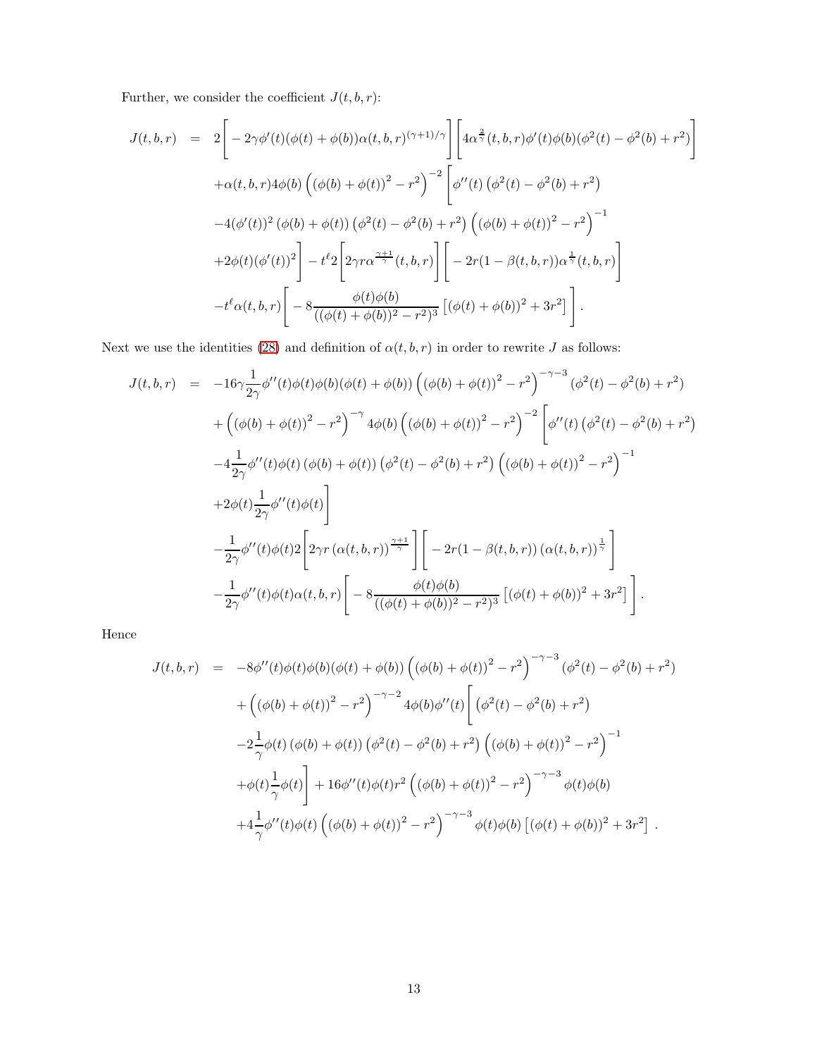Further, we consider the coefficient $J(t,b,r)$:

$$
\begin{aligned}
J(t,b,r) \;=\;& 2\Bigg[-2\gamma\phi'(t)(\phi(t)+\phi(b))\alpha(t,b,r)^{(\gamma+1)/\gamma}\Bigg]\Bigg[4\alpha^{\frac{2}{\gamma}}(t,b,r)\phi'(t)\phi(b)(\phi^2(t)-\phi^2(b)+r^2)\Bigg] \\
&+\alpha(t,b,r)4\phi(b)\left(\left(\phi(b)+\phi(t)\right)^2-r^2\right)^{-2}\Bigg[\phi''(t)\left(\phi^2(t)-\phi^2(b)+r^2\right) \\
&-4(\phi'(t))^2\left(\phi(b)+\phi(t)\right)\left(\phi^2(t)-\phi^2(b)+r^2\right)\left(\left(\phi(b)+\phi(t)\right)^2-r^2\right)^{-1} \\
&+2\phi(t)(\phi'(t))^2\Bigg]-t^{\ell}2\Bigg[2\gamma r\alpha^{\frac{\gamma+1}{\gamma}}(t,b,r)\Bigg]\Bigg[-2r(1-\beta(t,b,r))\alpha^{\frac{1}{\gamma}}(t,b,r)\Bigg] \\
&-t^{\ell}\alpha(t,b,r)\Bigg[-8\frac{\phi(t)\phi(b)}{((\phi(t)+\phi(b))^2-r^2)^3}\left[(\phi(t)+\phi(b))^2+3r^2\right]\Bigg].
\end{aligned}
$$

Next we use the identities (28) and definition of $\alpha(t,b,r)$ in order to rewrite $J$ as follows:

$$
\begin{aligned}
J(t,b,r) \;=\;& -16\gamma\frac{1}{2\gamma}\phi''(t)\phi(t)\phi(b)(\phi(t)+\phi(b))\left(\left(\phi(b)+\phi(t)\right)^2-r^2\right)^{-\gamma-3}(\phi^2(t)-\phi^2(b)+r^2) \\
&+\left(\left(\phi(b)+\phi(t)\right)^2-r^2\right)^{-\gamma}4\phi(b)\left(\left(\phi(b)+\phi(t)\right)^2-r^2\right)^{-2}\Bigg[\phi''(t)\left(\phi^2(t)-\phi^2(b)+r^2\right) \\
&-4\frac{1}{2\gamma}\phi''(t)\phi(t)\left(\phi(b)+\phi(t)\right)\left(\phi^2(t)-\phi^2(b)+r^2\right)\left(\left(\phi(b)+\phi(t)\right)^2-r^2\right)^{-1} \\
&+2\phi(t)\frac{1}{2\gamma}\phi''(t)\phi(t)\Bigg] \\
&-\frac{1}{2\gamma}\phi''(t)\phi(t)2\Bigg[2\gamma r\left(\alpha(t,b,r)\right)^{\frac{\gamma+1}{\gamma}}\Bigg]\Bigg[-2r(1-\beta(t,b,r))\left(\alpha(t,b,r)\right)^{\frac{1}{\gamma}}\Bigg] \\
&-\frac{1}{2\gamma}\phi''(t)\phi(t)\alpha(t,b,r)\Bigg[-8\frac{\phi(t)\phi(b)}{((\phi(t)+\phi(b))^2-r^2)^3}\left[(\phi(t)+\phi(b))^2+3r^2\right]\Bigg].
\end{aligned}
$$

Hence

$$
\begin{aligned}
J(t,b,r) \;=\;& -8\phi''(t)\phi(t)\phi(b)(\phi(t)+\phi(b))\left(\left(\phi(b)+\phi(t)\right)^2-r^2\right)^{-\gamma-3}(\phi^2(t)-\phi^2(b)+r^2) \\
&+\left(\left(\phi(b)+\phi(t)\right)^2-r^2\right)^{-\gamma-2}4\phi(b)\phi''(t)\Bigg[\left(\phi^2(t)-\phi^2(b)+r^2\right) \\
&-2\frac{1}{\gamma}\phi(t)\left(\phi(b)+\phi(t)\right)\left(\phi^2(t)-\phi^2(b)+r^2\right)\left(\left(\phi(b)+\phi(t)\right)^2-r^2\right)^{-1} \\
&+\phi(t)\frac{1}{\gamma}\phi(t)\Bigg]+16\phi''(t)\phi(t)r^2\left(\left(\phi(b)+\phi(t)\right)^2-r^2\right)^{-\gamma-3}\phi(t)\phi(b) \\
&+4\frac{1}{\gamma}\phi''(t)\phi(t)\left(\left(\phi(b)+\phi(t)\right)^2-r^2\right)^{-\gamma-3}\phi(t)\phi(b)\left[(\phi(t)+\phi(b))^2+3r^2\right].
\end{aligned}
$$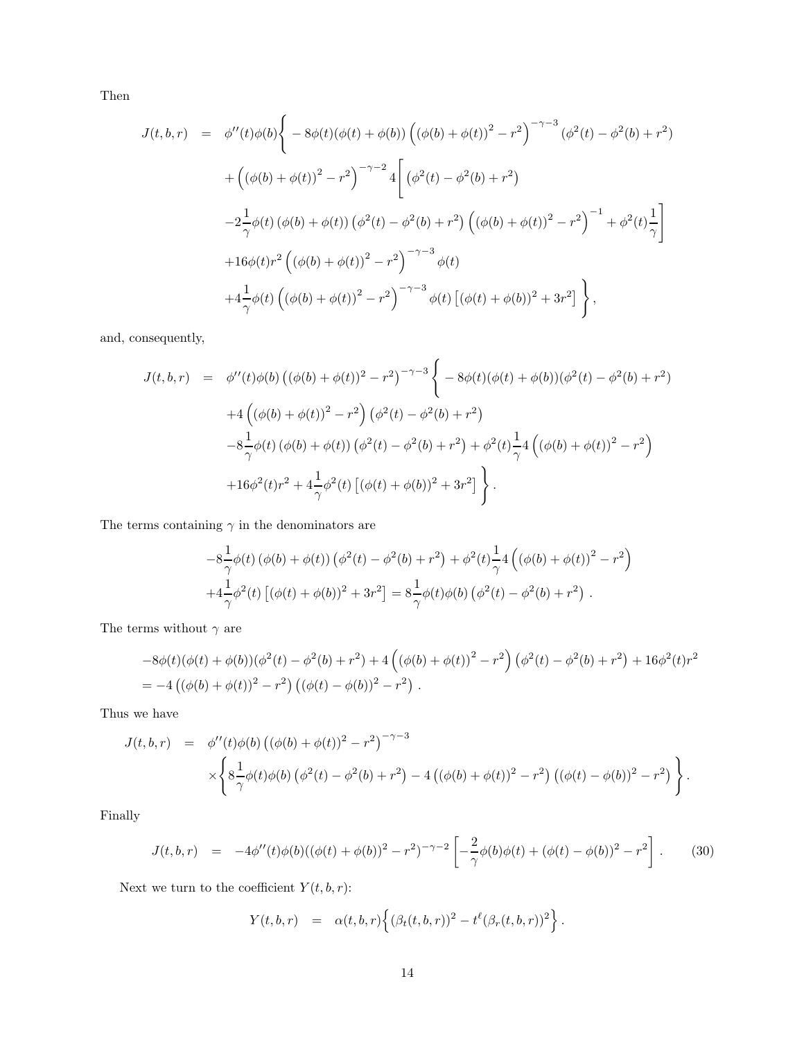Then

$$
\begin{aligned}
J(t,b,r) &= \phi''(t)\phi(b)\Bigg\{ -8\phi(t)(\phi(t)+\phi(b))\left(\left(\phi(b)+\phi(t)\right)^2-r^2\right)^{-\gamma-3}(\phi^2(t)-\phi^2(b)+r^2)\\
&\quad +\left(\left(\phi(b)+\phi(t)\right)^2-r^2\right)^{-\gamma-2}4\Bigg[\left(\phi^2(t)-\phi^2(b)+r^2\right)\\
&\quad -2\frac{1}{\gamma}\phi(t)\left(\phi(b)+\phi(t)\right)\left(\phi^2(t)-\phi^2(b)+r^2\right)\left(\left(\phi(b)+\phi(t)\right)^2-r^2\right)^{-1}+\phi^2(t)\frac{1}{\gamma}\Bigg]\\
&\quad +16\phi(t)r^2\left(\left(\phi(b)+\phi(t)\right)^2-r^2\right)^{-\gamma-3}\phi(t)\\
&\quad +4\frac{1}{\gamma}\phi(t)\left(\left(\phi(b)+\phi(t)\right)^2-r^2\right)^{-\gamma-3}\phi(t)\left[(\phi(t)+\phi(b))^2+3r^2\right]\Bigg\},
\end{aligned}
$$

and, consequently,

$$
\begin{aligned}
J(t,b,r) &= \phi''(t)\phi(b)\left((\phi(b)+\phi(t))^2-r^2\right)^{-\gamma-3}\Bigg\{ -8\phi(t)(\phi(t)+\phi(b))(\phi^2(t)-\phi^2(b)+r^2)\\
&\quad +4\left(\left(\phi(b)+\phi(t)\right)^2-r^2\right)\left(\phi^2(t)-\phi^2(b)+r^2\right)\\
&\quad -8\frac{1}{\gamma}\phi(t)\left(\phi(b)+\phi(t)\right)\left(\phi^2(t)-\phi^2(b)+r^2\right)+\phi^2(t)\frac{1}{\gamma}4\left(\left(\phi(b)+\phi(t)\right)^2-r^2\right)\\
&\quad +16\phi^2(t)r^2+4\frac{1}{\gamma}\phi^2(t)\left[(\phi(t)+\phi(b))^2+3r^2\right]\Bigg\}.
\end{aligned}
$$

The terms containing $\gamma$ in the denominators are

$$
\begin{aligned}
&-8\frac{1}{\gamma}\phi(t)\left(\phi(b)+\phi(t)\right)\left(\phi^2(t)-\phi^2(b)+r^2\right)+\phi^2(t)\frac{1}{\gamma}4\left(\left(\phi(b)+\phi(t)\right)^2-r^2\right)\\
&+4\frac{1}{\gamma}\phi^2(t)\left[(\phi(t)+\phi(b))^2+3r^2\right]=8\frac{1}{\gamma}\phi(t)\phi(b)\left(\phi^2(t)-\phi^2(b)+r^2\right).
\end{aligned}
$$

The terms without $\gamma$ are

$$
\begin{aligned}
&-8\phi(t)(\phi(t)+\phi(b))(\phi^2(t)-\phi^2(b)+r^2)+4\left(\left(\phi(b)+\phi(t)\right)^2-r^2\right)\left(\phi^2(t)-\phi^2(b)+r^2\right)+16\phi^2(t)r^2\\
&=-4\left((\phi(b)+\phi(t))^2-r^2\right)\left((\phi(t)-\phi(b))^2-r^2\right).
\end{aligned}
$$

Thus we have

$$
\begin{aligned}
J(t,b,r) &= \phi''(t)\phi(b)\left((\phi(b)+\phi(t))^2-r^2\right)^{-\gamma-3}\\
&\quad\times\Bigg\{8\frac{1}{\gamma}\phi(t)\phi(b)\left(\phi^2(t)-\phi^2(b)+r^2\right)-4\left((\phi(b)+\phi(t))^2-r^2\right)\left((\phi(t)-\phi(b))^2-r^2\right)\Bigg\}.
\end{aligned}
$$

Finally

$$
J(t,b,r) = -4\phi''(t)\phi(b)((\phi(t)+\phi(b))^2-r^2)^{-\gamma-2}\left[-\frac{2}{\gamma}\phi(b)\phi(t)+(\phi(t)-\phi(b))^2-r^2\right]. \qquad (30)
$$

Next we turn to the coefficient $Y(t,b,r)$:

$$
Y(t,b,r) = \alpha(t,b,r)\Big\{(\beta_t(t,b,r))^2-t^\ell(\beta_r(t,b,r))^2\Big\}.
$$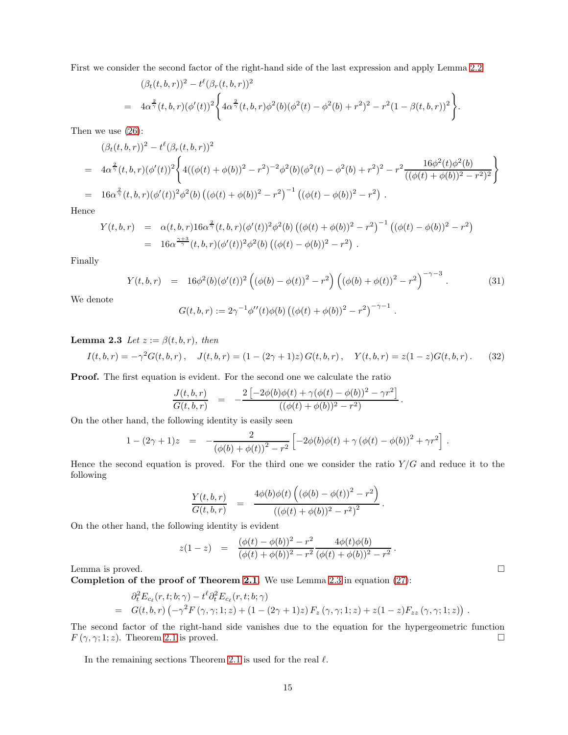First we consider the second factor of the right-hand side of the last expression and apply Lemma 2.2

$$
\begin{aligned}
& (\beta_t(t,b,r))^2 - t^\ell (\beta_r(t,b,r))^2 \\
= \;& 4\alpha^{\frac{2}{\gamma}}(t,b,r)(\phi'(t))^2 \left\{ 4\alpha^{\frac{2}{\gamma}}(t,b,r)\phi^2(b)(\phi^2(t)-\phi^2(b)+r^2)^2 - r^2(1-\beta(t,b,r))^2 \right\}.
\end{aligned}
$$

Then we use (26):

$$
\begin{aligned}
& (\beta_t(t,b,r))^2 - t^\ell (\beta_r(t,b,r))^2 \\
= \;& 4\alpha^{\frac{2}{\gamma}}(t,b,r)(\phi'(t))^2 \left\{ 4((\phi(t)+\phi(b))^2-r^2)^{-2}\phi^2(b)(\phi^2(t)-\phi^2(b)+r^2)^2 - r^2 \frac{16\phi^2(t)\phi^2(b)}{((\phi(t)+\phi(b))^2-r^2)^2} \right\} \\
= \;& 16\alpha^{\frac{2}{\gamma}}(t,b,r)(\phi'(t))^2\phi^2(b)\left((\phi(t)+\phi(b))^2-r^2\right)^{-1}\left((\phi(t)-\phi(b))^2-r^2\right).
\end{aligned}
$$

Hence

$$
\begin{aligned}
Y(t,b,r) &= \alpha(t,b,r)16\alpha^{\frac{2}{\gamma}}(t,b,r)(\phi'(t))^2\phi^2(b)\left((\phi(t)+\phi(b))^2-r^2\right)^{-1}\left((\phi(t)-\phi(b))^2-r^2\right) \\
&= 16\alpha^{\frac{\gamma+3}{\gamma}}(t,b,r)(\phi'(t))^2\phi^2(b)\left((\phi(t)-\phi(b))^2-r^2\right).
\end{aligned}
$$

Finally

$$
Y(t,b,r) \;=\; 16\phi^2(b)(\phi'(t))^2\left((\phi(b)-\phi(t))^2-r^2\right)\left((\phi(b)+\phi(t))^2-r^2\right)^{-\gamma-3}. \tag{31}
$$

We denote

$$
G(t,b,r) := 2\gamma^{-1}\phi''(t)\phi(b)\left((\phi(t)+\phi(b))^2-r^2\right)^{-\gamma-1}.
$$

**Lemma 2.3** *Let $z := \beta(t,b,r)$, then*

$$
I(t,b,r) = -\gamma^2 G(t,b,r), \quad J(t,b,r) = (1-(2\gamma+1)z)\,G(t,b,r), \quad Y(t,b,r) = z(1-z)G(t,b,r). \tag{32}
$$

**Proof.** The first equation is evident. For the second one we calculate the ratio

$$
\frac{J(t,b,r)}{G(t,b,r)} \;=\; -\frac{2\left[-2\phi(b)\phi(t)+\gamma(\phi(t)-\phi(b))^2-\gamma r^2\right]}{((\phi(t)+\phi(b))^2-r^2)}.
$$

On the other hand, the following identity is easily seen

$$
1-(2\gamma+1)z \;=\; -\frac{2}{(\phi(b)+\phi(t))^2-r^2}\left[-2\phi(b)\phi(t)+\gamma(\phi(t)-\phi(b))^2+\gamma r^2\right].
$$

Hence the second equation is proved. For the third one we consider the ratio $Y/G$ and reduce it to the following

$$
\frac{Y(t,b,r)}{G(t,b,r)} \;=\; \frac{4\phi(b)\phi(t)\left((\phi(b)-\phi(t))^2-r^2\right)}{((\phi(t)+\phi(b))^2-r^2)^2}.
$$

On the other hand, the following identity is evident

$$
z(1-z) \;=\; \frac{(\phi(t)-\phi(b))^2-r^2}{(\phi(t)+\phi(b))^2-r^2}\,\frac{4\phi(t)\phi(b)}{(\phi(t)+\phi(b))^2-r^2}.
$$

Lemma is proved. □

**Completion of the proof of Theorem 2.1.** We use Lemma 2.3 in equation (27):

$$
\begin{aligned}
& \partial_t^2 E_{c_\ell}(r,t;b;\gamma) - t^\ell \partial_t^2 E_{c_\ell}(r,t;b;\gamma) \\
= \;& G(t,b,r)\left(-\gamma^2 F(\gamma,\gamma;1;z) + (1-(2\gamma+1)z)\,F_z(\gamma,\gamma;1;z) + z(1-z)F_{zz}(\gamma,\gamma;1;z)\right).
\end{aligned}
$$

The second factor of the right-hand side vanishes due to the equation for the hypergeometric function $F(\gamma,\gamma;1;z)$. Theorem 2.1 is proved. □

In the remaining sections Theorem 2.1 is used for the real $\ell$.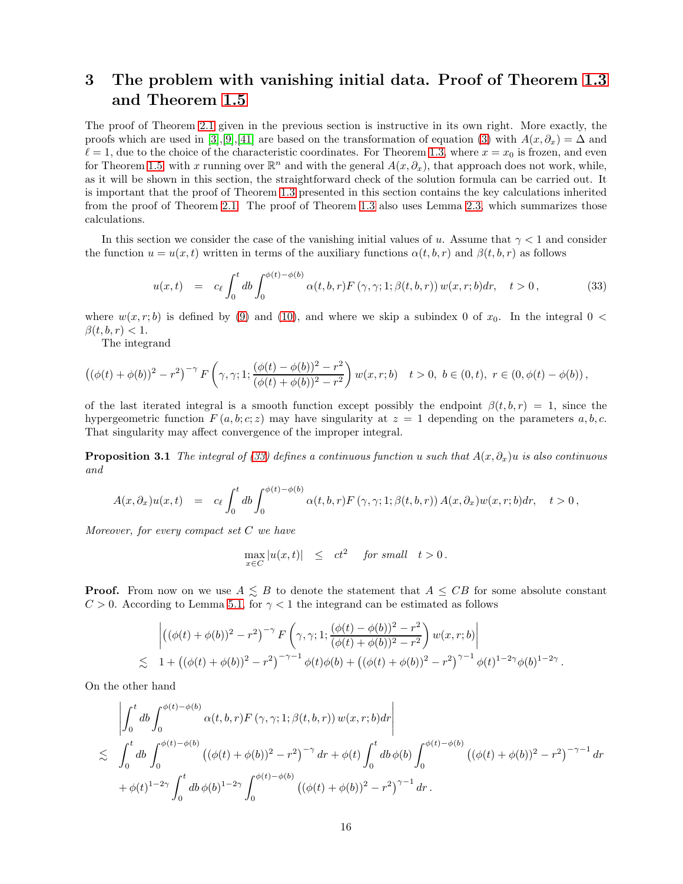# 3 The problem with vanishing initial data. Proof of Theorem 1.3 and Theorem 1.5

The proof of Theorem 2.1 given in the previous section is instructive in its own right. More exactly, the proofs which are used in [3],[9],[41] are based on the transformation of equation (3) with $A(x, \partial_x) = \Delta$ and $\ell = 1$, due to the choice of the characteristic coordinates. For Theorem 1.3, where $x = x_0$ is frozen, and even for Theorem 1.5 with $x$ running over $\mathbb{R}^n$ and with the general $A(x, \partial_x)$, that approach does not work, while, as it will be shown in this section, the straightforward check of the solution formula can be carried out. It is important that the proof of Theorem 1.3 presented in this section contains the key calculations inherited from the proof of Theorem 2.1. The proof of Theorem 1.3 also uses Lemma 2.3, which summarizes those calculations.

In this section we consider the case of the vanishing initial values of $u$. Assume that $\gamma < 1$ and consider the function $u = u(x,t)$ written in terms of the auxiliary functions $\alpha(t,b,r)$ and $\beta(t,b,r)$ as follows

$$
u(x,t) \;=\; c_\ell \int_0^t db \int_0^{\phi(t)-\phi(b)} \alpha(t,b,r) F\left(\gamma,\gamma;1;\beta(t,b,r)\right) w(x,r;b)dr, \quad t>0\,, \tag{33}
$$

where $w(x,r;b)$ is defined by (9) and (10), and where we skip a subindex 0 of $x_0$. In the integral $0 < \beta(t,b,r) < 1$.

The integrand

$$
\left((\phi(t)+\phi(b))^2 - r^2\right)^{-\gamma} F\left(\gamma,\gamma;1;\frac{(\phi(t)-\phi(b))^2-r^2}{(\phi(t)+\phi(b))^2-r^2}\right) w(x,r;b) \quad t>0,\ b\in(0,t),\ r\in(0,\phi(t)-\phi(b))\,,
$$

of the last iterated integral is a smooth function except possibly the endpoint $\beta(t,b,r) = 1$, since the hypergeometric function $F(a,b;c;z)$ may have singularity at $z=1$ depending on the parameters $a, b, c$. That singularity may affect convergence of the improper integral.

**Proposition 3.1** *The integral of (33) defines a continuous function $u$ such that $A(x,\partial_x)u$ is also continuous and*

$$
A(x,\partial_x)u(x,t) \;=\; c_\ell \int_0^t db \int_0^{\phi(t)-\phi(b)} \alpha(t,b,r) F\left(\gamma,\gamma;1;\beta(t,b,r)\right) A(x,\partial_x) w(x,r;b)dr, \quad t>0\,,
$$

*Moreover, for every compact set $C$ we have*

$$
\max_{x\in C} |u(x,t)| \;\le\; ct^2 \quad \textit{for small} \quad t>0\,.
$$

**Proof.** From now on we use $A \lesssim B$ to denote the statement that $A \le CB$ for some absolute constant $C > 0$. According to Lemma 5.1, for $\gamma < 1$ the integrand can be estimated as follows

$$
\begin{aligned}
&\left| \left((\phi(t)+\phi(b))^2 - r^2\right)^{-\gamma} F\left(\gamma,\gamma;1;\frac{(\phi(t)-\phi(b))^2-r^2}{(\phi(t)+\phi(b))^2-r^2}\right) w(x,r;b) \right| \\
&\lesssim\; 1 + \left((\phi(t)+\phi(b))^2 - r^2\right)^{-\gamma-1}\phi(t)\phi(b) + \left((\phi(t)+\phi(b))^2 - r^2\right)^{\gamma-1}\phi(t)^{1-2\gamma}\phi(b)^{1-2\gamma}\,.
\end{aligned}
$$

On the other hand

$$
\begin{aligned}
&\left| \int_0^t db \int_0^{\phi(t)-\phi(b)} \alpha(t,b,r) F\left(\gamma,\gamma;1;\beta(t,b,r)\right) w(x,r;b)dr \right| \\
\lesssim\;& \int_0^t db \int_0^{\phi(t)-\phi(b)} \left((\phi(t)+\phi(b))^2 - r^2\right)^{-\gamma} dr + \phi(t) \int_0^t db\, \phi(b) \int_0^{\phi(t)-\phi(b)} \left((\phi(t)+\phi(b))^2 - r^2\right)^{-\gamma-1} dr \\
&+ \phi(t)^{1-2\gamma} \int_0^t db\, \phi(b)^{1-2\gamma} \int_0^{\phi(t)-\phi(b)} \left((\phi(t)+\phi(b))^2 - r^2\right)^{\gamma-1} dr\,.
\end{aligned}
$$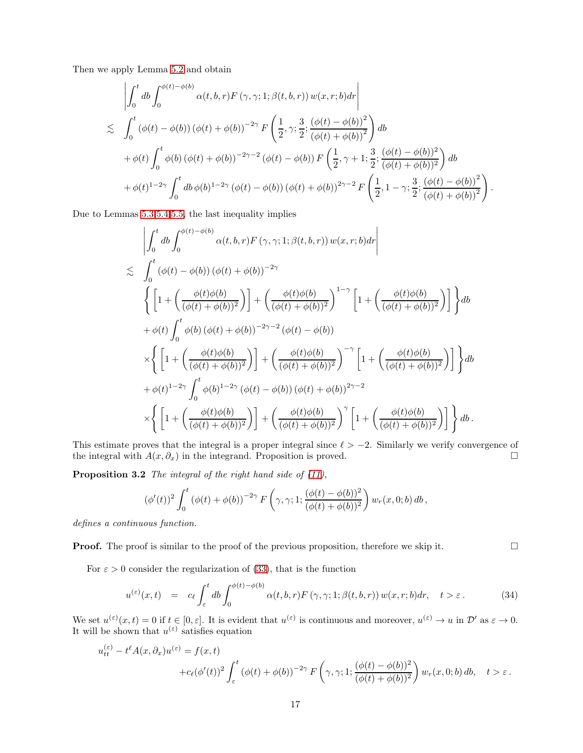Then we apply Lemma 5.2 and obtain

$$
\begin{aligned}
& \left| \int_0^t db \int_0^{\phi(t)-\phi(b)} \alpha(t,b,r) F\left(\gamma,\gamma;1;\beta(t,b,r)\right) w(x,r;b) dr \right| \\
\lesssim \; & \int_0^t \left(\phi(t)-\phi(b)\right) \left(\phi(t)+\phi(b)\right)^{-2\gamma} F\left(\frac{1}{2},\gamma;\frac{3}{2};\frac{\left(\phi(t)-\phi(b)\right)^2}{\left(\phi(t)+\phi(b)\right)^2}\right) db \\
& + \phi(t) \int_0^t \phi(b) \left(\phi(t)+\phi(b)\right)^{-2\gamma-2} \left(\phi(t)-\phi(b)\right) F\left(\frac{1}{2},\gamma+1;\frac{3}{2};\frac{(\phi(t)-\phi(b))^2}{(\phi(t)+\phi(b))^2}\right) db \\
& + \phi(t)^{1-2\gamma} \int_0^t db\, \phi(b)^{1-2\gamma} \left(\phi(t)-\phi(b)\right) \left(\phi(t)+\phi(b)\right)^{2\gamma-2} F\left(\frac{1}{2},1-\gamma;\frac{3}{2};\frac{\left(\phi(t)-\phi(b)\right)^2}{\left(\phi(t)+\phi(b)\right)^2}\right).
\end{aligned}
$$

Due to Lemmas 5.3,5.4,5.5, the last inequality implies

$$
\begin{aligned}
& \left| \int_0^t db \int_0^{\phi(t)-\phi(b)} \alpha(t,b,r) F\left(\gamma,\gamma;1;\beta(t,b,r)\right) w(x,r;b) dr \right| \\
\lesssim \; & \int_0^t \left(\phi(t)-\phi(b)\right) \left(\phi(t)+\phi(b)\right)^{-2\gamma} \\
& \left\{ \left[1+\left(\frac{\phi(t)\phi(b)}{(\phi(t)+\phi(b))^2}\right)\right] + \left(\frac{\phi(t)\phi(b)}{(\phi(t)+\phi(b))^2}\right)^{1-\gamma} \left[1+\left(\frac{\phi(t)\phi(b)}{(\phi(t)+\phi(b))^2}\right)\right] \right\} db \\
& + \phi(t) \int_0^t \phi(b) \left(\phi(t)+\phi(b)\right)^{-2\gamma-2} \left(\phi(t)-\phi(b)\right) \\
& \times \left\{ \left[1+\left(\frac{\phi(t)\phi(b)}{(\phi(t)+\phi(b))^2}\right)\right] + \left(\frac{\phi(t)\phi(b)}{(\phi(t)+\phi(b))^2}\right)^{-\gamma} \left[1+\left(\frac{\phi(t)\phi(b)}{(\phi(t)+\phi(b))^2}\right)\right] \right\} db \\
& + \phi(t)^{1-2\gamma} \int_0^t \phi(b)^{1-2\gamma} \left(\phi(t)-\phi(b)\right) \left(\phi(t)+\phi(b)\right)^{2\gamma-2} \\
& \times \left\{ \left[1+\left(\frac{\phi(t)\phi(b)}{(\phi(t)+\phi(b))^2}\right)\right] + \left(\frac{\phi(t)\phi(b)}{(\phi(t)+\phi(b))^2}\right)^{\gamma} \left[1+\left(\frac{\phi(t)\phi(b)}{(\phi(t)+\phi(b))^2}\right)\right] \right\} db\,.
\end{aligned}
$$

This estimate proves that the integral is a proper integral since $\ell > -2$. Similarly we verify convergence of the integral with $A(x,\partial_x)$ in the integrand. Proposition is proved. $\square$

**Proposition 3.2** *The integral of the right hand side of (11),*

$$
(\phi'(t))^2 \int_0^t \left(\phi(t)+\phi(b)\right)^{-2\gamma} F\left(\gamma,\gamma;1;\frac{(\phi(t)-\phi(b))^2}{(\phi(t)+\phi(b))^2}\right) w_r(x,0;b)\, db\,,
$$

*defines a continuous function.*

**Proof.** The proof is similar to the proof of the previous proposition, therefore we skip it. $\square$

For $\varepsilon > 0$ consider the regularization of (33), that is the function

$$
u^{(\varepsilon)}(x,t) \;\; = \;\; c_\ell \int_\varepsilon^t db \int_0^{\phi(t)-\phi(b)} \alpha(t,b,r) F\left(\gamma,\gamma;1;\beta(t,b,r)\right) w(x,r;b) dr, \quad t > \varepsilon\,. \tag{34}
$$

We set $u^{(\varepsilon)}(x,t) = 0$ if $t \in [0,\varepsilon]$. It is evident that $u^{(\varepsilon)}$ is continuous and moreover, $u^{(\varepsilon)} \to u$ in $\mathcal{D}'$ as $\varepsilon \to 0$. It will be shown that $u^{(\varepsilon)}$ satisfies equation

$$
\begin{aligned}
u^{(\varepsilon)}_{tt} - t^\ell A(x,\partial_x) u^{(\varepsilon)} = f(x,t) & \\
+ c_\ell (\phi'(t))^2 \int_\varepsilon^t & \left(\phi(t)+\phi(b)\right)^{-2\gamma} F\left(\gamma,\gamma;1;\frac{(\phi(t)-\phi(b))^2}{(\phi(t)+\phi(b))^2}\right) w_r(x,0;b)\, db, \quad t > \varepsilon\,.
\end{aligned}
$$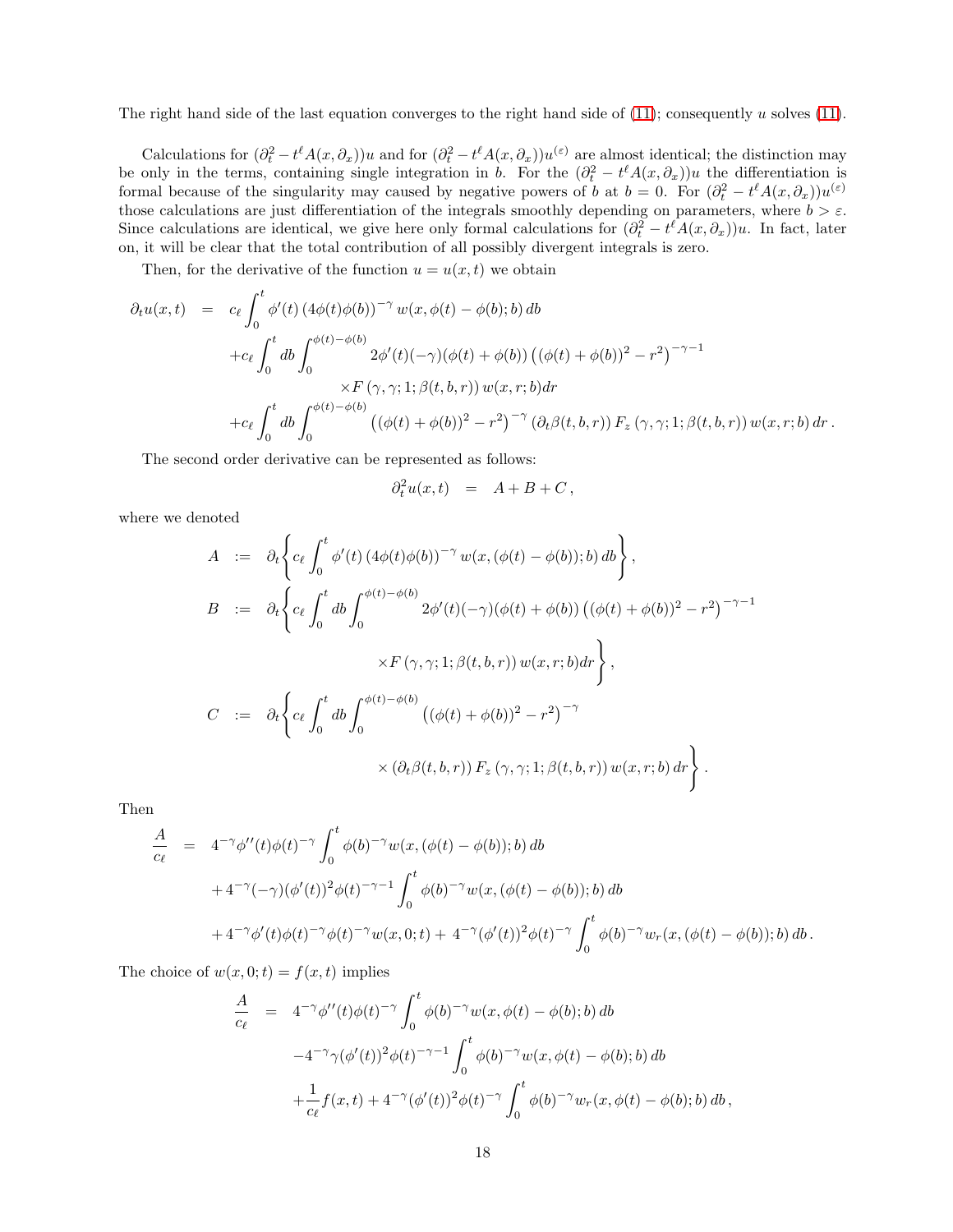The right hand side of the last equation converges to the right hand side of (11); consequently $u$ solves (11).

Calculations for $(\partial_t^2 - t^\ell A(x,\partial_x))u$ and for $(\partial_t^2 - t^\ell A(x,\partial_x))u^{(\varepsilon)}$ are almost identical; the distinction may be only in the terms, containing single integration in $b$. For the $(\partial_t^2 - t^\ell A(x,\partial_x))u$ the differentiation is formal because of the singularity may caused by negative powers of $b$ at $b=0$. For $(\partial_t^2 - t^\ell A(x,\partial_x))u^{(\varepsilon)}$ those calculations are just differentiation of the integrals smoothly depending on parameters, where $b > \varepsilon$. Since calculations are identical, we give here only formal calculations for $(\partial_t^2 - t^\ell A(x,\partial_x))u$. In fact, later on, it will be clear that the total contribution of all possibly divergent integrals is zero.

Then, for the derivative of the function $u = u(x,t)$ we obtain

$$
\begin{aligned}
\partial_t u(x,t) &= c_\ell \int_0^t \phi'(t) \left(4\phi(t)\phi(b)\right)^{-\gamma} w(x,\phi(t)-\phi(b);b)\, db \\
&\quad + c_\ell \int_0^t db \int_0^{\phi(t)-\phi(b)} 2\phi'(t)(-\gamma)(\phi(t)+\phi(b)) \left((\phi(t)+\phi(b))^2 - r^2\right)^{-\gamma-1} \\
&\qquad\qquad \times F\left(\gamma,\gamma;1;\beta(t,b,r)\right) w(x,r;b) dr \\
&\quad + c_\ell \int_0^t db \int_0^{\phi(t)-\phi(b)} \left((\phi(t)+\phi(b))^2 - r^2\right)^{-\gamma} \left(\partial_t \beta(t,b,r)\right) F_z\left(\gamma,\gamma;1;\beta(t,b,r)\right) w(x,r;b)\, dr\,.
\end{aligned}
$$

The second order derivative can be represented as follows:

$$
\partial_t^2 u(x,t) \quad = \quad A + B + C\,,
$$

where we denoted

$$
\begin{aligned}
A &:= \partial_t \Bigg\{ c_\ell \int_0^t \phi'(t) \left(4\phi(t)\phi(b)\right)^{-\gamma} w(x,(\phi(t)-\phi(b));b)\, db \Bigg\}, \\
B &:= \partial_t \Bigg\{ c_\ell \int_0^t db \int_0^{\phi(t)-\phi(b)} 2\phi'(t)(-\gamma)(\phi(t)+\phi(b)) \left((\phi(t)+\phi(b))^2 - r^2\right)^{-\gamma-1} \\
&\qquad\qquad \times F\left(\gamma,\gamma;1;\beta(t,b,r)\right) w(x,r;b) dr \Bigg\}, \\
C &:= \partial_t \Bigg\{ c_\ell \int_0^t db \int_0^{\phi(t)-\phi(b)} \left((\phi(t)+\phi(b))^2 - r^2\right)^{-\gamma} \\
&\qquad\qquad \times \left(\partial_t \beta(t,b,r)\right) F_z\left(\gamma,\gamma;1;\beta(t,b,r)\right) w(x,r;b)\, dr \Bigg\}.
\end{aligned}
$$

Then

$$
\begin{aligned}
\frac{A}{c_\ell} &= 4^{-\gamma}\phi''(t)\phi(t)^{-\gamma} \int_0^t \phi(b)^{-\gamma} w(x,(\phi(t)-\phi(b));b)\, db \\
&\quad + 4^{-\gamma}(-\gamma)(\phi'(t))^2 \phi(t)^{-\gamma-1} \int_0^t \phi(b)^{-\gamma} w(x,(\phi(t)-\phi(b));b)\, db \\
&\quad + 4^{-\gamma}\phi'(t)\phi(t)^{-\gamma}\phi(t)^{-\gamma} w(x,0;t) + 4^{-\gamma}(\phi'(t))^2\phi(t)^{-\gamma} \int_0^t \phi(b)^{-\gamma} w_r(x,(\phi(t)-\phi(b));b)\, db\,.
\end{aligned}
$$

The choice of $w(x,0;t) = f(x,t)$ implies

$$
\begin{aligned}
\frac{A}{c_\ell} &= 4^{-\gamma}\phi''(t)\phi(t)^{-\gamma} \int_0^t \phi(b)^{-\gamma} w(x,\phi(t)-\phi(b);b)\, db \\
&\quad - 4^{-\gamma}\gamma(\phi'(t))^2 \phi(t)^{-\gamma-1} \int_0^t \phi(b)^{-\gamma} w(x,\phi(t)-\phi(b);b)\, db \\
&\quad + \frac{1}{c_\ell} f(x,t) + 4^{-\gamma}(\phi'(t))^2\phi(t)^{-\gamma} \int_0^t \phi(b)^{-\gamma} w_r(x,\phi(t)-\phi(b);b)\, db\,,
\end{aligned}
$$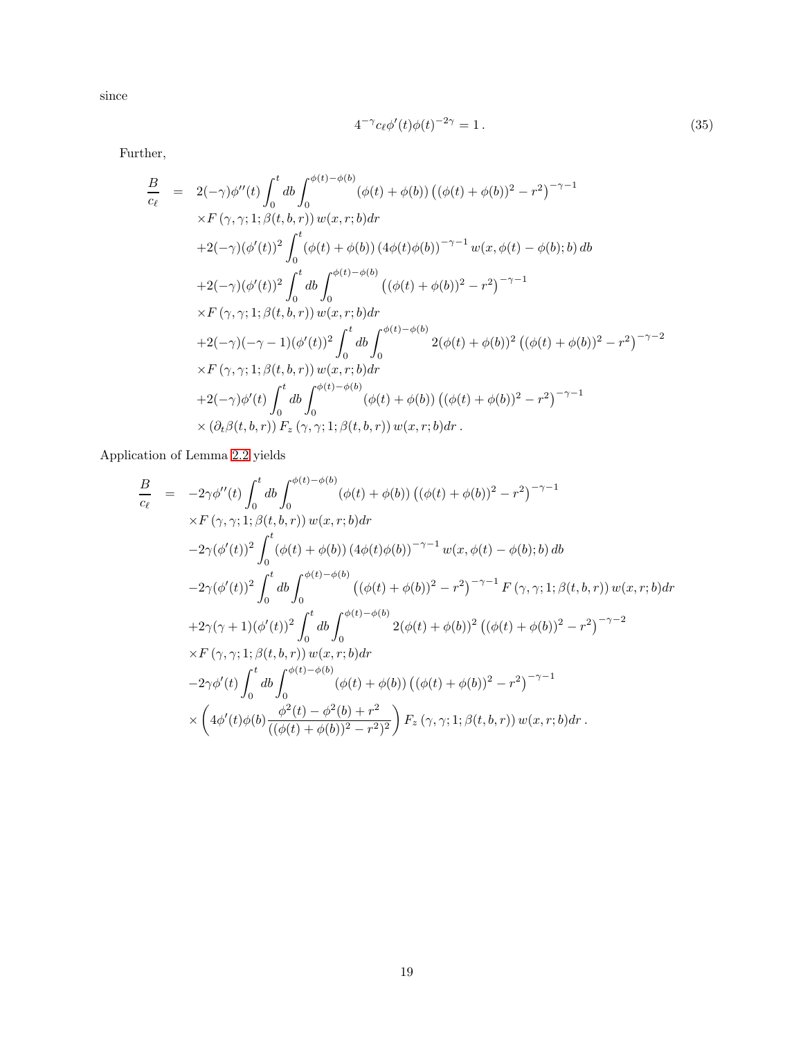since

$$4^{-\gamma} c_\ell \phi'(t) \phi(t)^{-2\gamma} = 1\,. \tag{35}$$

Further,

$$\begin{aligned}
\frac{B}{c_\ell} \;=\;& 2(-\gamma)\phi''(t) \int_0^t db \int_0^{\phi(t)-\phi(b)} (\phi(t)+\phi(b)) \left((\phi(t)+\phi(b))^2 - r^2\right)^{-\gamma-1} \\
&\times F\left(\gamma,\gamma;1;\beta(t,b,r)\right) w(x,r;b) dr \\
&+2(-\gamma)(\phi'(t))^2 \int_0^t (\phi(t)+\phi(b)) \left(4\phi(t)\phi(b)\right)^{-\gamma-1} w(x,\phi(t)-\phi(b);b)\, db \\
&+2(-\gamma)(\phi'(t))^2 \int_0^t db \int_0^{\phi(t)-\phi(b)} \left((\phi(t)+\phi(b))^2 - r^2\right)^{-\gamma-1} \\
&\times F\left(\gamma,\gamma;1;\beta(t,b,r)\right) w(x,r;b) dr \\
&+2(-\gamma)(-\gamma-1)(\phi'(t))^2 \int_0^t db \int_0^{\phi(t)-\phi(b)} 2(\phi(t)+\phi(b))^2 \left((\phi(t)+\phi(b))^2 - r^2\right)^{-\gamma-2} \\
&\times F\left(\gamma,\gamma;1;\beta(t,b,r)\right) w(x,r;b) dr \\
&+2(-\gamma)\phi'(t) \int_0^t db \int_0^{\phi(t)-\phi(b)} (\phi(t)+\phi(b)) \left((\phi(t)+\phi(b))^2 - r^2\right)^{-\gamma-1} \\
&\times \left(\partial_t \beta(t,b,r)\right) F_z\left(\gamma,\gamma;1;\beta(t,b,r)\right) w(x,r;b) dr\,.
\end{aligned}$$

Application of Lemma 2.2 yields

$$\begin{aligned}
\frac{B}{c_\ell} \;=\;& -2\gamma\phi''(t) \int_0^t db \int_0^{\phi(t)-\phi(b)} (\phi(t)+\phi(b)) \left((\phi(t)+\phi(b))^2 - r^2\right)^{-\gamma-1} \\
&\times F\left(\gamma,\gamma;1;\beta(t,b,r)\right) w(x,r;b) dr \\
&-2\gamma(\phi'(t))^2 \int_0^t (\phi(t)+\phi(b)) \left(4\phi(t)\phi(b)\right)^{-\gamma-1} w(x,\phi(t)-\phi(b);b)\, db \\
&-2\gamma(\phi'(t))^2 \int_0^t db \int_0^{\phi(t)-\phi(b)} \left((\phi(t)+\phi(b))^2 - r^2\right)^{-\gamma-1} F\left(\gamma,\gamma;1;\beta(t,b,r)\right) w(x,r;b) dr \\
&+2\gamma(\gamma+1)(\phi'(t))^2 \int_0^t db \int_0^{\phi(t)-\phi(b)} 2(\phi(t)+\phi(b))^2 \left((\phi(t)+\phi(b))^2 - r^2\right)^{-\gamma-2} \\
&\times F\left(\gamma,\gamma;1;\beta(t,b,r)\right) w(x,r;b) dr \\
&-2\gamma\phi'(t) \int_0^t db \int_0^{\phi(t)-\phi(b)} (\phi(t)+\phi(b)) \left((\phi(t)+\phi(b))^2 - r^2\right)^{-\gamma-1} \\
&\times \left(4\phi'(t)\phi(b) \frac{\phi^2(t)-\phi^2(b)+r^2}{((\phi(t)+\phi(b))^2 - r^2)^2}\right) F_z\left(\gamma,\gamma;1;\beta(t,b,r)\right) w(x,r;b) dr\,.
\end{aligned}$$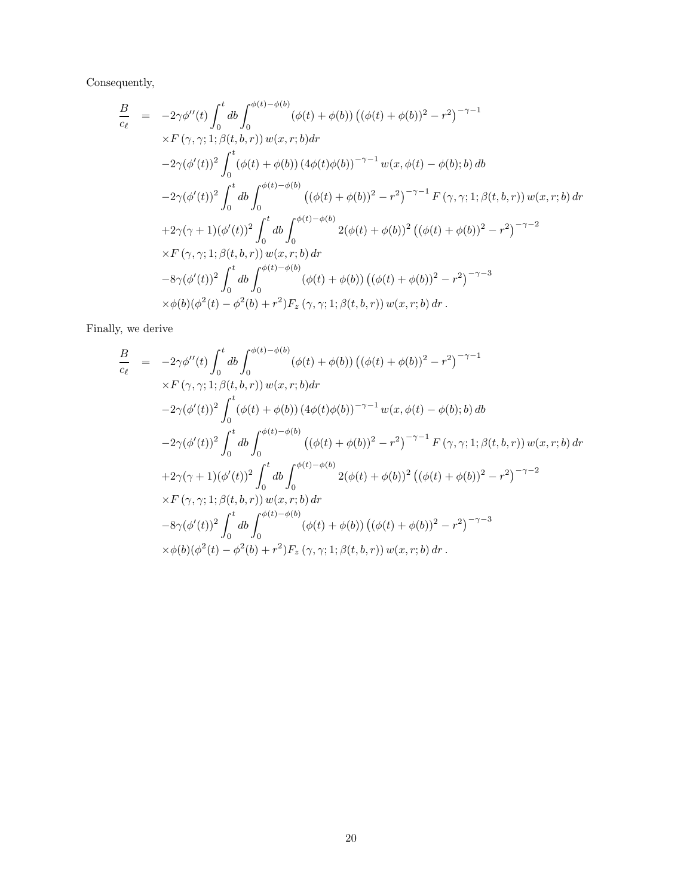Consequently,

$$
\begin{aligned}
\frac{B}{c_\ell} &= -2\gamma\phi''(t)\int_0^t db\int_0^{\phi(t)-\phi(b)}(\phi(t)+\phi(b))\left((\phi(t)+\phi(b))^2-r^2\right)^{-\gamma-1}\\
&\quad\times F\left(\gamma,\gamma;1;\beta(t,b,r)\right)w(x,r;b)dr\\
&\quad-2\gamma(\phi'(t))^2\int_0^t(\phi(t)+\phi(b))\left(4\phi(t)\phi(b)\right)^{-\gamma-1}w(x,\phi(t)-\phi(b);b)\,db\\
&\quad-2\gamma(\phi'(t))^2\int_0^t db\int_0^{\phi(t)-\phi(b)}\left((\phi(t)+\phi(b))^2-r^2\right)^{-\gamma-1}F\left(\gamma,\gamma;1;\beta(t,b,r)\right)w(x,r;b)\,dr\\
&\quad+2\gamma(\gamma+1)(\phi'(t))^2\int_0^t db\int_0^{\phi(t)-\phi(b)}2(\phi(t)+\phi(b))^2\left((\phi(t)+\phi(b))^2-r^2\right)^{-\gamma-2}\\
&\quad\times F\left(\gamma,\gamma;1;\beta(t,b,r)\right)w(x,r;b)\,dr\\
&\quad-8\gamma(\phi'(t))^2\int_0^t db\int_0^{\phi(t)-\phi(b)}(\phi(t)+\phi(b))\left((\phi(t)+\phi(b))^2-r^2\right)^{-\gamma-3}\\
&\quad\times\phi(b)(\phi^2(t)-\phi^2(b)+r^2)F_z\left(\gamma,\gamma;1;\beta(t,b,r)\right)w(x,r;b)\,dr\,.
\end{aligned}
$$

Finally, we derive

$$
\begin{aligned}
\frac{B}{c_\ell} &= -2\gamma\phi''(t)\int_0^t db\int_0^{\phi(t)-\phi(b)}(\phi(t)+\phi(b))\left((\phi(t)+\phi(b))^2-r^2\right)^{-\gamma-1}\\
&\quad\times F\left(\gamma,\gamma;1;\beta(t,b,r)\right)w(x,r;b)dr\\
&\quad-2\gamma(\phi'(t))^2\int_0^t(\phi(t)+\phi(b))\left(4\phi(t)\phi(b)\right)^{-\gamma-1}w(x,\phi(t)-\phi(b);b)\,db\\
&\quad-2\gamma(\phi'(t))^2\int_0^t db\int_0^{\phi(t)-\phi(b)}\left((\phi(t)+\phi(b))^2-r^2\right)^{-\gamma-1}F\left(\gamma,\gamma;1;\beta(t,b,r)\right)w(x,r;b)\,dr\\
&\quad+2\gamma(\gamma+1)(\phi'(t))^2\int_0^t db\int_0^{\phi(t)-\phi(b)}2(\phi(t)+\phi(b))^2\left((\phi(t)+\phi(b))^2-r^2\right)^{-\gamma-2}\\
&\quad\times F\left(\gamma,\gamma;1;\beta(t,b,r)\right)w(x,r;b)\,dr\\
&\quad-8\gamma(\phi'(t))^2\int_0^t db\int_0^{\phi(t)-\phi(b)}(\phi(t)+\phi(b))\left((\phi(t)+\phi(b))^2-r^2\right)^{-\gamma-3}\\
&\quad\times\phi(b)(\phi^2(t)-\phi^2(b)+r^2)F_z\left(\gamma,\gamma;1;\beta(t,b,r)\right)w(x,r;b)\,dr\,.
\end{aligned}
$$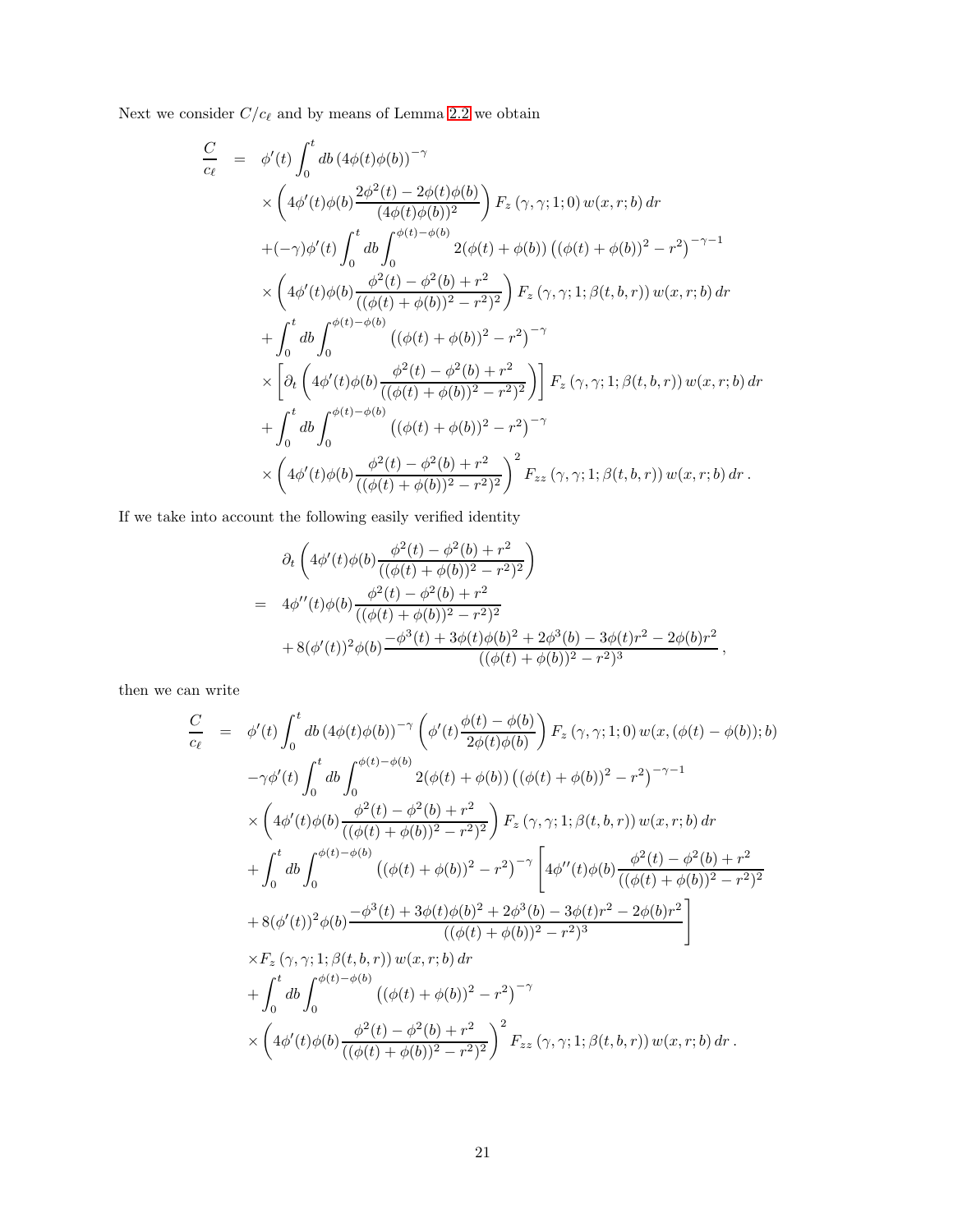Next we consider $C/c_\ell$ and by means of Lemma 2.2 we obtain

$$
\begin{aligned}
\frac{C}{c_\ell} &= \phi'(t)\int_0^t db\,(4\phi(t)\phi(b))^{-\gamma} \\
&\quad\times\left(4\phi'(t)\phi(b)\frac{2\phi^2(t)-2\phi(t)\phi(b)}{(4\phi(t)\phi(b))^2}\right)F_z\left(\gamma,\gamma;1;0\right)w(x,r;b)\,dr \\
&\quad+(-\gamma)\phi'(t)\int_0^t db\int_0^{\phi(t)-\phi(b)} 2(\phi(t)+\phi(b))\left((\phi(t)+\phi(b))^2-r^2\right)^{-\gamma-1} \\
&\quad\times\left(4\phi'(t)\phi(b)\frac{\phi^2(t)-\phi^2(b)+r^2}{((\phi(t)+\phi(b))^2-r^2)^2}\right)F_z\left(\gamma,\gamma;1;\beta(t,b,r)\right)w(x,r;b)\,dr \\
&\quad+\int_0^t db\int_0^{\phi(t)-\phi(b)}\left((\phi(t)+\phi(b))^2-r^2\right)^{-\gamma} \\
&\quad\times\left[\partial_t\left(4\phi'(t)\phi(b)\frac{\phi^2(t)-\phi^2(b)+r^2}{((\phi(t)+\phi(b))^2-r^2)^2}\right)\right]F_z\left(\gamma,\gamma;1;\beta(t,b,r)\right)w(x,r;b)\,dr \\
&\quad+\int_0^t db\int_0^{\phi(t)-\phi(b)}\left((\phi(t)+\phi(b))^2-r^2\right)^{-\gamma} \\
&\quad\times\left(4\phi'(t)\phi(b)\frac{\phi^2(t)-\phi^2(b)+r^2}{((\phi(t)+\phi(b))^2-r^2)^2}\right)^2F_{zz}\left(\gamma,\gamma;1;\beta(t,b,r)\right)w(x,r;b)\,dr\,.
\end{aligned}
$$

If we take into account the following easily verified identity

$$
\begin{aligned}
&\partial_t\left(4\phi'(t)\phi(b)\frac{\phi^2(t)-\phi^2(b)+r^2}{((\phi(t)+\phi(b))^2-r^2)^2}\right) \\
&= 4\phi''(t)\phi(b)\frac{\phi^2(t)-\phi^2(b)+r^2}{((\phi(t)+\phi(b))^2-r^2)^2} \\
&\quad+8(\phi'(t))^2\phi(b)\frac{-\phi^3(t)+3\phi(t)\phi(b)^2+2\phi^3(b)-3\phi(t)r^2-2\phi(b)r^2}{((\phi(t)+\phi(b))^2-r^2)^3}\,,
\end{aligned}
$$

then we can write

$$
\begin{aligned}
\frac{C}{c_\ell} &= \phi'(t)\int_0^t db\,(4\phi(t)\phi(b))^{-\gamma}\left(\phi'(t)\frac{\phi(t)-\phi(b)}{2\phi(t)\phi(b)}\right)F_z\left(\gamma,\gamma;1;0\right)w(x,(\phi(t)-\phi(b));b) \\
&\quad-\gamma\phi'(t)\int_0^t db\int_0^{\phi(t)-\phi(b)} 2(\phi(t)+\phi(b))\left((\phi(t)+\phi(b))^2-r^2\right)^{-\gamma-1} \\
&\quad\times\left(4\phi'(t)\phi(b)\frac{\phi^2(t)-\phi^2(b)+r^2}{((\phi(t)+\phi(b))^2-r^2)^2}\right)F_z\left(\gamma,\gamma;1;\beta(t,b,r)\right)w(x,r;b)\,dr \\
&\quad+\int_0^t db\int_0^{\phi(t)-\phi(b)}\left((\phi(t)+\phi(b))^2-r^2\right)^{-\gamma}\left[4\phi''(t)\phi(b)\frac{\phi^2(t)-\phi^2(b)+r^2}{((\phi(t)+\phi(b))^2-r^2)^2}\right. \\
&\quad\left.+8(\phi'(t))^2\phi(b)\frac{-\phi^3(t)+3\phi(t)\phi(b)^2+2\phi^3(b)-3\phi(t)r^2-2\phi(b)r^2}{((\phi(t)+\phi(b))^2-r^2)^3}\right] \\
&\quad\times F_z\left(\gamma,\gamma;1;\beta(t,b,r)\right)w(x,r;b)\,dr \\
&\quad+\int_0^t db\int_0^{\phi(t)-\phi(b)}\left((\phi(t)+\phi(b))^2-r^2\right)^{-\gamma} \\
&\quad\times\left(4\phi'(t)\phi(b)\frac{\phi^2(t)-\phi^2(b)+r^2}{((\phi(t)+\phi(b))^2-r^2)^2}\right)^2F_{zz}\left(\gamma,\gamma;1;\beta(t,b,r)\right)w(x,r;b)\,dr\,.
\end{aligned}
$$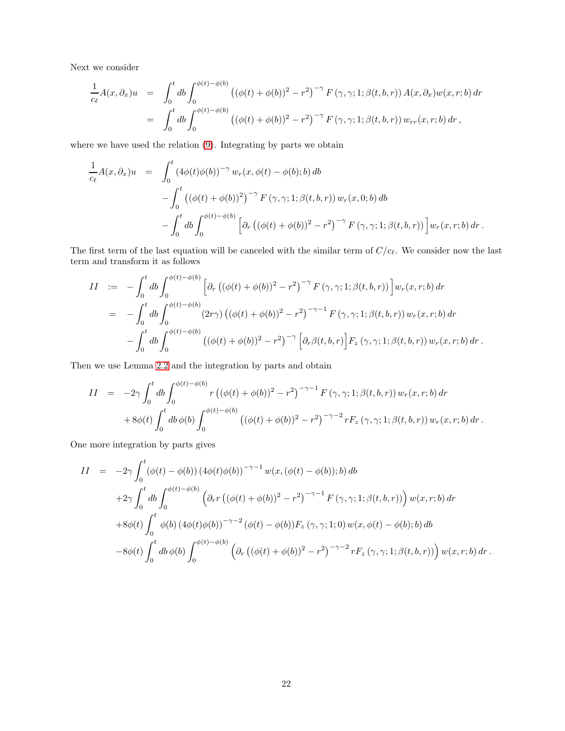Next we consider

$$
\begin{aligned}
\frac{1}{c_\ell}A(x,\partial_x)u &= \int_0^t db \int_0^{\phi(t)-\phi(b)} \left((\phi(t)+\phi(b))^2 - r^2\right)^{-\gamma} F\left(\gamma,\gamma;1;\beta(t,b,r)\right) A(x,\partial_x) w(x,r;b)\, dr \\
&= \int_0^t db \int_0^{\phi(t)-\phi(b)} \left((\phi(t)+\phi(b))^2 - r^2\right)^{-\gamma} F\left(\gamma,\gamma;1;\beta(t,b,r)\right) w_{rr}(x,r;b)\, dr\,,
\end{aligned}
$$

where we have used the relation (9). Integrating by parts we obtain

$$
\begin{aligned}
\frac{1}{c_\ell}A(x,\partial_x)u &= \int_0^t \left(4\phi(t)\phi(b)\right)^{-\gamma} w_r(x,\phi(t)-\phi(b);b)\, db \\
&\quad - \int_0^t \left((\phi(t)+\phi(b))^2\right)^{-\gamma} F\left(\gamma,\gamma;1;\beta(t,b,r)\right) w_r(x,0;b)\, db \\
&\quad - \int_0^t db \int_0^{\phi(t)-\phi(b)} \left[\partial_r \left((\phi(t)+\phi(b))^2 - r^2\right)^{-\gamma} F\left(\gamma,\gamma;1;\beta(t,b,r)\right)\right] w_r(x,r;b)\, dr\,.
\end{aligned}
$$

The first term of the last equation will be canceled with the similar term of $C/c_\ell$. We consider now the last term and transform it as follows

$$
\begin{aligned}
II &:= -\int_0^t db \int_0^{\phi(t)-\phi(b)} \left[\partial_r \left((\phi(t)+\phi(b))^2 - r^2\right)^{-\gamma} F\left(\gamma,\gamma;1;\beta(t,b,r)\right)\right] w_r(x,r;b)\, dr \\
&= -\int_0^t db \int_0^{\phi(t)-\phi(b)} (2r\gamma)\left((\phi(t)+\phi(b))^2 - r^2\right)^{-\gamma-1} F\left(\gamma,\gamma;1;\beta(t,b,r)\right) w_r(x,r;b)\, dr \\
&\quad -\int_0^t db \int_0^{\phi(t)-\phi(b)} \left((\phi(t)+\phi(b))^2 - r^2\right)^{-\gamma} \left[\partial_r \beta(t,b,r)\right] F_z\left(\gamma,\gamma;1;\beta(t,b,r)\right) w_r(x,r;b)\, dr\,.
\end{aligned}
$$

Then we use Lemma 2.2 and the integration by parts and obtain

$$
\begin{aligned}
II &= -2\gamma \int_0^t db \int_0^{\phi(t)-\phi(b)} r\left((\phi(t)+\phi(b))^2 - r^2\right)^{-\gamma-1} F\left(\gamma,\gamma;1;\beta(t,b,r)\right) w_r(x,r;b)\, dr \\
&\quad + 8\phi(t)\int_0^t db\, \phi(b) \int_0^{\phi(t)-\phi(b)} \left((\phi(t)+\phi(b))^2 - r^2\right)^{-\gamma-2} r F_z\left(\gamma,\gamma;1;\beta(t,b,r)\right) w_r(x,r;b)\, dr\,.
\end{aligned}
$$

One more integration by parts gives

$$
\begin{aligned}
II &= -2\gamma \int_0^t (\phi(t)-\phi(b))\left(4\phi(t)\phi(b)\right)^{-\gamma-1} w(x,(\phi(t)-\phi(b));b)\, db \\
&\quad +2\gamma \int_0^t db \int_0^{\phi(t)-\phi(b)} \left(\partial_r r\left((\phi(t)+\phi(b))^2 - r^2\right)^{-\gamma-1} F\left(\gamma,\gamma;1;\beta(t,b,r)\right)\right) w(x,r;b)\, dr \\
&\quad +8\phi(t)\int_0^t \phi(b)\left(4\phi(t)\phi(b)\right)^{-\gamma-2} (\phi(t)-\phi(b)) F_z\left(\gamma,\gamma;1;0\right) w(x,\phi(t)-\phi(b);b)\, db \\
&\quad -8\phi(t)\int_0^t db\, \phi(b) \int_0^{\phi(t)-\phi(b)} \left(\partial_r \left((\phi(t)+\phi(b))^2 - r^2\right)^{-\gamma-2} r F_z\left(\gamma,\gamma;1;\beta(t,b,r)\right)\right) w(x,r;b)\, dr\,.
\end{aligned}
$$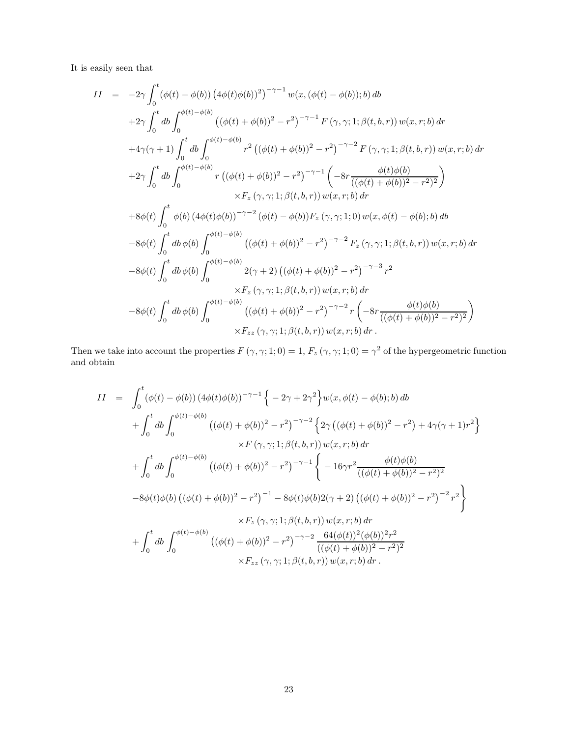It is easily seen that

$$
\begin{aligned}
II &= -2\gamma \int_0^t (\phi(t)-\phi(b)) \left(4\phi(t)\phi(b))^2\right)^{-\gamma-1} w(x,(\phi(t)-\phi(b));b)\,db \\
&\quad +2\gamma \int_0^t db \int_0^{\phi(t)-\phi(b)} \left((\phi(t)+\phi(b))^2-r^2\right)^{-\gamma-1} F\left(\gamma,\gamma;1;\beta(t,b,r)\right) w(x,r;b)\,dr \\
&\quad +4\gamma(\gamma+1) \int_0^t db \int_0^{\phi(t)-\phi(b)} r^2 \left((\phi(t)+\phi(b))^2-r^2\right)^{-\gamma-2} F\left(\gamma,\gamma;1;\beta(t,b,r)\right) w(x,r;b)\,dr \\
&\quad +2\gamma \int_0^t db \int_0^{\phi(t)-\phi(b)} r \left((\phi(t)+\phi(b))^2-r^2\right)^{-\gamma-1} \left(-8r\frac{\phi(t)\phi(b)}{((\phi(t)+\phi(b))^2-r^2)^2}\right) \\
&\qquad\qquad \times F_z\left(\gamma,\gamma;1;\beta(t,b,r)\right) w(x,r;b)\,dr \\
&\quad +8\phi(t) \int_0^t \phi(b) \left(4\phi(t)\phi(b)\right)^{-\gamma-2} (\phi(t)-\phi(b)) F_z\left(\gamma,\gamma;1;0\right) w(x,\phi(t)-\phi(b);b)\,db \\
&\quad -8\phi(t) \int_0^t db\, \phi(b) \int_0^{\phi(t)-\phi(b)} \left((\phi(t)+\phi(b))^2-r^2\right)^{-\gamma-2} F_z\left(\gamma,\gamma;1;\beta(t,b,r)\right) w(x,r;b)\,dr \\
&\quad -8\phi(t) \int_0^t db\, \phi(b) \int_0^{\phi(t)-\phi(b)} 2(\gamma+2) \left((\phi(t)+\phi(b))^2-r^2\right)^{-\gamma-3} r^2 \\
&\qquad\qquad \times F_z\left(\gamma,\gamma;1;\beta(t,b,r)\right) w(x,r;b)\,dr \\
&\quad -8\phi(t) \int_0^t db\, \phi(b) \int_0^{\phi(t)-\phi(b)} \left((\phi(t)+\phi(b))^2-r^2\right)^{-\gamma-2} r \left(-8r\frac{\phi(t)\phi(b)}{((\phi(t)+\phi(b))^2-r^2)^2}\right) \\
&\qquad\qquad \times F_{zz}\left(\gamma,\gamma;1;\beta(t,b,r)\right) w(x,r;b)\,dr\,.
\end{aligned}
$$

Then we take into account the properties $F(\gamma,\gamma;1;0)=1$, $F_z(\gamma,\gamma;1;0)=\gamma^2$ of the hypergeometric function and obtain

$$
\begin{aligned}
II &= \int_0^t (\phi(t)-\phi(b)) \left(4\phi(t)\phi(b)\right)^{-\gamma-1} \Big\{-2\gamma+2\gamma^2\Big\} w(x,\phi(t)-\phi(b);b)\,db \\
&\quad +\int_0^t db \int_0^{\phi(t)-\phi(b)} \left((\phi(t)+\phi(b))^2-r^2\right)^{-\gamma-2} \Big\{2\gamma\left((\phi(t)+\phi(b))^2-r^2\right)+4\gamma(\gamma+1)r^2\Big\} \\
&\qquad\qquad \times F\left(\gamma,\gamma;1;\beta(t,b,r)\right) w(x,r;b)\,dr \\
&\quad +\int_0^t db \int_0^{\phi(t)-\phi(b)} \left((\phi(t)+\phi(b))^2-r^2\right)^{-\gamma-1} \Bigg\{-16\gamma r^2\frac{\phi(t)\phi(b)}{((\phi(t)+\phi(b))^2-r^2)^2} \\
&\quad -8\phi(t)\phi(b)\left((\phi(t)+\phi(b))^2-r^2\right)^{-1} - 8\phi(t)\phi(b)2(\gamma+2)\left((\phi(t)+\phi(b))^2-r^2\right)^{-2} r^2\Bigg\} \\
&\qquad\qquad \times F_z\left(\gamma,\gamma;1;\beta(t,b,r)\right) w(x,r;b)\,dr \\
&\quad +\int_0^t db \int_0^{\phi(t)-\phi(b)} \left((\phi(t)+\phi(b))^2-r^2\right)^{-\gamma-2} \frac{64(\phi(t))^2(\phi(b))^2r^2}{((\phi(t)+\phi(b))^2-r^2)^2} \\
&\qquad\qquad \times F_{zz}\left(\gamma,\gamma;1;\beta(t,b,r)\right) w(x,r;b)\,dr\,.
\end{aligned}
$$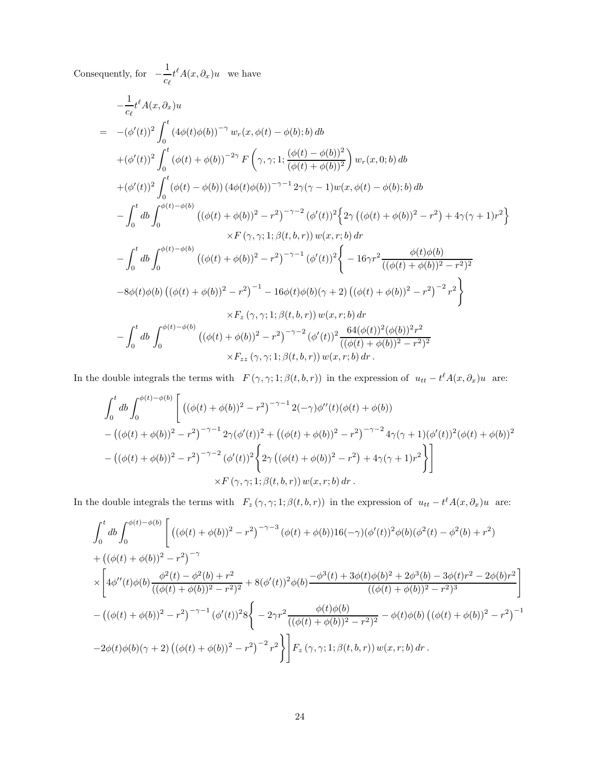Consequently, for $-\dfrac{1}{c_\ell}t^\ell A(x,\partial_x)u$ we have

$$
\begin{aligned}
& -\frac{1}{c_\ell}t^\ell A(x,\partial_x)u \\
= \quad & -(\phi'(t))^2 \int_0^t \left(4\phi(t)\phi(b)\right)^{-\gamma} w_r(x,\phi(t)-\phi(b);b)\,db \\
& +(\phi'(t))^2 \int_0^t \left(\phi(t)+\phi(b)\right)^{-2\gamma} F\left(\gamma,\gamma;1;\frac{(\phi(t)-\phi(b))^2}{(\phi(t)+\phi(b))^2}\right) w_r(x,0;b)\,db \\
& +(\phi'(t))^2 \int_0^t (\phi(t)-\phi(b))\left(4\phi(t)\phi(b)\right)^{-\gamma-1} 2\gamma(\gamma-1) w(x,\phi(t)-\phi(b);b)\,db \\
& -\int_0^t db \int_0^{\phi(t)-\phi(b)} \left((\phi(t)+\phi(b))^2-r^2\right)^{-\gamma-2}(\phi'(t))^2 \Big\{ 2\gamma\left((\phi(t)+\phi(b))^2-r^2\right)+4\gamma(\gamma+1)r^2 \Big\} \\
& \qquad\qquad \times F\left(\gamma,\gamma;1;\beta(t,b,r)\right) w(x,r;b)\,dr \\
& -\int_0^t db \int_0^{\phi(t)-\phi(b)} \left((\phi(t)+\phi(b))^2-r^2\right)^{-\gamma-1}(\phi'(t))^2 \Bigg\{ -16\gamma r^2 \frac{\phi(t)\phi(b)}{((\phi(t)+\phi(b))^2-r^2)^2} \\
& -8\phi(t)\phi(b)\left((\phi(t)+\phi(b))^2-r^2\right)^{-1} - 16\phi(t)\phi(b)(\gamma+2)\left((\phi(t)+\phi(b))^2-r^2\right)^{-2} r^2 \Bigg\} \\
& \qquad\qquad \times F_z\left(\gamma,\gamma;1;\beta(t,b,r)\right) w(x,r;b)\,dr \\
& -\int_0^t db \int_0^{\phi(t)-\phi(b)} \left((\phi(t)+\phi(b))^2-r^2\right)^{-\gamma-2}(\phi'(t))^2 \frac{64(\phi(t))^2(\phi(b))^2 r^2}{((\phi(t)+\phi(b))^2-r^2)^2} \\
& \qquad\qquad \times F_{zz}\left(\gamma,\gamma;1;\beta(t,b,r)\right) w(x,r;b)\,dr\,.
\end{aligned}
$$

In the double integrals the terms with $F\left(\gamma,\gamma;1;\beta(t,b,r)\right)$ in the expression of $u_{tt}-t^\ell A(x,\partial_x)u$ are:

$$
\begin{aligned}
& \int_0^t db \int_0^{\phi(t)-\phi(b)} \Bigg[ \left((\phi(t)+\phi(b))^2-r^2\right)^{-\gamma-1} 2(-\gamma)\phi''(t)(\phi(t)+\phi(b)) \\
& -\left((\phi(t)+\phi(b))^2-r^2\right)^{-\gamma-1} 2\gamma(\phi'(t))^2 + \left((\phi(t)+\phi(b))^2-r^2\right)^{-\gamma-2} 4\gamma(\gamma+1)(\phi'(t))^2(\phi(t)+\phi(b))^2 \\
& -\left((\phi(t)+\phi(b))^2-r^2\right)^{-\gamma-2}(\phi'(t))^2 \Big\{ 2\gamma\left((\phi(t)+\phi(b))^2-r^2\right)+4\gamma(\gamma+1)r^2 \Big\} \Bigg] \\
& \qquad\qquad \times F\left(\gamma,\gamma;1;\beta(t,b,r)\right) w(x,r;b)\,dr\,.
\end{aligned}
$$

In the double integrals the terms with $F_z\left(\gamma,\gamma;1;\beta(t,b,r)\right)$ in the expression of $u_{tt}-t^\ell A(x,\partial_x)u$ are:

$$
\begin{aligned}
& \int_0^t db \int_0^{\phi(t)-\phi(b)} \Bigg[ \left((\phi(t)+\phi(b))^2-r^2\right)^{-\gamma-3}(\phi(t)+\phi(b))16(-\gamma)(\phi'(t))^2\phi(b)(\phi^2(t)-\phi^2(b)+r^2) \\
& +\left((\phi(t)+\phi(b))^2-r^2\right)^{-\gamma} \\
& \times\Bigg[ 4\phi''(t)\phi(b)\frac{\phi^2(t)-\phi^2(b)+r^2}{((\phi(t)+\phi(b))^2-r^2)^2} + 8(\phi'(t))^2\phi(b)\frac{-\phi^3(t)+3\phi(t)\phi(b)^2+2\phi^3(b)-3\phi(t)r^2-2\phi(b)r^2}{((\phi(t)+\phi(b))^2-r^2)^3} \Bigg] \\
& -\left((\phi(t)+\phi(b))^2-r^2\right)^{-\gamma-1}(\phi'(t))^2 8 \Bigg\{ -2\gamma r^2\frac{\phi(t)\phi(b)}{((\phi(t)+\phi(b))^2-r^2)^2} - \phi(t)\phi(b)\left((\phi(t)+\phi(b))^2-r^2\right)^{-1} \\
& -2\phi(t)\phi(b)(\gamma+2)\left((\phi(t)+\phi(b))^2-r^2\right)^{-2} r^2 \Bigg\} \Bigg] F_z\left(\gamma,\gamma;1;\beta(t,b,r)\right) w(x,r;b)\,dr\,.
\end{aligned}
$$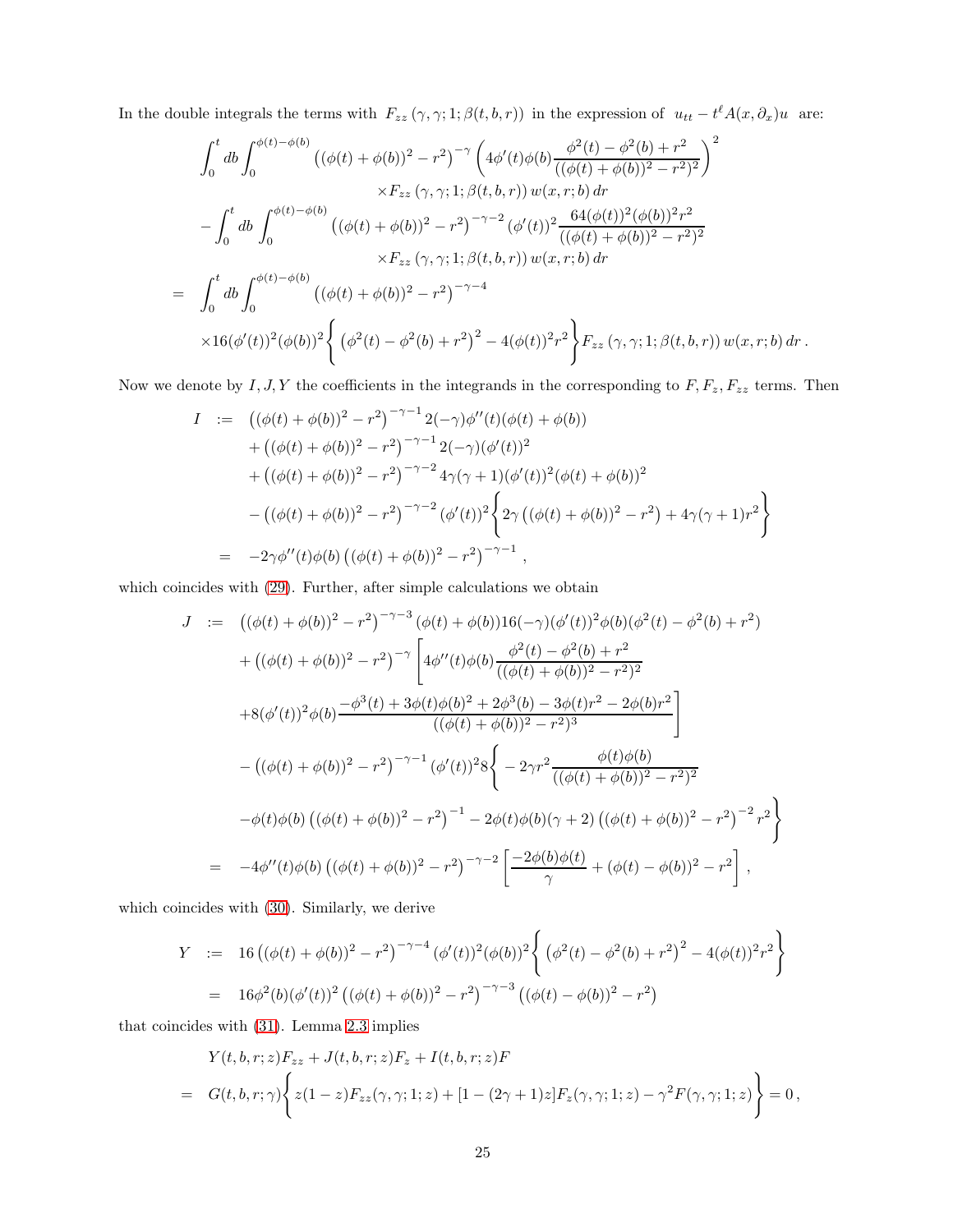In the double integrals the terms with $F_{zz}(\gamma,\gamma;1;\beta(t,b,r))$ in the expression of $u_{tt} - t^\ell A(x,\partial_x)u$ are:

$$
\begin{aligned}
& \int_0^t db \int_0^{\phi(t)-\phi(b)} \left((\phi(t)+\phi(b))^2 - r^2\right)^{-\gamma} \left(4\phi'(t)\phi(b)\frac{\phi^2(t)-\phi^2(b)+r^2}{((\phi(t)+\phi(b))^2-r^2)^2}\right)^2 \\
& \qquad\qquad \times F_{zz}(\gamma,\gamma;1;\beta(t,b,r))\, w(x,r;b)\, dr \\
& - \int_0^t db \int_0^{\phi(t)-\phi(b)} \left((\phi(t)+\phi(b))^2 - r^2\right)^{-\gamma-2} (\phi'(t))^2 \frac{64(\phi(t))^2(\phi(b))^2 r^2}{((\phi(t)+\phi(b))^2-r^2)^2} \\
& \qquad\qquad \times F_{zz}(\gamma,\gamma;1;\beta(t,b,r))\, w(x,r;b)\, dr \\
= \; & \int_0^t db \int_0^{\phi(t)-\phi(b)} \left((\phi(t)+\phi(b))^2 - r^2\right)^{-\gamma-4} \\
& \times 16(\phi'(t))^2(\phi(b))^2 \left\{ \left(\phi^2(t)-\phi^2(b)+r^2\right)^2 - 4(\phi(t))^2 r^2 \right\} F_{zz}(\gamma,\gamma;1;\beta(t,b,r))\, w(x,r;b)\, dr\,.
\end{aligned}
$$

Now we denote by $I, J, Y$ the coefficients in the integrands in the corresponding to $F, F_z, F_{zz}$ terms. Then

$$
\begin{aligned}
I \;:=\; & \left((\phi(t)+\phi(b))^2 - r^2\right)^{-\gamma-1} 2(-\gamma)\phi''(t)(\phi(t)+\phi(b)) \\
& + \left((\phi(t)+\phi(b))^2 - r^2\right)^{-\gamma-1} 2(-\gamma)(\phi'(t))^2 \\
& + \left((\phi(t)+\phi(b))^2 - r^2\right)^{-\gamma-2} 4\gamma(\gamma+1)(\phi'(t))^2(\phi(t)+\phi(b))^2 \\
& - \left((\phi(t)+\phi(b))^2 - r^2\right)^{-\gamma-2} (\phi'(t))^2 \left\{ 2\gamma\left((\phi(t)+\phi(b))^2 - r^2\right) + 4\gamma(\gamma+1)r^2 \right\} \\
=\; & -2\gamma\phi''(t)\phi(b)\left((\phi(t)+\phi(b))^2 - r^2\right)^{-\gamma-1},
\end{aligned}
$$

which coincides with (29). Further, after simple calculations we obtain

$$
\begin{aligned}
J \;:=\; & \left((\phi(t)+\phi(b))^2 - r^2\right)^{-\gamma-3} (\phi(t)+\phi(b)) 16(-\gamma)(\phi'(t))^2\phi(b)(\phi^2(t)-\phi^2(b)+r^2) \\
& + \left((\phi(t)+\phi(b))^2 - r^2\right)^{-\gamma} \left[ 4\phi''(t)\phi(b)\frac{\phi^2(t)-\phi^2(b)+r^2}{((\phi(t)+\phi(b))^2-r^2)^2} \right. \\
& \left. + 8(\phi'(t))^2\phi(b)\frac{-\phi^3(t)+3\phi(t)\phi(b)^2+2\phi^3(b)-3\phi(t)r^2-2\phi(b)r^2}{((\phi(t)+\phi(b))^2-r^2)^3} \right] \\
& - \left((\phi(t)+\phi(b))^2 - r^2\right)^{-\gamma-1} (\phi'(t))^2 8 \left\{ -2\gamma r^2 \frac{\phi(t)\phi(b)}{((\phi(t)+\phi(b))^2-r^2)^2} \right. \\
& \left. - \phi(t)\phi(b)\left((\phi(t)+\phi(b))^2 - r^2\right)^{-1} - 2\phi(t)\phi(b)(\gamma+2)\left((\phi(t)+\phi(b))^2 - r^2\right)^{-2} r^2 \right\} \\
=\; & -4\phi''(t)\phi(b)\left((\phi(t)+\phi(b))^2 - r^2\right)^{-\gamma-2} \left[ \frac{-2\phi(b)\phi(t)}{\gamma} + (\phi(t)-\phi(b))^2 - r^2 \right],
\end{aligned}
$$

which coincides with (30). Similarly, we derive

$$
\begin{aligned}
Y \;:=\; & 16\left((\phi(t)+\phi(b))^2 - r^2\right)^{-\gamma-4} (\phi'(t))^2(\phi(b))^2 \left\{ \left(\phi^2(t)-\phi^2(b)+r^2\right)^2 - 4(\phi(t))^2 r^2 \right\} \\
=\; & 16\phi^2(b)(\phi'(t))^2 \left((\phi(t)+\phi(b))^2 - r^2\right)^{-\gamma-3} \left((\phi(t)-\phi(b))^2 - r^2\right)
\end{aligned}
$$

that coincides with (31). Lemma 2.3 implies

$$
\begin{aligned}
& Y(t,b,r;z)F_{zz} + J(t,b,r;z)F_z + I(t,b,r;z)F \\
=\; & G(t,b,r;\gamma)\left\{ z(1-z)F_{zz}(\gamma,\gamma;1;z) + [1-(2\gamma+1)z]F_z(\gamma,\gamma;1;z) - \gamma^2 F(\gamma,\gamma;1;z) \right\} = 0\,,
\end{aligned}
$$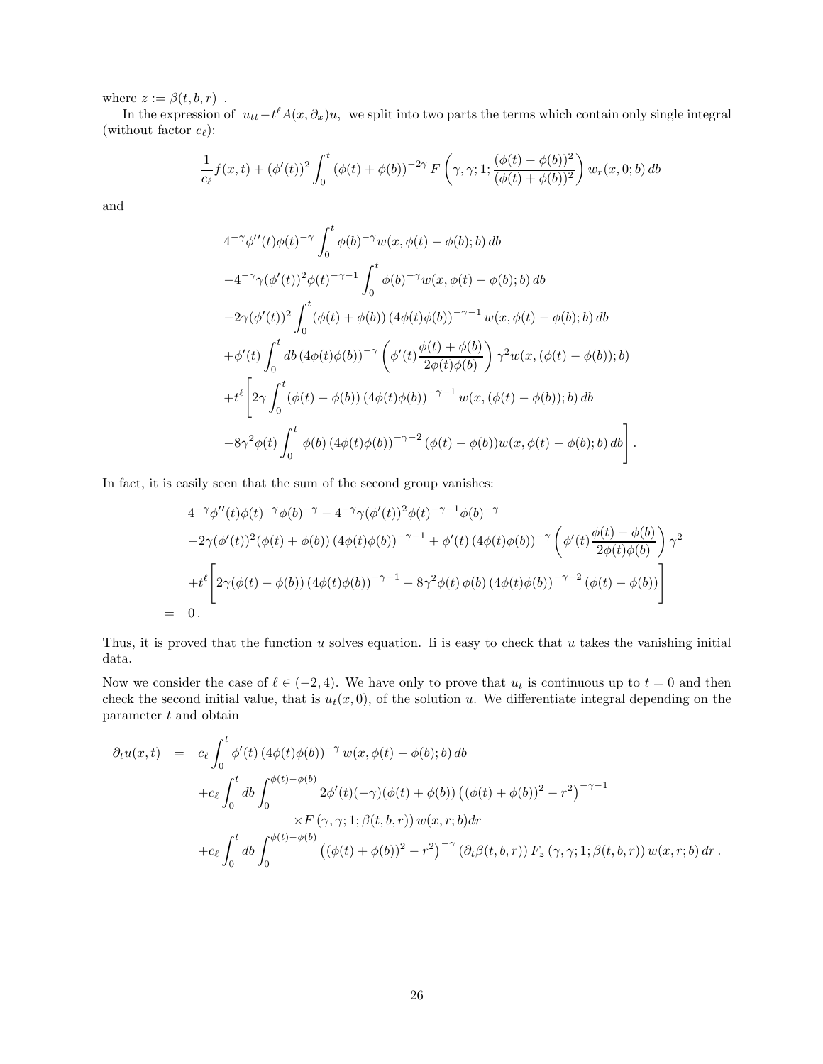where $z := \beta(t,b,r)$ .

In the expression of $u_{tt} - t^\ell A(x,\partial_x)u$, we split into two parts the terms which contain only single integral (without factor $c_\ell$):

$$
\frac{1}{c_\ell} f(x,t) + (\phi'(t))^2 \int_0^t (\phi(t)+\phi(b))^{-2\gamma} F\left(\gamma,\gamma;1;\frac{(\phi(t)-\phi(b))^2}{(\phi(t)+\phi(b))^2}\right) w_r(x,0;b)\, db
$$

and

$$
\begin{aligned}
& 4^{-\gamma}\phi''(t)\phi(t)^{-\gamma}\int_0^t \phi(b)^{-\gamma} w(x,\phi(t)-\phi(b);b)\, db \\
& -4^{-\gamma}\gamma(\phi'(t))^2\phi(t)^{-\gamma-1}\int_0^t \phi(b)^{-\gamma} w(x,\phi(t)-\phi(b);b)\, db \\
& -2\gamma(\phi'(t))^2\int_0^t (\phi(t)+\phi(b))\,(4\phi(t)\phi(b))^{-\gamma-1} w(x,\phi(t)-\phi(b);b)\, db \\
& +\phi'(t)\int_0^t db\,(4\phi(t)\phi(b))^{-\gamma}\left(\phi'(t)\frac{\phi(t)+\phi(b)}{2\phi(t)\phi(b)}\right)\gamma^2 w(x,(\phi(t)-\phi(b));b) \\
& +t^\ell\Bigg[2\gamma\int_0^t (\phi(t)-\phi(b))\,(4\phi(t)\phi(b))^{-\gamma-1} w(x,(\phi(t)-\phi(b));b)\, db \\
& -8\gamma^2\phi(t)\int_0^t \phi(b)\,(4\phi(t)\phi(b))^{-\gamma-2}(\phi(t)-\phi(b)) w(x,\phi(t)-\phi(b);b)\, db\Bigg].
\end{aligned}
$$

In fact, it is easily seen that the sum of the second group vanishes:

$$
\begin{aligned}
& 4^{-\gamma}\phi''(t)\phi(t)^{-\gamma}\phi(b)^{-\gamma} - 4^{-\gamma}\gamma(\phi'(t))^2\phi(t)^{-\gamma-1}\phi(b)^{-\gamma} \\
& -2\gamma(\phi'(t))^2(\phi(t)+\phi(b))\,(4\phi(t)\phi(b))^{-\gamma-1} + \phi'(t)\,(4\phi(t)\phi(b))^{-\gamma}\left(\phi'(t)\frac{\phi(t)-\phi(b)}{2\phi(t)\phi(b)}\right)\gamma^2 \\
& +t^\ell\Bigg[2\gamma(\phi(t)-\phi(b))\,(4\phi(t)\phi(b))^{-\gamma-1} - 8\gamma^2\phi(t)\,\phi(b)\,(4\phi(t)\phi(b))^{-\gamma-2}(\phi(t)-\phi(b))\Bigg] \\
= \;& 0\,.
\end{aligned}
$$

Thus, it is proved that the function $u$ solves equation. Ii is easy to check that $u$ takes the vanishing initial data.

Now we consider the case of $\ell \in (-2,4)$. We have only to prove that $u_t$ is continuous up to $t=0$ and then check the second initial value, that is $u_t(x,0)$, of the solution $u$. We differentiate integral depending on the parameter $t$ and obtain

$$
\begin{aligned}
\partial_t u(x,t) \;=\;& c_\ell\int_0^t \phi'(t)\,(4\phi(t)\phi(b))^{-\gamma} w(x,\phi(t)-\phi(b);b)\, db \\
& +c_\ell\int_0^t db\int_0^{\phi(t)-\phi(b)} 2\phi'(t)(-\gamma)(\phi(t)+\phi(b))\left((\phi(t)+\phi(b))^2-r^2\right)^{-\gamma-1} \\
& \qquad\times F\left(\gamma,\gamma;1;\beta(t,b,r)\right) w(x,r;b)dr \\
& +c_\ell\int_0^t db\int_0^{\phi(t)-\phi(b)} \left((\phi(t)+\phi(b))^2-r^2\right)^{-\gamma}\left(\partial_t\beta(t,b,r)\right) F_z\left(\gamma,\gamma;1;\beta(t,b,r)\right) w(x,r;b)\, dr\,.
\end{aligned}
$$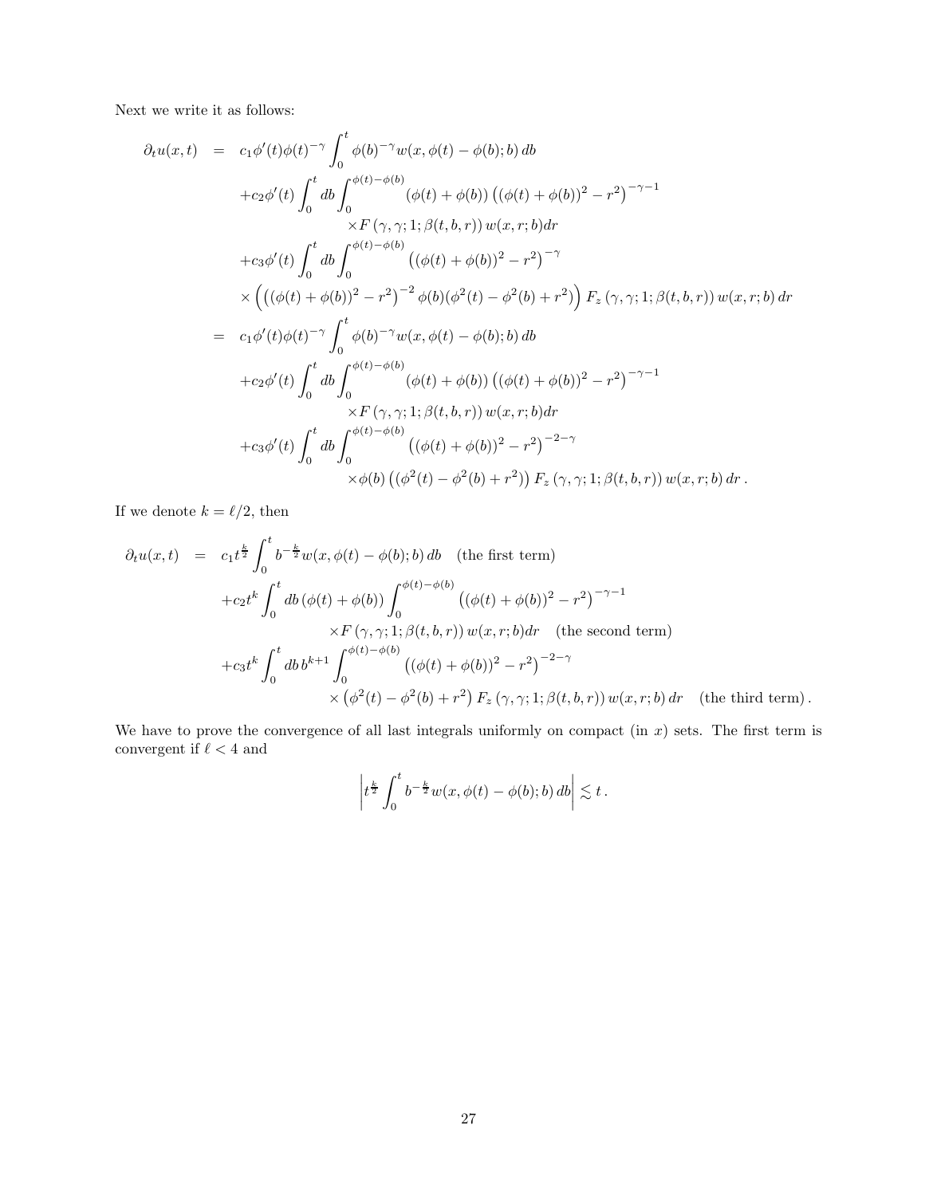Next we write it as follows:

$$
\begin{aligned}
\partial_t u(x,t) &= c_1\phi'(t)\phi(t)^{-\gamma}\int_0^t \phi(b)^{-\gamma} w(x,\phi(t)-\phi(b);b)\,db \\
&\quad + c_2\phi'(t)\int_0^t db \int_0^{\phi(t)-\phi(b)} (\phi(t)+\phi(b))\left((\phi(t)+\phi(b))^2-r^2\right)^{-\gamma-1} \\
&\qquad\qquad \times F\left(\gamma,\gamma;1;\beta(t,b,r)\right) w(x,r;b)dr \\
&\quad + c_3\phi'(t)\int_0^t db \int_0^{\phi(t)-\phi(b)} \left((\phi(t)+\phi(b))^2-r^2\right)^{-\gamma} \\
&\quad \times \left(\left((\phi(t)+\phi(b))^2-r^2\right)^{-2}\phi(b)(\phi^2(t)-\phi^2(b)+r^2)\right) F_z\left(\gamma,\gamma;1;\beta(t,b,r)\right) w(x,r;b)\,dr \\
&= c_1\phi'(t)\phi(t)^{-\gamma}\int_0^t \phi(b)^{-\gamma} w(x,\phi(t)-\phi(b);b)\,db \\
&\quad + c_2\phi'(t)\int_0^t db \int_0^{\phi(t)-\phi(b)} (\phi(t)+\phi(b))\left((\phi(t)+\phi(b))^2-r^2\right)^{-\gamma-1} \\
&\qquad\qquad \times F\left(\gamma,\gamma;1;\beta(t,b,r)\right) w(x,r;b)dr \\
&\quad + c_3\phi'(t)\int_0^t db \int_0^{\phi(t)-\phi(b)} \left((\phi(t)+\phi(b))^2-r^2\right)^{-2-\gamma} \\
&\qquad\qquad \times \phi(b)\left((\phi^2(t)-\phi^2(b)+r^2)\right) F_z\left(\gamma,\gamma;1;\beta(t,b,r)\right) w(x,r;b)\,dr\,.
\end{aligned}
$$

If we denote $k=\ell/2$, then

$$
\begin{aligned}
\partial_t u(x,t) &= c_1 t^{\frac{k}{2}}\int_0^t b^{-\frac{k}{2}} w(x,\phi(t)-\phi(b);b)\,db \quad \text{(the first term)} \\
&\quad + c_2 t^k \int_0^t db\,(\phi(t)+\phi(b)) \int_0^{\phi(t)-\phi(b)} \left((\phi(t)+\phi(b))^2-r^2\right)^{-\gamma-1} \\
&\qquad\qquad \times F\left(\gamma,\gamma;1;\beta(t,b,r)\right) w(x,r;b)dr \quad \text{(the second term)} \\
&\quad + c_3 t^k \int_0^t db\, b^{k+1} \int_0^{\phi(t)-\phi(b)} \left((\phi(t)+\phi(b))^2-r^2\right)^{-2-\gamma} \\
&\qquad\qquad \times \left(\phi^2(t)-\phi^2(b)+r^2\right) F_z\left(\gamma,\gamma;1;\beta(t,b,r)\right) w(x,r;b)\,dr \quad \text{(the third term)}\,.
\end{aligned}
$$

We have to prove the convergence of all last integrals uniformly on compact (in $x$) sets. The first term is convergent if $\ell<4$ and

$$
\left| t^{\frac{k}{2}}\int_0^t b^{-\frac{k}{2}} w(x,\phi(t)-\phi(b);b)\,db \right| \lesssim t\,.
$$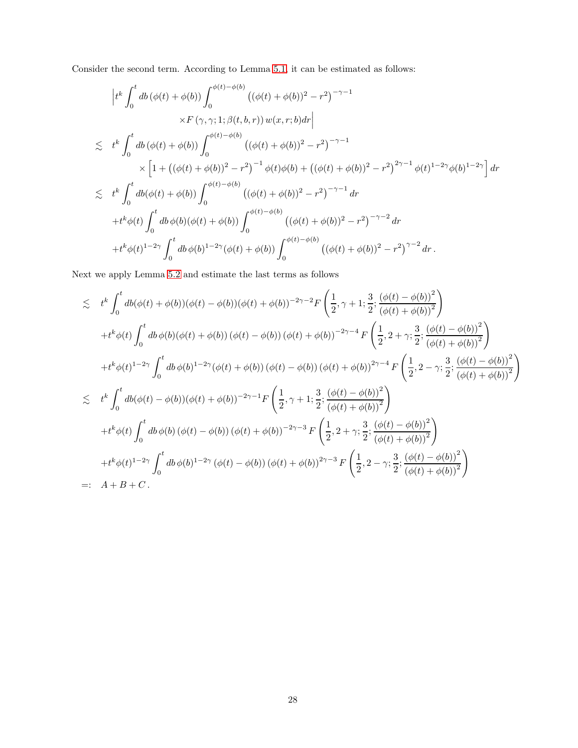Consider the second term. According to Lemma 5.1, it can be estimated as follows:

$$
\begin{aligned}
& \Big| t^k \int_0^t db\, (\phi(t)+\phi(b)) \int_0^{\phi(t)-\phi(b)} \left((\phi(t)+\phi(b))^2 - r^2\right)^{-\gamma-1} \\
& \qquad\qquad \times F\left(\gamma,\gamma;1;\beta(t,b,r)\right) w(x,r;b) dr \Big| \\
\lesssim\ & t^k \int_0^t db\, (\phi(t)+\phi(b)) \int_0^{\phi(t)-\phi(b)} \left((\phi(t)+\phi(b))^2 - r^2\right)^{-\gamma-1} \\
& \qquad \times \left[ 1 + \left((\phi(t)+\phi(b))^2 - r^2\right)^{-1} \phi(t)\phi(b) + \left((\phi(t)+\phi(b))^2 - r^2\right)^{2\gamma-1} \phi(t)^{1-2\gamma}\phi(b)^{1-2\gamma} \right] dr \\
\lesssim\ & t^k \int_0^t db (\phi(t)+\phi(b)) \int_0^{\phi(t)-\phi(b)} \left((\phi(t)+\phi(b))^2 - r^2\right)^{-\gamma-1} dr \\
& + t^k \phi(t) \int_0^t db\, \phi(b)(\phi(t)+\phi(b)) \int_0^{\phi(t)-\phi(b)} \left((\phi(t)+\phi(b))^2 - r^2\right)^{-\gamma-2} dr \\
& + t^k \phi(t)^{1-2\gamma} \int_0^t db\, \phi(b)^{1-2\gamma}(\phi(t)+\phi(b)) \int_0^{\phi(t)-\phi(b)} \left((\phi(t)+\phi(b))^2 - r^2\right)^{\gamma-2} dr\,.
\end{aligned}
$$

Next we apply Lemma 5.2 and estimate the last terms as follows

$$
\begin{aligned}
\lesssim\ & t^k \int_0^t db (\phi(t)+\phi(b))(\phi(t)-\phi(b))(\phi(t)+\phi(b))^{-2\gamma-2} F\left(\frac{1}{2},\gamma+1;\frac{3}{2};\frac{(\phi(t)-\phi(b))^2}{(\phi(t)+\phi(b))^2}\right) \\
& + t^k \phi(t) \int_0^t db\, \phi(b)(\phi(t)+\phi(b))\,(\phi(t)-\phi(b))\,(\phi(t)+\phi(b))^{-2\gamma-4} F\left(\frac{1}{2},2+\gamma;\frac{3}{2};\frac{(\phi(t)-\phi(b))^2}{(\phi(t)+\phi(b))^2}\right) \\
& + t^k \phi(t)^{1-2\gamma} \int_0^t db\, \phi(b)^{1-2\gamma}(\phi(t)+\phi(b))\,(\phi(t)-\phi(b))\,(\phi(t)+\phi(b))^{2\gamma-4} F\left(\frac{1}{2},2-\gamma;\frac{3}{2};\frac{(\phi(t)-\phi(b))^2}{(\phi(t)+\phi(b))^2}\right) \\
\lesssim\ & t^k \int_0^t db (\phi(t)-\phi(b))(\phi(t)+\phi(b))^{-2\gamma-1} F\left(\frac{1}{2},\gamma+1;\frac{3}{2};\frac{(\phi(t)-\phi(b))^2}{(\phi(t)+\phi(b))^2}\right) \\
& + t^k \phi(t) \int_0^t db\, \phi(b)\,(\phi(t)-\phi(b))\,(\phi(t)+\phi(b))^{-2\gamma-3} F\left(\frac{1}{2},2+\gamma;\frac{3}{2};\frac{(\phi(t)-\phi(b))^2}{(\phi(t)+\phi(b))^2}\right) \\
& + t^k \phi(t)^{1-2\gamma} \int_0^t db\, \phi(b)^{1-2\gamma}\,(\phi(t)-\phi(b))\,(\phi(t)+\phi(b))^{2\gamma-3} F\left(\frac{1}{2},2-\gamma;\frac{3}{2};\frac{(\phi(t)-\phi(b))^2}{(\phi(t)+\phi(b))^2}\right) \\
=:\ & A + B + C\,.
\end{aligned}
$$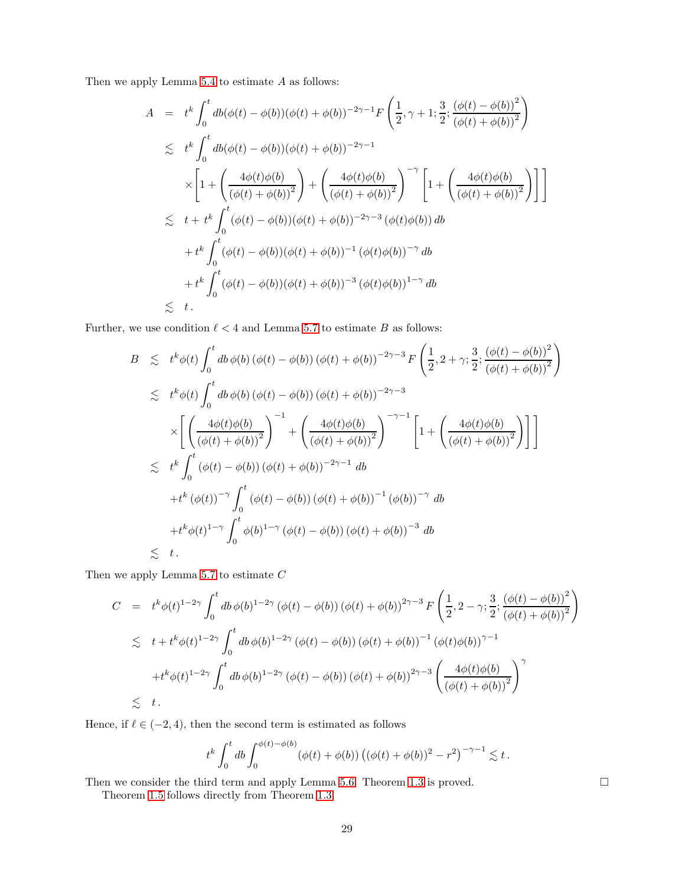Then we apply Lemma 5.4 to estimate $A$ as follows:

$$
\begin{aligned}
A &= t^k \int_0^t db(\phi(t)-\phi(b))(\phi(t)+\phi(b))^{-2\gamma-1} F\left(\frac{1}{2},\gamma+1;\frac{3}{2};\frac{(\phi(t)-\phi(b))^2}{(\phi(t)+\phi(b))^2}\right) \\
&\lesssim t^k \int_0^t db(\phi(t)-\phi(b))(\phi(t)+\phi(b))^{-2\gamma-1} \\
&\qquad \times \left[1+\left(\frac{4\phi(t)\phi(b)}{(\phi(t)+\phi(b))^2}\right)+\left(\frac{4\phi(t)\phi(b)}{(\phi(t)+\phi(b))^2}\right)^{-\gamma}\left[1+\left(\frac{4\phi(t)\phi(b)}{(\phi(t)+\phi(b))^2}\right)\right]\right] \\
&\lesssim t + t^k \int_0^t (\phi(t)-\phi(b))(\phi(t)+\phi(b))^{-2\gamma-3}\left(\phi(t)\phi(b)\right) db \\
&\quad + t^k \int_0^t (\phi(t)-\phi(b))(\phi(t)+\phi(b))^{-1}\left(\phi(t)\phi(b)\right)^{-\gamma} db \\
&\quad + t^k \int_0^t (\phi(t)-\phi(b))(\phi(t)+\phi(b))^{-3}\left(\phi(t)\phi(b)\right)^{1-\gamma} db \\
&\lesssim t\,.
\end{aligned}
$$

Further, we use condition $\ell<4$ and Lemma 5.7 to estimate $B$ as follows:

$$
\begin{aligned}
B &\lesssim t^k\phi(t) \int_0^t db\, \phi(b)\left(\phi(t)-\phi(b)\right)\left(\phi(t)+\phi(b)\right)^{-2\gamma-3} F\left(\frac{1}{2},2+\gamma;\frac{3}{2};\frac{(\phi(t)-\phi(b))^2}{(\phi(t)+\phi(b))^2}\right) \\
&\lesssim t^k\phi(t) \int_0^t db\, \phi(b)\left(\phi(t)-\phi(b)\right)\left(\phi(t)+\phi(b)\right)^{-2\gamma-3} \\
&\qquad \times \left[\left(\frac{4\phi(t)\phi(b)}{(\phi(t)+\phi(b))^2}\right)^{-1}+\left(\frac{4\phi(t)\phi(b)}{(\phi(t)+\phi(b))^2}\right)^{-\gamma-1}\left[1+\left(\frac{4\phi(t)\phi(b)}{(\phi(t)+\phi(b))^2}\right)\right]\right] \\
&\lesssim t^k \int_0^t \left(\phi(t)-\phi(b)\right)\left(\phi(t)+\phi(b)\right)^{-2\gamma-1} db \\
&\quad + t^k\left(\phi(t)\right)^{-\gamma} \int_0^t \left(\phi(t)-\phi(b)\right)\left(\phi(t)+\phi(b)\right)^{-1}\left(\phi(b)\right)^{-\gamma} db \\
&\quad + t^k\phi(t)^{1-\gamma} \int_0^t \phi(b)^{1-\gamma}\left(\phi(t)-\phi(b)\right)\left(\phi(t)+\phi(b)\right)^{-3} db \\
&\lesssim t\,.
\end{aligned}
$$

Then we apply Lemma 5.7 to estimate $C$

$$
\begin{aligned}
C &= t^k\phi(t)^{1-2\gamma} \int_0^t db\, \phi(b)^{1-2\gamma}\left(\phi(t)-\phi(b)\right)\left(\phi(t)+\phi(b)\right)^{2\gamma-3} F\left(\frac{1}{2},2-\gamma;\frac{3}{2};\frac{(\phi(t)-\phi(b))^2}{(\phi(t)+\phi(b))^2}\right) \\
&\lesssim t + t^k\phi(t)^{1-2\gamma} \int_0^t db\, \phi(b)^{1-2\gamma}\left(\phi(t)-\phi(b)\right)\left(\phi(t)+\phi(b)\right)^{-1}\left(\phi(t)\phi(b)\right)^{\gamma-1} \\
&\quad + t^k\phi(t)^{1-2\gamma} \int_0^t db\, \phi(b)^{1-2\gamma}\left(\phi(t)-\phi(b)\right)\left(\phi(t)+\phi(b)\right)^{2\gamma-3}\left(\frac{4\phi(t)\phi(b)}{(\phi(t)+\phi(b))^2}\right)^{\gamma} \\
&\lesssim t\,.
\end{aligned}
$$

Hence, if $\ell \in (-2,4)$, then the second term is estimated as follows

$$
t^k \int_0^t db \int_0^{\phi(t)-\phi(b)} (\phi(t)+\phi(b))\left((\phi(t)+\phi(b))^2-r^2\right)^{-\gamma-1} \lesssim t\,.
$$

Then we consider the third term and apply Lemma 5.6. Theorem 1.3 is proved. □

Theorem 1.5 follows directly from Theorem 1.3.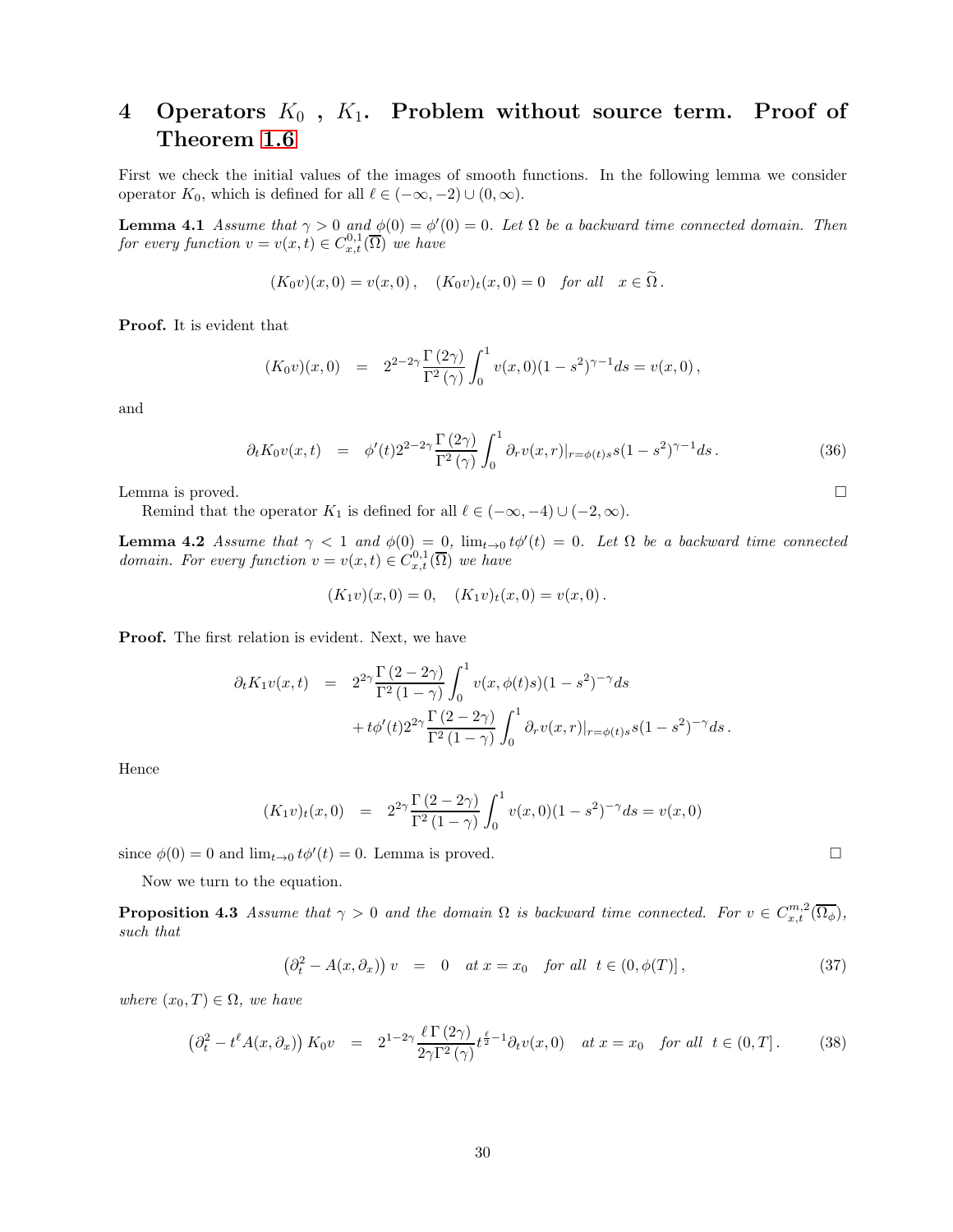# 4 Operators $K_0$ , $K_1$. Problem without source term. Proof of Theorem 1.6

First we check the initial values of the images of smooth functions. In the following lemma we consider operator $K_0$, which is defined for all $\ell \in (-\infty,-2)\cup(0,\infty)$.

**Lemma 4.1** *Assume that $\gamma > 0$ and $\phi(0) = \phi'(0) = 0$. Let $\Omega$ be a backward time connected domain. Then for every function $v = v(x,t) \in C^{0,1}_{x,t}(\overline{\Omega})$ we have*

$$
(K_0 v)(x,0) = v(x,0)\,, \quad (K_0 v)_t(x,0) = 0 \quad \text{for all} \quad x \in \widetilde{\Omega}\,.
$$

**Proof.** It is evident that

$$
(K_0 v)(x,0) \;=\; 2^{2-2\gamma}\frac{\Gamma(2\gamma)}{\Gamma^2(\gamma)}\int_0^1 v(x,0)(1-s^2)^{\gamma-1}ds = v(x,0)\,,
$$

and

$$
\partial_t K_0 v(x,t) \;=\; \phi'(t)2^{2-2\gamma}\frac{\Gamma(2\gamma)}{\Gamma^2(\gamma)}\int_0^1 \partial_r v(x,r)|_{r=\phi(t)s}\, s(1-s^2)^{\gamma-1}ds\,. \tag{36}
$$

Lemma is proved. $\square$

Remind that the operator $K_1$ is defined for all $\ell \in (-\infty,-4)\cup(-2,\infty)$.

**Lemma 4.2** *Assume that $\gamma < 1$ and $\phi(0) = 0$, $\lim_{t\to 0} t\phi'(t) = 0$. Let $\Omega$ be a backward time connected domain. For every function $v = v(x,t) \in C^{0,1}_{x,t}(\overline{\Omega})$ we have*

$$
(K_1 v)(x,0) = 0, \quad (K_1 v)_t(x,0) = v(x,0)\,.
$$

**Proof.** The first relation is evident. Next, we have

$$
\begin{aligned}
\partial_t K_1 v(x,t) \;&=\; 2^{2\gamma}\frac{\Gamma(2-2\gamma)}{\Gamma^2(1-\gamma)}\int_0^1 v(x,\phi(t)s)(1-s^2)^{-\gamma}ds \\
&\quad + t\phi'(t)2^{2\gamma}\frac{\Gamma(2-2\gamma)}{\Gamma^2(1-\gamma)}\int_0^1 \partial_r v(x,r)|_{r=\phi(t)s}\, s(1-s^2)^{-\gamma}ds\,.
\end{aligned}
$$

Hence

$$
(K_1 v)_t(x,0) \;=\; 2^{2\gamma}\frac{\Gamma(2-2\gamma)}{\Gamma^2(1-\gamma)}\int_0^1 v(x,0)(1-s^2)^{-\gamma}ds = v(x,0)
$$

since $\phi(0) = 0$ and $\lim_{t\to 0} t\phi'(t) = 0$. Lemma is proved. $\square$

Now we turn to the equation.

**Proposition 4.3** *Assume that $\gamma > 0$ and the domain $\Omega$ is backward time connected. For $v \in C^{m,2}_{x,t}(\overline{\Omega_\phi})$, such that*

$$
\left(\partial_t^2 - A(x,\partial_x)\right) v \;=\; 0 \quad \text{at } x = x_0 \quad \text{for all} \;\; t \in (0,\phi(T)]\,, \tag{37}
$$

*where $(x_0,T) \in \Omega$, we have*

$$
\left(\partial_t^2 - t^\ell A(x,\partial_x)\right) K_0 v \;=\; 2^{1-2\gamma}\frac{\ell\,\Gamma(2\gamma)}{2\gamma\Gamma^2(\gamma)}t^{\frac{\ell}{2}-1}\partial_t v(x,0) \quad \text{at } x = x_0 \quad \text{for all} \;\; t \in (0,T]\,. \tag{38}
$$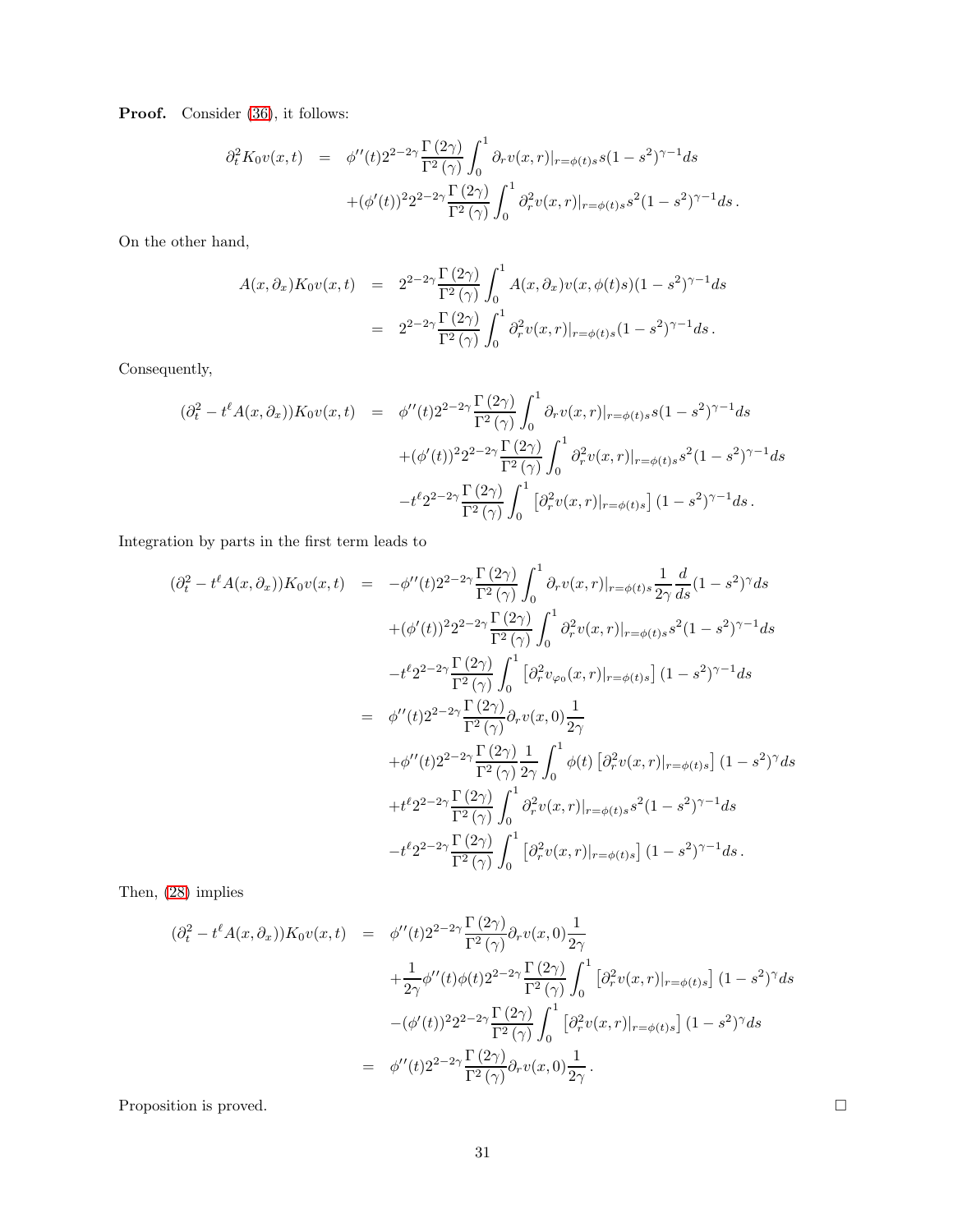**Proof.** Consider (36), it follows:

$$
\begin{aligned}
\partial_t^2 K_0 v(x,t) &= \phi''(t) 2^{2-2\gamma} \frac{\Gamma(2\gamma)}{\Gamma^2(\gamma)} \int_0^1 \partial_r v(x,r)|_{r=\phi(t)s} s(1-s^2)^{\gamma-1} ds \\
&\quad + (\phi'(t))^2 2^{2-2\gamma} \frac{\Gamma(2\gamma)}{\Gamma^2(\gamma)} \int_0^1 \partial_r^2 v(x,r)|_{r=\phi(t)s} s^2(1-s^2)^{\gamma-1} ds \,.
\end{aligned}
$$

On the other hand,

$$
\begin{aligned}
A(x,\partial_x) K_0 v(x,t) &= 2^{2-2\gamma} \frac{\Gamma(2\gamma)}{\Gamma^2(\gamma)} \int_0^1 A(x,\partial_x) v(x,\phi(t)s)(1-s^2)^{\gamma-1} ds \\
&= 2^{2-2\gamma} \frac{\Gamma(2\gamma)}{\Gamma^2(\gamma)} \int_0^1 \partial_r^2 v(x,r)|_{r=\phi(t)s} (1-s^2)^{\gamma-1} ds \,.
\end{aligned}
$$

Consequently,

$$
\begin{aligned}
(\partial_t^2 - t^\ell A(x,\partial_x)) K_0 v(x,t) &= \phi''(t) 2^{2-2\gamma} \frac{\Gamma(2\gamma)}{\Gamma^2(\gamma)} \int_0^1 \partial_r v(x,r)|_{r=\phi(t)s} s(1-s^2)^{\gamma-1} ds \\
&\quad + (\phi'(t))^2 2^{2-2\gamma} \frac{\Gamma(2\gamma)}{\Gamma^2(\gamma)} \int_0^1 \partial_r^2 v(x,r)|_{r=\phi(t)s} s^2(1-s^2)^{\gamma-1} ds \\
&\quad - t^\ell 2^{2-2\gamma} \frac{\Gamma(2\gamma)}{\Gamma^2(\gamma)} \int_0^1 \left[\partial_r^2 v(x,r)|_{r=\phi(t)s}\right] (1-s^2)^{\gamma-1} ds \,.
\end{aligned}
$$

Integration by parts in the first term leads to

$$
\begin{aligned}
(\partial_t^2 - t^\ell A(x,\partial_x)) K_0 v(x,t) &= -\phi''(t) 2^{2-2\gamma} \frac{\Gamma(2\gamma)}{\Gamma^2(\gamma)} \int_0^1 \partial_r v(x,r)|_{r=\phi(t)s} \frac{1}{2\gamma} \frac{d}{ds}(1-s^2)^{\gamma} ds \\
&\quad + (\phi'(t))^2 2^{2-2\gamma} \frac{\Gamma(2\gamma)}{\Gamma^2(\gamma)} \int_0^1 \partial_r^2 v(x,r)|_{r=\phi(t)s} s^2(1-s^2)^{\gamma-1} ds \\
&\quad - t^\ell 2^{2-2\gamma} \frac{\Gamma(2\gamma)}{\Gamma^2(\gamma)} \int_0^1 \left[\partial_r^2 v_{\varphi_0}(x,r)|_{r=\phi(t)s}\right] (1-s^2)^{\gamma-1} ds \\
&= \phi''(t) 2^{2-2\gamma} \frac{\Gamma(2\gamma)}{\Gamma^2(\gamma)} \partial_r v(x,0) \frac{1}{2\gamma} \\
&\quad + \phi''(t) 2^{2-2\gamma} \frac{\Gamma(2\gamma)}{\Gamma^2(\gamma)} \frac{1}{2\gamma} \int_0^1 \phi(t) \left[\partial_r^2 v(x,r)|_{r=\phi(t)s}\right] (1-s^2)^{\gamma} ds \\
&\quad + t^\ell 2^{2-2\gamma} \frac{\Gamma(2\gamma)}{\Gamma^2(\gamma)} \int_0^1 \partial_r^2 v(x,r)|_{r=\phi(t)s} s^2(1-s^2)^{\gamma-1} ds \\
&\quad - t^\ell 2^{2-2\gamma} \frac{\Gamma(2\gamma)}{\Gamma^2(\gamma)} \int_0^1 \left[\partial_r^2 v(x,r)|_{r=\phi(t)s}\right] (1-s^2)^{\gamma-1} ds \,.
\end{aligned}
$$

Then, (28) implies

$$
\begin{aligned}
(\partial_t^2 - t^\ell A(x,\partial_x)) K_0 v(x,t) &= \phi''(t) 2^{2-2\gamma} \frac{\Gamma(2\gamma)}{\Gamma^2(\gamma)} \partial_r v(x,0) \frac{1}{2\gamma} \\
&\quad + \frac{1}{2\gamma} \phi''(t)\phi(t) 2^{2-2\gamma} \frac{\Gamma(2\gamma)}{\Gamma^2(\gamma)} \int_0^1 \left[\partial_r^2 v(x,r)|_{r=\phi(t)s}\right] (1-s^2)^{\gamma} ds \\
&\quad - (\phi'(t))^2 2^{2-2\gamma} \frac{\Gamma(2\gamma)}{\Gamma^2(\gamma)} \int_0^1 \left[\partial_r^2 v(x,r)|_{r=\phi(t)s}\right] (1-s^2)^{\gamma} ds \\
&= \phi''(t) 2^{2-2\gamma} \frac{\Gamma(2\gamma)}{\Gamma^2(\gamma)} \partial_r v(x,0) \frac{1}{2\gamma} \,.
\end{aligned}
$$

Proposition is proved. $\square$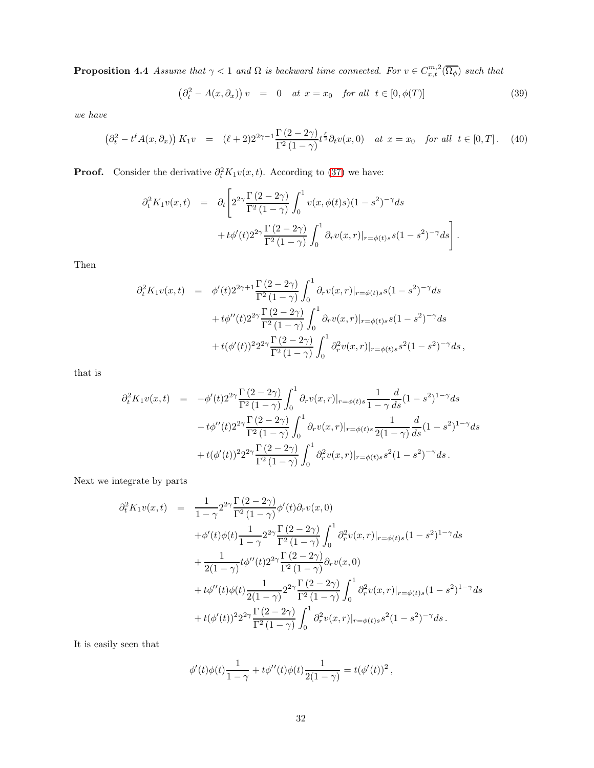**Proposition 4.4** *Assume that $\gamma < 1$ and $\Omega$ is backward time connected. For $v \in C^{m,2}_{x,t}(\overline{\Omega_\phi})$ such that*

$$\left(\partial_t^2 - A(x,\partial_x)\right) v \;\; = \;\; 0 \quad \text{at } x = x_0 \quad \text{for all } \; t \in [0,\phi(T)] \tag{39}$$

*we have*

$$\left(\partial_t^2 - t^\ell A(x,\partial_x)\right) K_1 v \;\; = \;\; (\ell+2) 2^{2\gamma-1} \frac{\Gamma\left(2-2\gamma\right)}{\Gamma^2\left(1-\gamma\right)} t^{\frac{\ell}{2}} \partial_t v(x,0) \quad \text{at } x = x_0 \quad \text{for all } \; t \in [0,T]\,. \tag{40}$$

**Proof.** Consider the derivative $\partial_t^2 K_1 v(x,t)$. According to (37) we have:

$$\begin{aligned}
\partial_t^2 K_1 v(x,t) \;\; &= \;\; \partial_t \Bigg[ 2^{2\gamma} \frac{\Gamma\left(2-2\gamma\right)}{\Gamma^2\left(1-\gamma\right)} \int_0^1 v(x,\phi(t)s)(1-s^2)^{-\gamma} ds \\
&\quad + t\phi'(t) 2^{2\gamma} \frac{\Gamma\left(2-2\gamma\right)}{\Gamma^2\left(1-\gamma\right)} \int_0^1 \partial_r v(x,r)|_{r=\phi(t)s} s(1-s^2)^{-\gamma} ds \Bigg].
\end{aligned}$$

Then

$$\begin{aligned}
\partial_t^2 K_1 v(x,t) \;\; &= \;\; \phi'(t) 2^{2\gamma+1} \frac{\Gamma\left(2-2\gamma\right)}{\Gamma^2\left(1-\gamma\right)} \int_0^1 \partial_r v(x,r)|_{r=\phi(t)s} s(1-s^2)^{-\gamma} ds \\
&\quad + t\phi''(t) 2^{2\gamma} \frac{\Gamma\left(2-2\gamma\right)}{\Gamma^2\left(1-\gamma\right)} \int_0^1 \partial_r v(x,r)|_{r=\phi(t)s} s(1-s^2)^{-\gamma} ds \\
&\quad + t(\phi'(t))^2 2^{2\gamma} \frac{\Gamma\left(2-2\gamma\right)}{\Gamma^2\left(1-\gamma\right)} \int_0^1 \partial_r^2 v(x,r)|_{r=\phi(t)s} s^2(1-s^2)^{-\gamma} ds\,,
\end{aligned}$$

that is

$$\begin{aligned}
\partial_t^2 K_1 v(x,t) \;\; &= \;\; -\phi'(t) 2^{2\gamma} \frac{\Gamma\left(2-2\gamma\right)}{\Gamma^2\left(1-\gamma\right)} \int_0^1 \partial_r v(x,r)|_{r=\phi(t)s} \frac{1}{1-\gamma} \frac{d}{ds}(1-s^2)^{1-\gamma} ds \\
&\quad - t\phi''(t) 2^{2\gamma} \frac{\Gamma\left(2-2\gamma\right)}{\Gamma^2\left(1-\gamma\right)} \int_0^1 \partial_r v(x,r)|_{r=\phi(t)s} \frac{1}{2(1-\gamma)} \frac{d}{ds}(1-s^2)^{1-\gamma} ds \\
&\quad + t(\phi'(t))^2 2^{2\gamma} \frac{\Gamma\left(2-2\gamma\right)}{\Gamma^2\left(1-\gamma\right)} \int_0^1 \partial_r^2 v(x,r)|_{r=\phi(t)s} s^2(1-s^2)^{-\gamma} ds\,.
\end{aligned}$$

Next we integrate by parts

$$\begin{aligned}
\partial_t^2 K_1 v(x,t) \;\; &= \;\; \frac{1}{1-\gamma} 2^{2\gamma} \frac{\Gamma\left(2-2\gamma\right)}{\Gamma^2\left(1-\gamma\right)} \phi'(t) \partial_r v(x,0) \\
&\quad + \phi'(t)\phi(t) \frac{1}{1-\gamma} 2^{2\gamma} \frac{\Gamma\left(2-2\gamma\right)}{\Gamma^2\left(1-\gamma\right)} \int_0^1 \partial_r^2 v(x,r)|_{r=\phi(t)s} (1-s^2)^{1-\gamma} ds \\
&\quad + \frac{1}{2(1-\gamma)} t\phi''(t) 2^{2\gamma} \frac{\Gamma\left(2-2\gamma\right)}{\Gamma^2\left(1-\gamma\right)} \partial_r v(x,0) \\
&\quad + t\phi''(t)\phi(t) \frac{1}{2(1-\gamma)} 2^{2\gamma} \frac{\Gamma\left(2-2\gamma\right)}{\Gamma^2\left(1-\gamma\right)} \int_0^1 \partial_r^2 v(x,r)|_{r=\phi(t)s} (1-s^2)^{1-\gamma} ds \\
&\quad + t(\phi'(t))^2 2^{2\gamma} \frac{\Gamma\left(2-2\gamma\right)}{\Gamma^2\left(1-\gamma\right)} \int_0^1 \partial_r^2 v(x,r)|_{r=\phi(t)s} s^2(1-s^2)^{-\gamma} ds\,.
\end{aligned}$$

It is easily seen that

$$\phi'(t)\phi(t) \frac{1}{1-\gamma} + t\phi''(t)\phi(t) \frac{1}{2(1-\gamma)} = t(\phi'(t))^2\,,$$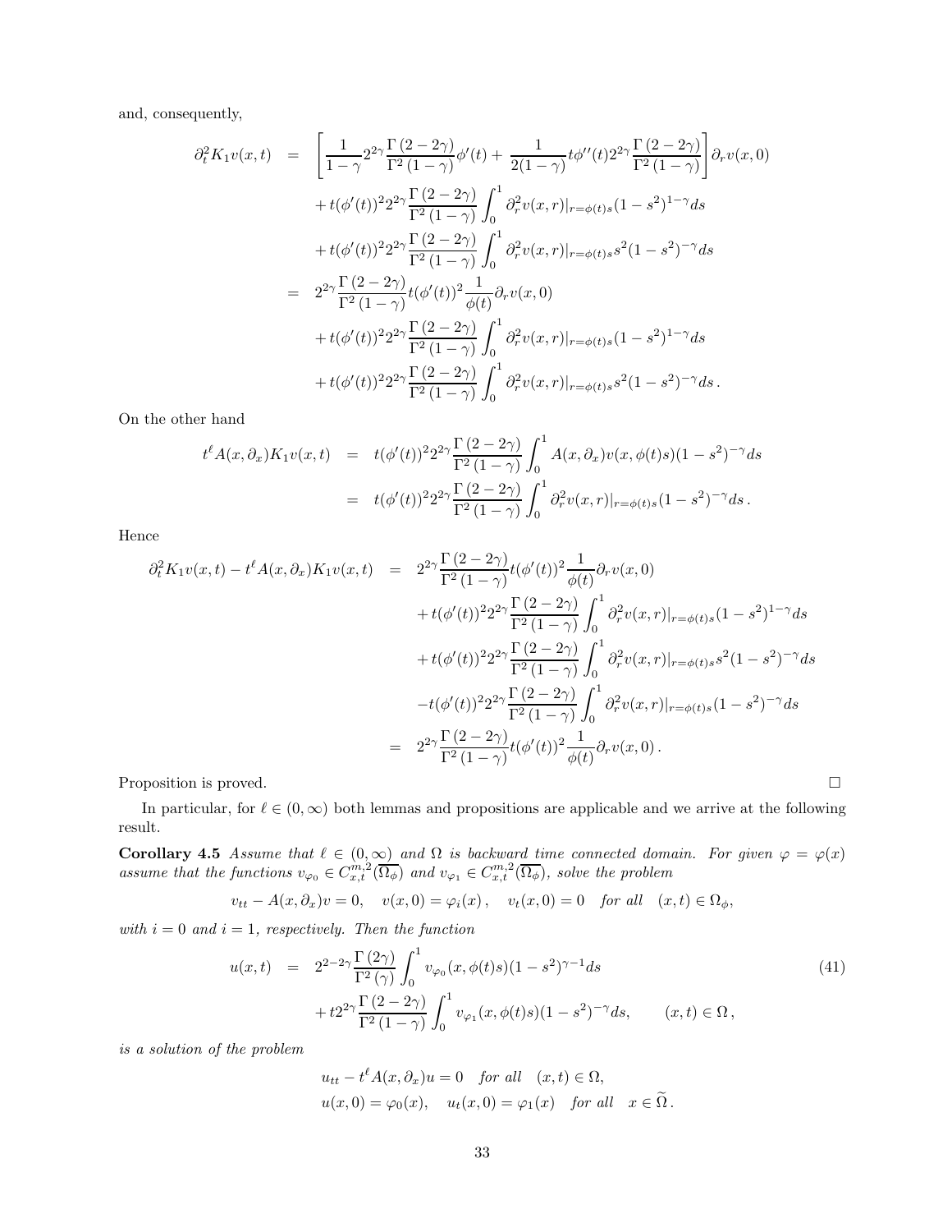and, consequently,

$$
\begin{aligned}
\partial_t^2 K_1 v(x,t) &= \left[\frac{1}{1-\gamma}2^{2\gamma}\frac{\Gamma(2-2\gamma)}{\Gamma^2(1-\gamma)}\phi'(t) + \frac{1}{2(1-\gamma)}t\phi''(t)2^{2\gamma}\frac{\Gamma(2-2\gamma)}{\Gamma^2(1-\gamma)}\right]\partial_r v(x,0) \\
&\quad + t(\phi'(t))^2 2^{2\gamma}\frac{\Gamma(2-2\gamma)}{\Gamma^2(1-\gamma)}\int_0^1 \partial_r^2 v(x,r)|_{r=\phi(t)s}(1-s^2)^{1-\gamma}ds \\
&\quad + t(\phi'(t))^2 2^{2\gamma}\frac{\Gamma(2-2\gamma)}{\Gamma^2(1-\gamma)}\int_0^1 \partial_r^2 v(x,r)|_{r=\phi(t)s}s^2(1-s^2)^{-\gamma}ds \\
&= 2^{2\gamma}\frac{\Gamma(2-2\gamma)}{\Gamma^2(1-\gamma)}t(\phi'(t))^2\frac{1}{\phi(t)}\partial_r v(x,0) \\
&\quad + t(\phi'(t))^2 2^{2\gamma}\frac{\Gamma(2-2\gamma)}{\Gamma^2(1-\gamma)}\int_0^1 \partial_r^2 v(x,r)|_{r=\phi(t)s}(1-s^2)^{1-\gamma}ds \\
&\quad + t(\phi'(t))^2 2^{2\gamma}\frac{\Gamma(2-2\gamma)}{\Gamma^2(1-\gamma)}\int_0^1 \partial_r^2 v(x,r)|_{r=\phi(t)s}s^2(1-s^2)^{-\gamma}ds\,.
\end{aligned}
$$

On the other hand

$$
\begin{aligned}
t^\ell A(x,\partial_x)K_1 v(x,t) &= t(\phi'(t))^2 2^{2\gamma}\frac{\Gamma(2-2\gamma)}{\Gamma^2(1-\gamma)}\int_0^1 A(x,\partial_x)v(x,\phi(t)s)(1-s^2)^{-\gamma}ds \\
&= t(\phi'(t))^2 2^{2\gamma}\frac{\Gamma(2-2\gamma)}{\Gamma^2(1-\gamma)}\int_0^1 \partial_r^2 v(x,r)|_{r=\phi(t)s}(1-s^2)^{-\gamma}ds\,.
\end{aligned}
$$

Hence

$$
\begin{aligned}
\partial_t^2 K_1 v(x,t) - t^\ell A(x,\partial_x)K_1 v(x,t) &= 2^{2\gamma}\frac{\Gamma(2-2\gamma)}{\Gamma^2(1-\gamma)}t(\phi'(t))^2\frac{1}{\phi(t)}\partial_r v(x,0) \\
&\quad + t(\phi'(t))^2 2^{2\gamma}\frac{\Gamma(2-2\gamma)}{\Gamma^2(1-\gamma)}\int_0^1 \partial_r^2 v(x,r)|_{r=\phi(t)s}(1-s^2)^{1-\gamma}ds \\
&\quad + t(\phi'(t))^2 2^{2\gamma}\frac{\Gamma(2-2\gamma)}{\Gamma^2(1-\gamma)}\int_0^1 \partial_r^2 v(x,r)|_{r=\phi(t)s}s^2(1-s^2)^{-\gamma}ds \\
&\quad - t(\phi'(t))^2 2^{2\gamma}\frac{\Gamma(2-2\gamma)}{\Gamma^2(1-\gamma)}\int_0^1 \partial_r^2 v(x,r)|_{r=\phi(t)s}(1-s^2)^{-\gamma}ds \\
&= 2^{2\gamma}\frac{\Gamma(2-2\gamma)}{\Gamma^2(1-\gamma)}t(\phi'(t))^2\frac{1}{\phi(t)}\partial_r v(x,0)\,.
\end{aligned}
$$

Proposition is proved. □

In particular, for $\ell \in (0,\infty)$ both lemmas and propositions are applicable and we arrive at the following result.

**Corollary 4.5** *Assume that $\ell \in (0,\infty)$ and $\Omega$ is backward time connected domain. For given $\varphi = \varphi(x)$ assume that the functions $v_{\varphi_0} \in C^{m,2}_{x,t}(\overline{\Omega_\phi})$ and $v_{\varphi_1} \in C^{m,2}_{x,t}(\overline{\Omega_\phi})$, solve the problem*

$$
v_{tt} - A(x,\partial_x)v = 0, \quad v(x,0) = \varphi_i(x)\,, \quad v_t(x,0) = 0 \quad \textit{for all} \quad (x,t) \in \Omega_\phi,
$$

*with $i = 0$ and $i = 1$, respectively. Then the function*

$$
\begin{aligned}
u(x,t) &= 2^{2-2\gamma}\frac{\Gamma(2\gamma)}{\Gamma^2(\gamma)}\int_0^1 v_{\varphi_0}(x,\phi(t)s)(1-s^2)^{\gamma-1}ds \qquad (41)\\
&\quad + t2^{2\gamma}\frac{\Gamma(2-2\gamma)}{\Gamma^2(1-\gamma)}\int_0^1 v_{\varphi_1}(x,\phi(t)s)(1-s^2)^{-\gamma}ds, \qquad (x,t) \in \Omega\,,
\end{aligned}
$$

*is a solution of the problem*

$$
\begin{aligned}
& u_{tt} - t^\ell A(x,\partial_x)u = 0 \quad \textit{for all} \quad (x,t) \in \Omega, \\
& u(x,0) = \varphi_0(x), \quad u_t(x,0) = \varphi_1(x) \quad \textit{for all} \quad x \in \widetilde{\Omega}\,.
\end{aligned}
$$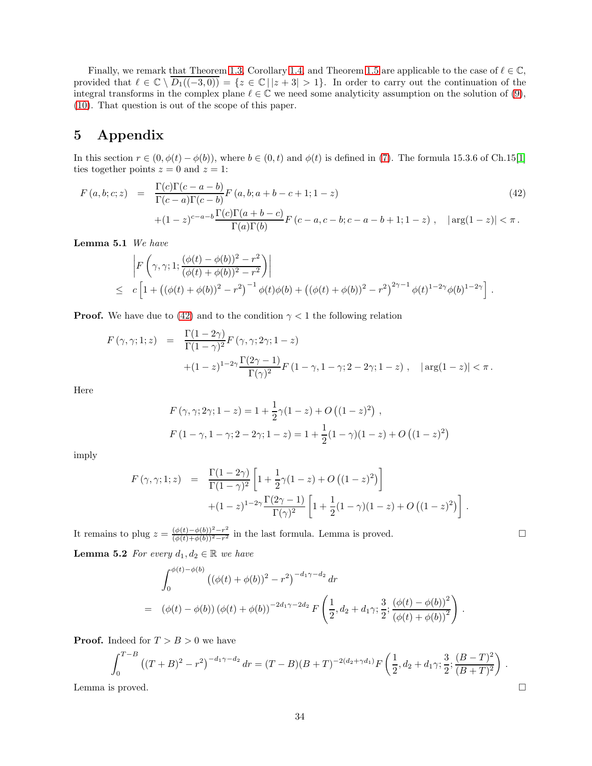Finally, we remark that Theorem 1.3, Corollary 1.4, and Theorem 1.5 are applicable to the case of $\ell \in \mathbb{C}$, provided that $\ell \in \mathbb{C} \setminus \overline{D_1((-3,0))} = \{z \in \mathbb{C} \,|\, |z+3| > 1\}$. In order to carry out the continuation of the integral transforms in the complex plane $\ell \in \mathbb{C}$ we need some analyticity assumption on the solution of (9), (10). That question is out of the scope of this paper.

## 5 Appendix

In this section $r \in (0, \phi(t) - \phi(b))$, where $b \in (0,t)$ and $\phi(t)$ is defined in (7). The formula 15.3.6 of Ch.15[1] ties together points $z = 0$ and $z = 1$:

$$
\begin{aligned}
F(a,b;c;z) &= \frac{\Gamma(c)\Gamma(c-a-b)}{\Gamma(c-a)\Gamma(c-b)} F(a,b;a+b-c+1;1-z) \\
&\quad + (1-z)^{c-a-b} \frac{\Gamma(c)\Gamma(a+b-c)}{\Gamma(a)\Gamma(b)} F(c-a,c-b;c-a-b+1;1-z)\,, \quad |\arg(1-z)| < \pi\,.
\end{aligned} \tag{42}
$$

**Lemma 5.1** *We have*

$$
\begin{aligned}
&\left| F\left(\gamma,\gamma;1;\frac{(\phi(t)-\phi(b))^2 - r^2}{(\phi(t)+\phi(b))^2 - r^2}\right) \right| \\
\leq\ & c\left[1 + \left((\phi(t)+\phi(b))^2 - r^2\right)^{-1}\phi(t)\phi(b) + \left((\phi(t)+\phi(b))^2 - r^2\right)^{2\gamma-1}\phi(t)^{1-2\gamma}\phi(b)^{1-2\gamma}\right].
\end{aligned}
$$

**Proof.** We have due to (42) and to the condition $\gamma < 1$ the following relation

$$
\begin{aligned}
F(\gamma,\gamma;1;z) &= \frac{\Gamma(1-2\gamma)}{\Gamma(1-\gamma)^2} F(\gamma,\gamma;2\gamma;1-z) \\
&\quad + (1-z)^{1-2\gamma}\frac{\Gamma(2\gamma-1)}{\Gamma(\gamma)^2} F(1-\gamma,1-\gamma;2-2\gamma;1-z)\,, \quad |\arg(1-z)| < \pi\,.
\end{aligned}
$$

Here

$$
F(\gamma,\gamma;2\gamma;1-z) = 1 + \frac{1}{2}\gamma(1-z) + O\left((1-z)^2\right),
$$
$$
F(1-\gamma,1-\gamma;2-2\gamma;1-z) = 1 + \frac{1}{2}(1-\gamma)(1-z) + O\left((1-z)^2\right)
$$

imply

$$
\begin{aligned}
F(\gamma,\gamma;1;z) &= \frac{\Gamma(1-2\gamma)}{\Gamma(1-\gamma)^2}\left[1 + \frac{1}{2}\gamma(1-z) + O\left((1-z)^2\right)\right] \\
&\quad + (1-z)^{1-2\gamma}\frac{\Gamma(2\gamma-1)}{\Gamma(\gamma)^2}\left[1 + \frac{1}{2}(1-\gamma)(1-z) + O\left((1-z)^2\right)\right].
\end{aligned}
$$

It remains to plug $z = \frac{(\phi(t)-\phi(b))^2 - r^2}{(\phi(t)+\phi(b))^2 - r^2}$ in the last formula. Lemma is proved. $\square$

**Lemma 5.2** *For every $d_1, d_2 \in \mathbb{R}$ we have*

$$
\begin{aligned}
&\int_0^{\phi(t)-\phi(b)} \left((\phi(t)+\phi(b))^2 - r^2\right)^{-d_1\gamma - d_2} dr \\
=\ & (\phi(t)-\phi(b))\,(\phi(t)+\phi(b))^{-2d_1\gamma - 2d_2} F\left(\frac{1}{2}, d_2 + d_1\gamma; \frac{3}{2}; \frac{(\phi(t)-\phi(b))^2}{(\phi(t)+\phi(b))^2}\right).
\end{aligned}
$$

**Proof.** Indeed for $T > B > 0$ we have

$$
\int_0^{T-B} \left((T+B)^2 - r^2\right)^{-d_1\gamma - d_2} dr = (T-B)(B+T)^{-2(d_2+\gamma d_1)} F\left(\frac{1}{2}, d_2 + d_1\gamma; \frac{3}{2}; \frac{(B-T)^2}{(B+T)^2}\right).
$$

Lemma is proved. $\square$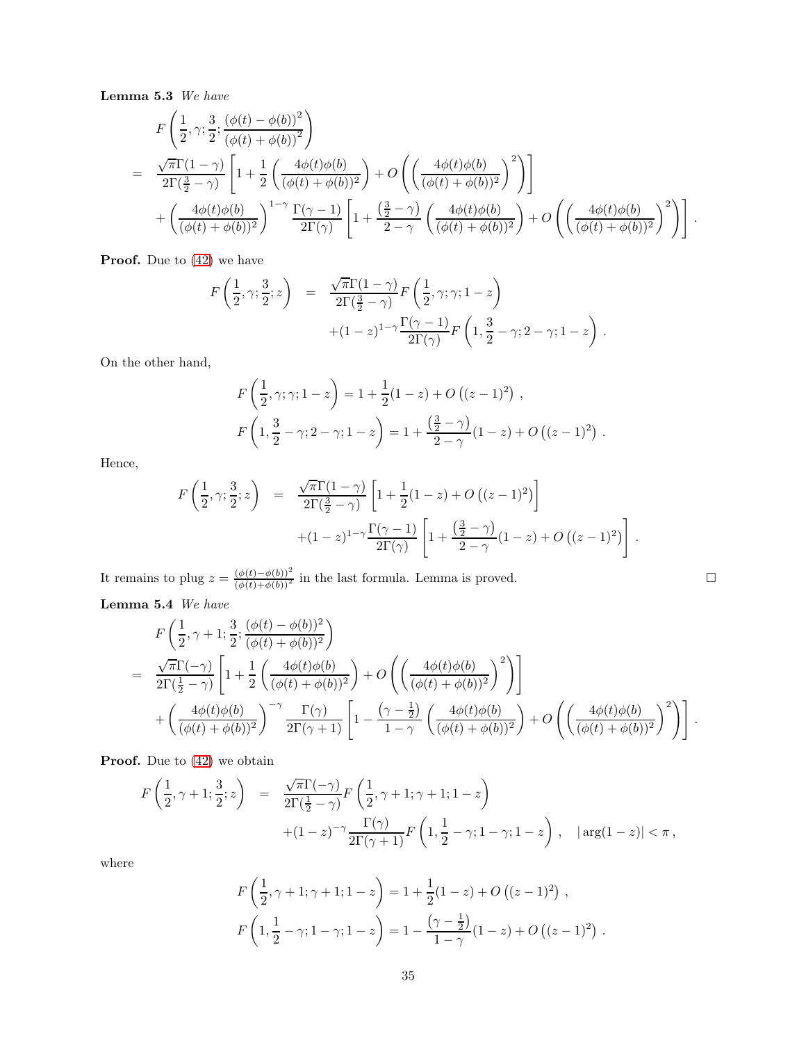**Lemma 5.3** *We have*

$$
\begin{aligned}
& F\left(\frac{1}{2},\gamma;\frac{3}{2};\frac{(\phi(t)-\phi(b))^2}{(\phi(t)+\phi(b))^2}\right) \\
= \ & \frac{\sqrt{\pi}\Gamma(1-\gamma)}{2\Gamma(\frac{3}{2}-\gamma)}\left[1+\frac{1}{2}\left(\frac{4\phi(t)\phi(b)}{(\phi(t)+\phi(b))^2}\right)+O\left(\left(\frac{4\phi(t)\phi(b)}{(\phi(t)+\phi(b))^2}\right)^2\right)\right] \\
& +\left(\frac{4\phi(t)\phi(b)}{(\phi(t)+\phi(b))^2}\right)^{1-\gamma}\frac{\Gamma(\gamma-1)}{2\Gamma(\gamma)}\left[1+\frac{\left(\frac{3}{2}-\gamma\right)}{2-\gamma}\left(\frac{4\phi(t)\phi(b)}{(\phi(t)+\phi(b))^2}\right)+O\left(\left(\frac{4\phi(t)\phi(b)}{(\phi(t)+\phi(b))^2}\right)^2\right)\right].
\end{aligned}
$$

**Proof.** Due to (42) we have

$$
\begin{aligned}
F\left(\frac{1}{2},\gamma;\frac{3}{2};z\right) &= \frac{\sqrt{\pi}\Gamma(1-\gamma)}{2\Gamma(\frac{3}{2}-\gamma)}F\left(\frac{1}{2},\gamma;\gamma;1-z\right) \\
&\quad +(1-z)^{1-\gamma}\frac{\Gamma(\gamma-1)}{2\Gamma(\gamma)}F\left(1,\frac{3}{2}-\gamma;2-\gamma;1-z\right).
\end{aligned}
$$

On the other hand,

$$
\begin{aligned}
F\left(\frac{1}{2},\gamma;\gamma;1-z\right) &= 1+\frac{1}{2}(1-z)+O\left((z-1)^2\right), \\
F\left(1,\frac{3}{2}-\gamma;2-\gamma;1-z\right) &= 1+\frac{\left(\frac{3}{2}-\gamma\right)}{2-\gamma}(1-z)+O\left((z-1)^2\right).
\end{aligned}
$$

Hence,

$$
\begin{aligned}
F\left(\frac{1}{2},\gamma;\frac{3}{2};z\right) &= \frac{\sqrt{\pi}\Gamma(1-\gamma)}{2\Gamma(\frac{3}{2}-\gamma)}\left[1+\frac{1}{2}(1-z)+O\left((z-1)^2\right)\right] \\
&\quad +(1-z)^{1-\gamma}\frac{\Gamma(\gamma-1)}{2\Gamma(\gamma)}\left[1+\frac{\left(\frac{3}{2}-\gamma\right)}{2-\gamma}(1-z)+O\left((z-1)^2\right)\right].
\end{aligned}
$$

It remains to plug $z=\frac{(\phi(t)-\phi(b))^2}{(\phi(t)+\phi(b))^2}$ in the last formula. Lemma is proved. □

**Lemma 5.4** *We have*

$$
\begin{aligned}
& F\left(\frac{1}{2},\gamma+1;\frac{3}{2};\frac{(\phi(t)-\phi(b))^2}{(\phi(t)+\phi(b))^2}\right) \\
= \ & \frac{\sqrt{\pi}\Gamma(-\gamma)}{2\Gamma(\frac{1}{2}-\gamma)}\left[1+\frac{1}{2}\left(\frac{4\phi(t)\phi(b)}{(\phi(t)+\phi(b))^2}\right)+O\left(\left(\frac{4\phi(t)\phi(b)}{(\phi(t)+\phi(b))^2}\right)^2\right)\right] \\
& +\left(\frac{4\phi(t)\phi(b)}{(\phi(t)+\phi(b))^2}\right)^{-\gamma}\frac{\Gamma(\gamma)}{2\Gamma(\gamma+1)}\left[1-\frac{\left(\gamma-\frac{1}{2}\right)}{1-\gamma}\left(\frac{4\phi(t)\phi(b)}{(\phi(t)+\phi(b))^2}\right)+O\left(\left(\frac{4\phi(t)\phi(b)}{(\phi(t)+\phi(b))^2}\right)^2\right)\right].
\end{aligned}
$$

**Proof.** Due to (42) we obtain

$$
\begin{aligned}
F\left(\frac{1}{2},\gamma+1;\frac{3}{2};z\right) &= \frac{\sqrt{\pi}\Gamma(-\gamma)}{2\Gamma(\frac{1}{2}-\gamma)}F\left(\frac{1}{2},\gamma+1;\gamma+1;1-z\right) \\
&\quad +(1-z)^{-\gamma}\frac{\Gamma(\gamma)}{2\Gamma(\gamma+1)}F\left(1,\frac{1}{2}-\gamma;1-\gamma;1-z\right), \quad |\arg(1-z)|<\pi,
\end{aligned}
$$

where

$$
\begin{aligned}
F\left(\frac{1}{2},\gamma+1;\gamma+1;1-z\right) &= 1+\frac{1}{2}(1-z)+O\left((z-1)^2\right), \\
F\left(1,\frac{1}{2}-\gamma;1-\gamma;1-z\right) &= 1-\frac{\left(\gamma-\frac{1}{2}\right)}{1-\gamma}(1-z)+O\left((z-1)^2\right).
\end{aligned}
$$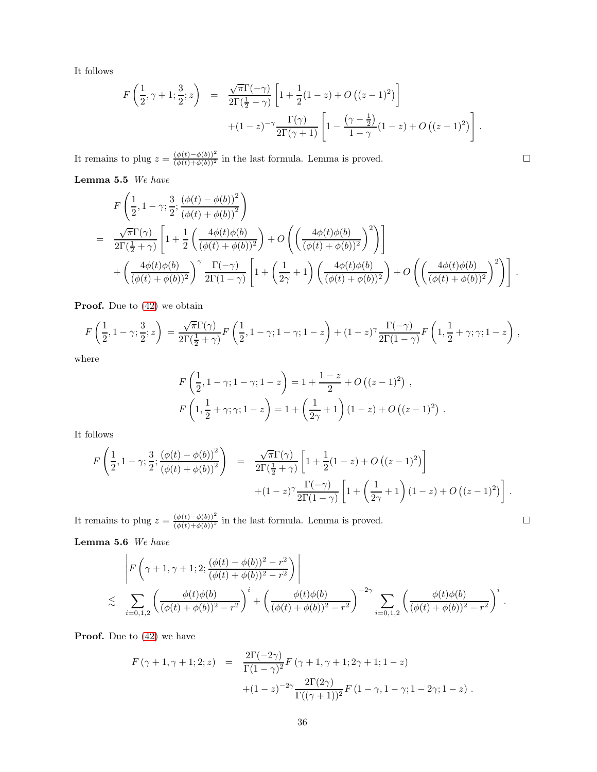It follows

$$
\begin{aligned}
F\left(\frac{1}{2},\gamma+1;\frac{3}{2};z\right) &= \frac{\sqrt{\pi}\Gamma(-\gamma)}{2\Gamma(\frac{1}{2}-\gamma)}\left[1+\frac{1}{2}(1-z)+O\left((z-1)^2\right)\right] \\
&\quad +(1-z)^{-\gamma}\frac{\Gamma(\gamma)}{2\Gamma(\gamma+1)}\left[1-\frac{\left(\gamma-\frac{1}{2}\right)}{1-\gamma}(1-z)+O\left((z-1)^2\right)\right].
\end{aligned}
$$

It remains to plug $z=\frac{(\phi(t)-\phi(b))^2}{(\phi(t)+\phi(b))^2}$ in the last formula. Lemma is proved. $\square$

**Lemma 5.5** *We have*

$$
\begin{aligned}
& F\left(\frac{1}{2},1-\gamma;\frac{3}{2};\frac{(\phi(t)-\phi(b))^2}{(\phi(t)+\phi(b))^2}\right) \\
=\ & \frac{\sqrt{\pi}\Gamma(\gamma)}{2\Gamma(\frac{1}{2}+\gamma)}\left[1+\frac{1}{2}\left(\frac{4\phi(t)\phi(b)}{(\phi(t)+\phi(b))^2}\right)+O\left(\left(\frac{4\phi(t)\phi(b)}{(\phi(t)+\phi(b))^2}\right)^2\right)\right] \\
& +\left(\frac{4\phi(t)\phi(b)}{(\phi(t)+\phi(b))^2}\right)^{\gamma}\frac{\Gamma(-\gamma)}{2\Gamma(1-\gamma)}\left[1+\left(\frac{1}{2\gamma}+1\right)\left(\frac{4\phi(t)\phi(b)}{(\phi(t)+\phi(b))^2}\right)+O\left(\left(\frac{4\phi(t)\phi(b)}{(\phi(t)+\phi(b))^2}\right)^2\right)\right].
\end{aligned}
$$

**Proof.** Due to (42) we obtain

$$
F\left(\frac{1}{2},1-\gamma;\frac{3}{2};z\right)=\frac{\sqrt{\pi}\Gamma(\gamma)}{2\Gamma(\frac{1}{2}+\gamma)}F\left(\frac{1}{2},1-\gamma;1-\gamma;1-z\right)+(1-z)^{\gamma}\frac{\Gamma(-\gamma)}{2\Gamma(1-\gamma)}F\left(1,\frac{1}{2}+\gamma;\gamma;1-z\right),
$$

where

$$
\begin{aligned}
& F\left(\frac{1}{2},1-\gamma;1-\gamma;1-z\right)=1+\frac{1-z}{2}+O\left((z-1)^2\right), \\
& F\left(1,\frac{1}{2}+\gamma;\gamma;1-z\right)=1+\left(\frac{1}{2\gamma}+1\right)(1-z)+O\left((z-1)^2\right).
\end{aligned}
$$

It follows

$$
\begin{aligned}
F\left(\frac{1}{2},1-\gamma;\frac{3}{2};\frac{(\phi(t)-\phi(b))^2}{(\phi(t)+\phi(b))^2}\right) &= \frac{\sqrt{\pi}\Gamma(\gamma)}{2\Gamma(\frac{1}{2}+\gamma)}\left[1+\frac{1}{2}(1-z)+O\left((z-1)^2\right)\right] \\
&\quad +(1-z)^{\gamma}\frac{\Gamma(-\gamma)}{2\Gamma(1-\gamma)}\left[1+\left(\frac{1}{2\gamma}+1\right)(1-z)+O\left((z-1)^2\right)\right].
\end{aligned}
$$

It remains to plug $z=\frac{(\phi(t)-\phi(b))^2}{(\phi(t)+\phi(b))^2}$ in the last formula. Lemma is proved. $\square$

**Lemma 5.6** *We have*

$$
\begin{aligned}
& \left|F\left(\gamma+1,\gamma+1;2;\frac{(\phi(t)-\phi(b))^2-r^2}{(\phi(t)+\phi(b))^2-r^2}\right)\right| \\
\lesssim\ & \sum_{i=0,1,2}\left(\frac{\phi(t)\phi(b)}{(\phi(t)+\phi(b))^2-r^2}\right)^i+\left(\frac{\phi(t)\phi(b)}{(\phi(t)+\phi(b))^2-r^2}\right)^{-2\gamma}\sum_{i=0,1,2}\left(\frac{\phi(t)\phi(b)}{(\phi(t)+\phi(b))^2-r^2}\right)^i.
\end{aligned}
$$

**Proof.** Due to (42) we have

$$
\begin{aligned}
F(\gamma+1,\gamma+1;2;z) &= \frac{2\Gamma(-2\gamma)}{\Gamma(1-\gamma)^2}F(\gamma+1,\gamma+1;2\gamma+1;1-z) \\
&\quad +(1-z)^{-2\gamma}\frac{2\Gamma(2\gamma)}{\Gamma((\gamma+1))^2}F(1-\gamma,1-\gamma;1-2\gamma;1-z).
\end{aligned}
$$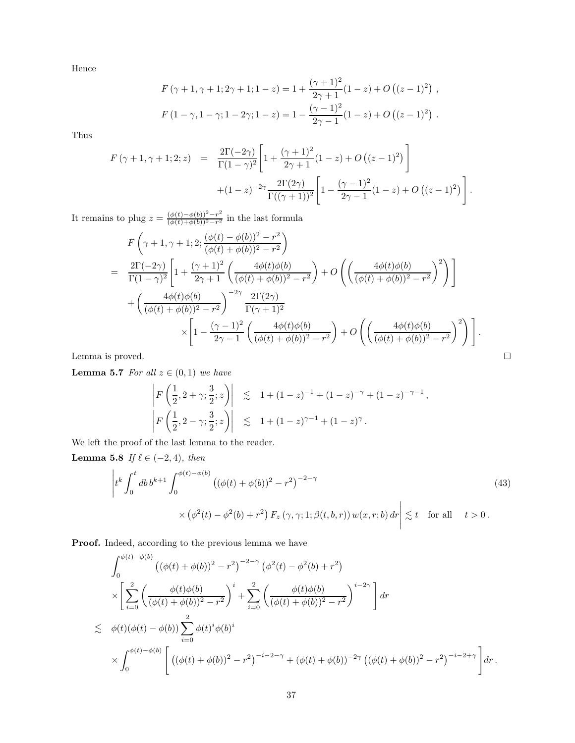Hence

$$
\begin{aligned}
F(\gamma+1,\gamma+1;2\gamma+1;1-z) &= 1+\frac{(\gamma+1)^2}{2\gamma+1}(1-z)+O\left((z-1)^2\right),\\
F(1-\gamma,1-\gamma;1-2\gamma;1-z) &= 1-\frac{(\gamma-1)^2}{2\gamma-1}(1-z)+O\left((z-1)^2\right).
\end{aligned}
$$

Thus

$$
\begin{aligned}
F(\gamma+1,\gamma+1;2;z) \;=\; & \frac{2\Gamma(-2\gamma)}{\Gamma(1-\gamma)^2}\left[1+\frac{(\gamma+1)^2}{2\gamma+1}(1-z)+O\left((z-1)^2\right)\right]\\
&+(1-z)^{-2\gamma}\frac{2\Gamma(2\gamma)}{\Gamma((\gamma+1))^2}\left[1-\frac{(\gamma-1)^2}{2\gamma-1}(1-z)+O\left((z-1)^2\right)\right].
\end{aligned}
$$

It remains to plug $z=\frac{(\phi(t)-\phi(b))^2-r^2}{(\phi(t)+\phi(b))^2-r^2}$ in the last formula

$$
\begin{aligned}
& F\left(\gamma+1,\gamma+1;2;\frac{(\phi(t)-\phi(b))^2-r^2}{(\phi(t)+\phi(b))^2-r^2}\right)\\
= \;& \frac{2\Gamma(-2\gamma)}{\Gamma(1-\gamma)^2}\left[1+\frac{(\gamma+1)^2}{2\gamma+1}\left(\frac{4\phi(t)\phi(b)}{(\phi(t)+\phi(b))^2-r^2}\right)+O\left(\left(\frac{4\phi(t)\phi(b)}{(\phi(t)+\phi(b))^2-r^2}\right)^2\right)\right]\\
&+\left(\frac{4\phi(t)\phi(b)}{(\phi(t)+\phi(b))^2-r^2}\right)^{-2\gamma}\frac{2\Gamma(2\gamma)}{\Gamma(\gamma+1)^2}\\
&\qquad\times\left[1-\frac{(\gamma-1)^2}{2\gamma-1}\left(\frac{4\phi(t)\phi(b)}{(\phi(t)+\phi(b))^2-r^2}\right)+O\left(\left(\frac{4\phi(t)\phi(b)}{(\phi(t)+\phi(b))^2-r^2}\right)^2\right)\right].
\end{aligned}
$$

Lemma is proved. □

**Lemma 5.7** *For all $z\in(0,1)$ we have*

$$
\begin{aligned}
\left|F\left(\frac{1}{2},2+\gamma;\frac{3}{2};z\right)\right| &\lesssim 1+(1-z)^{-1}+(1-z)^{-\gamma}+(1-z)^{-\gamma-1},\\
\left|F\left(\frac{1}{2},2-\gamma;\frac{3}{2};z\right)\right| &\lesssim 1+(1-z)^{\gamma-1}+(1-z)^{\gamma}.
\end{aligned}
$$

We left the proof of the last lemma to the reader.

**Lemma 5.8** *If $\ell\in(-2,4)$, then*

$$
\begin{aligned}
\Bigg| t^k\int_0^t db\, b^{k+1}\int_0^{\phi(t)-\phi(b)} & \left((\phi(t)+\phi(b))^2-r^2\right)^{-2-\gamma} \qquad\qquad (43)\\
& \times\left(\phi^2(t)-\phi^2(b)+r^2\right)F_z(\gamma,\gamma;1;\beta(t,b,r))\,w(x,r;b)\,dr\Bigg|\lesssim t \quad \text{for all} \quad t>0.
\end{aligned}
$$

**Proof.** Indeed, according to the previous lemma we have

$$
\begin{aligned}
&\int_0^{\phi(t)-\phi(b)}\left((\phi(t)+\phi(b))^2-r^2\right)^{-2-\gamma}\left(\phi^2(t)-\phi^2(b)+r^2\right)\\
&\times\left[\sum_{i=0}^{2}\left(\frac{\phi(t)\phi(b)}{(\phi(t)+\phi(b))^2-r^2}\right)^{i}+\sum_{i=0}^{2}\left(\frac{\phi(t)\phi(b)}{(\phi(t)+\phi(b))^2-r^2}\right)^{i-2\gamma}\right]dr\\
\lesssim\;& \phi(t)(\phi(t)-\phi(b))\sum_{i=0}^{2}\phi(t)^i\phi(b)^i\\
&\times\int_0^{\phi(t)-\phi(b)}\left[\left((\phi(t)+\phi(b))^2-r^2\right)^{-i-2-\gamma}+(\phi(t)+\phi(b))^{-2\gamma}\left((\phi(t)+\phi(b))^2-r^2\right)^{-i-2+\gamma}\right]dr.
\end{aligned}
$$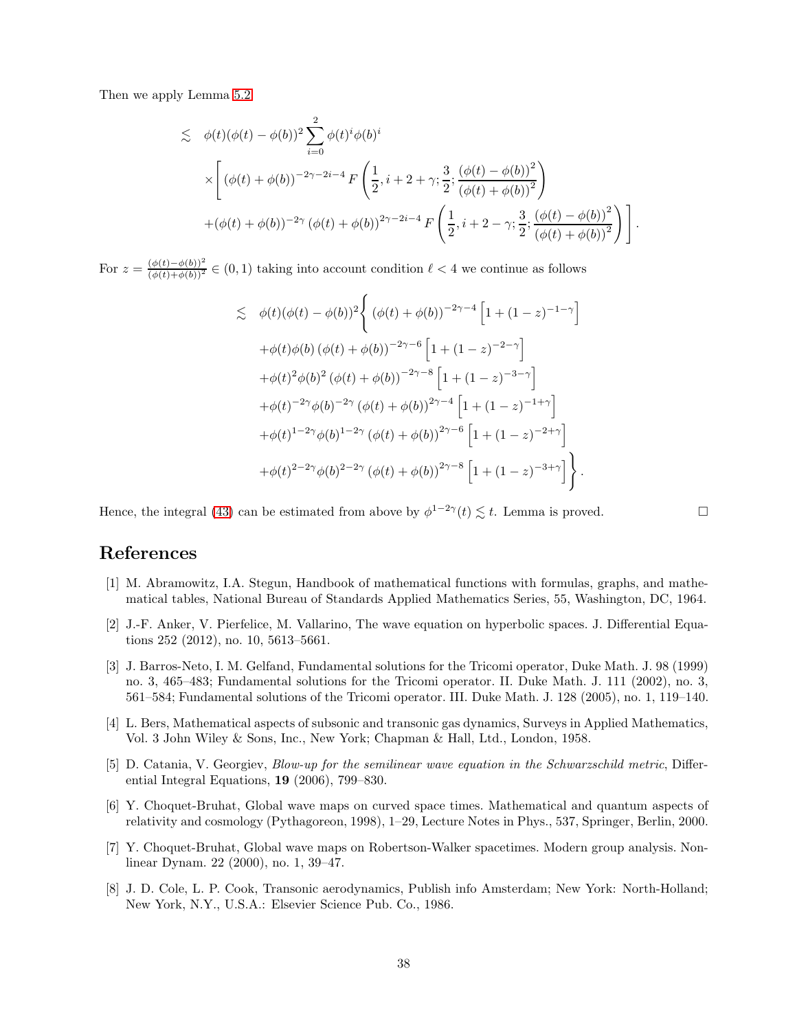Then we apply Lemma 5.2

$$
\begin{aligned}
\lesssim\ & \phi(t)(\phi(t)-\phi(b))^2 \sum_{i=0}^{2} \phi(t)^i \phi(b)^i \\
& \times \Bigg[ (\phi(t)+\phi(b))^{-2\gamma-2i-4} F\left(\frac{1}{2}, i+2+\gamma; \frac{3}{2}; \frac{(\phi(t)-\phi(b))^2}{(\phi(t)+\phi(b))^2}\right) \\
& + (\phi(t)+\phi(b))^{-2\gamma} (\phi(t)+\phi(b))^{2\gamma-2i-4} F\left(\frac{1}{2}, i+2-\gamma; \frac{3}{2}; \frac{(\phi(t)-\phi(b))^2}{(\phi(t)+\phi(b))^2}\right) \Bigg].
\end{aligned}
$$

For $z = \frac{(\phi(t)-\phi(b))^2}{(\phi(t)+\phi(b))^2} \in (0,1)$ taking into account condition $\ell < 4$ we continue as follows

$$
\begin{aligned}
\lesssim\ & \phi(t)(\phi(t)-\phi(b))^2 \Bigg\{ (\phi(t)+\phi(b))^{-2\gamma-4} \left[1+(1-z)^{-1-\gamma}\right] \\
& + \phi(t)\phi(b) (\phi(t)+\phi(b))^{-2\gamma-6} \left[1+(1-z)^{-2-\gamma}\right] \\
& + \phi(t)^2\phi(b)^2 (\phi(t)+\phi(b))^{-2\gamma-8} \left[1+(1-z)^{-3-\gamma}\right] \\
& + \phi(t)^{-2\gamma}\phi(b)^{-2\gamma} (\phi(t)+\phi(b))^{2\gamma-4} \left[1+(1-z)^{-1+\gamma}\right] \\
& + \phi(t)^{1-2\gamma}\phi(b)^{1-2\gamma} (\phi(t)+\phi(b))^{2\gamma-6} \left[1+(1-z)^{-2+\gamma}\right] \\
& + \phi(t)^{2-2\gamma}\phi(b)^{2-2\gamma} (\phi(t)+\phi(b))^{2\gamma-8} \left[1+(1-z)^{-3+\gamma}\right] \Bigg\}.
\end{aligned}
$$

Hence, the integral (43) can be estimated from above by $\phi^{1-2\gamma}(t) \lesssim t$. Lemma is proved. $\square$

## References

[1] M. Abramowitz, I.A. Stegun, Handbook of mathematical functions with formulas, graphs, and mathematical tables, National Bureau of Standards Applied Mathematics Series, 55, Washington, DC, 1964.

[2] J.-F. Anker, V. Pierfelice, M. Vallarino, The wave equation on hyperbolic spaces. J. Differential Equations 252 (2012), no. 10, 5613–5661.

[3] J. Barros-Neto, I. M. Gelfand, Fundamental solutions for the Tricomi operator, Duke Math. J. 98 (1999) no. 3, 465–483; Fundamental solutions for the Tricomi operator. II. Duke Math. J. 111 (2002), no. 3, 561–584; Fundamental solutions of the Tricomi operator. III. Duke Math. J. 128 (2005), no. 1, 119–140.

[4] L. Bers, Mathematical aspects of subsonic and transonic gas dynamics, Surveys in Applied Mathematics, Vol. 3 John Wiley & Sons, Inc., New York; Chapman & Hall, Ltd., London, 1958.

[5] D. Catania, V. Georgiev, *Blow-up for the semilinear wave equation in the Schwarzschild metric*, Differential Integral Equations, **19** (2006), 799–830.

[6] Y. Choquet-Bruhat, Global wave maps on curved space times. Mathematical and quantum aspects of relativity and cosmology (Pythagoreon, 1998), 1–29, Lecture Notes in Phys., 537, Springer, Berlin, 2000.

[7] Y. Choquet-Bruhat, Global wave maps on Robertson-Walker spacetimes. Modern group analysis. Nonlinear Dynam. 22 (2000), no. 1, 39–47.

[8] J. D. Cole, L. P. Cook, Transonic aerodynamics, Publish info Amsterdam; New York: North-Holland; New York, N.Y., U.S.A.: Elsevier Science Pub. Co., 1986.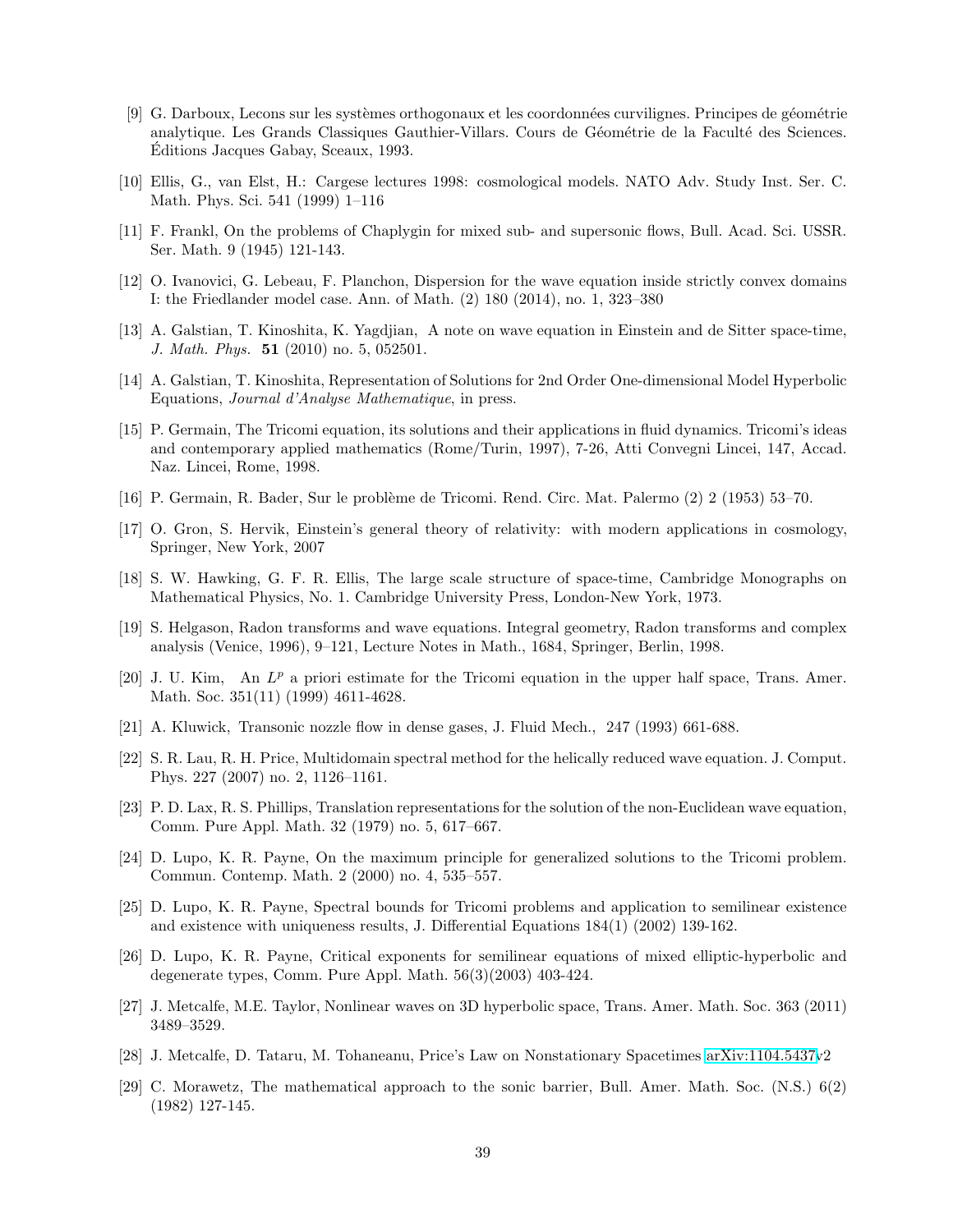[9] G. Darboux, Lecons sur les systèmes orthogonaux et les coordonnées curvilignes. Principes de géométrie analytique. Les Grands Classiques Gauthier-Villars. Cours de Géométrie de la Faculté des Sciences. Éditions Jacques Gabay, Sceaux, 1993.

[10] Ellis, G., van Elst, H.: Cargese lectures 1998: cosmological models. NATO Adv. Study Inst. Ser. C. Math. Phys. Sci. 541 (1999) 1–116

[11] F. Frankl, On the problems of Chaplygin for mixed sub- and supersonic flows, Bull. Acad. Sci. USSR. Ser. Math. 9 (1945) 121-143.

[12] O. Ivanovici, G. Lebeau, F. Planchon, Dispersion for the wave equation inside strictly convex domains I: the Friedlander model case. Ann. of Math. (2) 180 (2014), no. 1, 323–380

[13] A. Galstian, T. Kinoshita, K. Yagdjian, A note on wave equation in Einstein and de Sitter space-time, *J. Math. Phys.* **51** (2010) no. 5, 052501.

[14] A. Galstian, T. Kinoshita, Representation of Solutions for 2nd Order One-dimensional Model Hyperbolic Equations, *Journal d'Analyse Mathematique*, in press.

[15] P. Germain, The Tricomi equation, its solutions and their applications in fluid dynamics. Tricomi's ideas and contemporary applied mathematics (Rome/Turin, 1997), 7-26, Atti Convegni Lincei, 147, Accad. Naz. Lincei, Rome, 1998.

[16] P. Germain, R. Bader, Sur le problème de Tricomi. Rend. Circ. Mat. Palermo (2) 2 (1953) 53–70.

[17] O. Gron, S. Hervik, Einstein's general theory of relativity: with modern applications in cosmology, Springer, New York, 2007

[18] S. W. Hawking, G. F. R. Ellis, The large scale structure of space-time, Cambridge Monographs on Mathematical Physics, No. 1. Cambridge University Press, London-New York, 1973.

[19] S. Helgason, Radon transforms and wave equations. Integral geometry, Radon transforms and complex analysis (Venice, 1996), 9–121, Lecture Notes in Math., 1684, Springer, Berlin, 1998.

[20] J. U. Kim, An $L^p$ a priori estimate for the Tricomi equation in the upper half space, Trans. Amer. Math. Soc. 351(11) (1999) 4611-4628.

[21] A. Kluwick, Transonic nozzle flow in dense gases, J. Fluid Mech., 247 (1993) 661-688.

[22] S. R. Lau, R. H. Price, Multidomain spectral method for the helically reduced wave equation. J. Comput. Phys. 227 (2007) no. 2, 1126–1161.

[23] P. D. Lax, R. S. Phillips, Translation representations for the solution of the non-Euclidean wave equation, Comm. Pure Appl. Math. 32 (1979) no. 5, 617–667.

[24] D. Lupo, K. R. Payne, On the maximum principle for generalized solutions to the Tricomi problem. Commun. Contemp. Math. 2 (2000) no. 4, 535–557.

[25] D. Lupo, K. R. Payne, Spectral bounds for Tricomi problems and application to semilinear existence and existence with uniqueness results, J. Differential Equations 184(1) (2002) 139-162.

[26] D. Lupo, K. R. Payne, Critical exponents for semilinear equations of mixed elliptic-hyperbolic and degenerate types, Comm. Pure Appl. Math. 56(3)(2003) 403-424.

[27] J. Metcalfe, M.E. Taylor, Nonlinear waves on 3D hyperbolic space, Trans. Amer. Math. Soc. 363 (2011) 3489–3529.

[28] J. Metcalfe, D. Tataru, M. Tohaneanu, Price's Law on Nonstationary Spacetimes arXiv:1104.5437v2

[29] C. Morawetz, The mathematical approach to the sonic barrier, Bull. Amer. Math. Soc. (N.S.) 6(2) (1982) 127-145.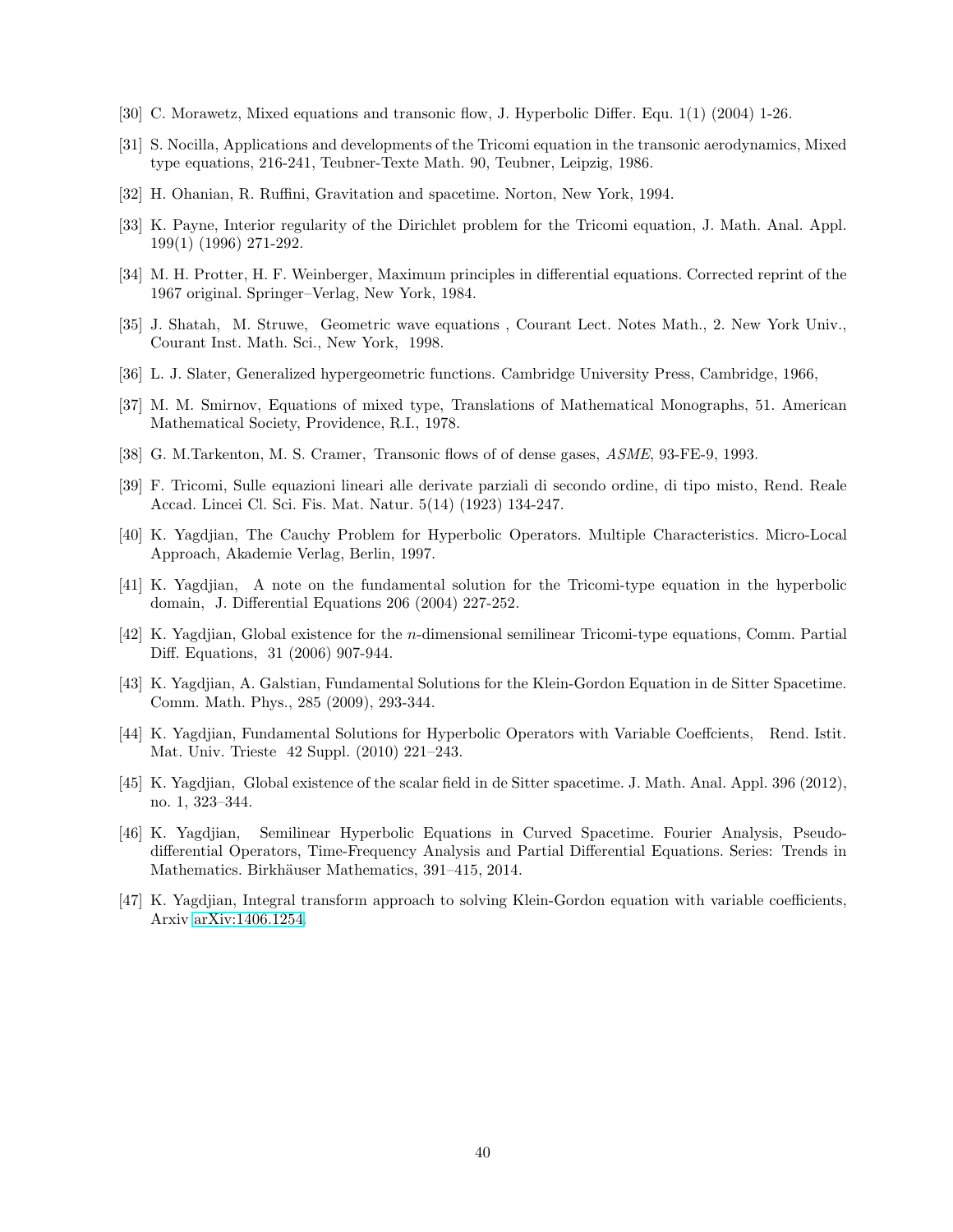[30] C. Morawetz, Mixed equations and transonic flow, J. Hyperbolic Differ. Equ. 1(1) (2004) 1-26.

[31] S. Nocilla, Applications and developments of the Tricomi equation in the transonic aerodynamics, Mixed type equations, 216-241, Teubner-Texte Math. 90, Teubner, Leipzig, 1986.

[32] H. Ohanian, R. Ruffini, Gravitation and spacetime. Norton, New York, 1994.

[33] K. Payne, Interior regularity of the Dirichlet problem for the Tricomi equation, J. Math. Anal. Appl. 199(1) (1996) 271-292.

[34] M. H. Protter, H. F. Weinberger, Maximum principles in differential equations. Corrected reprint of the 1967 original. Springer–Verlag, New York, 1984.

[35] J. Shatah, M. Struwe, Geometric wave equations , Courant Lect. Notes Math., 2. New York Univ., Courant Inst. Math. Sci., New York, 1998.

[36] L. J. Slater, Generalized hypergeometric functions. Cambridge University Press, Cambridge, 1966,

[37] M. M. Smirnov, Equations of mixed type, Translations of Mathematical Monographs, 51. American Mathematical Society, Providence, R.I., 1978.

[38] G. M.Tarkenton, M. S. Cramer, Transonic flows of of dense gases, *ASME*, 93-FE-9, 1993.

[39] F. Tricomi, Sulle equazioni lineari alle derivate parziali di secondo ordine, di tipo misto, Rend. Reale Accad. Lincei Cl. Sci. Fis. Mat. Natur. 5(14) (1923) 134-247.

[40] K. Yagdjian, The Cauchy Problem for Hyperbolic Operators. Multiple Characteristics. Micro-Local Approach, Akademie Verlag, Berlin, 1997.

[41] K. Yagdjian, A note on the fundamental solution for the Tricomi-type equation in the hyperbolic domain, J. Differential Equations 206 (2004) 227-252.

[42] K. Yagdjian, Global existence for the $n$-dimensional semilinear Tricomi-type equations, Comm. Partial Diff. Equations, 31 (2006) 907-944.

[43] K. Yagdjian, A. Galstian, Fundamental Solutions for the Klein-Gordon Equation in de Sitter Spacetime. Comm. Math. Phys., 285 (2009), 293-344.

[44] K. Yagdjian, Fundamental Solutions for Hyperbolic Operators with Variable Coeffcients, Rend. Istit. Mat. Univ. Trieste 42 Suppl. (2010) 221–243.

[45] K. Yagdjian, Global existence of the scalar field in de Sitter spacetime. J. Math. Anal. Appl. 396 (2012), no. 1, 323–344.

[46] K. Yagdjian, Semilinear Hyperbolic Equations in Curved Spacetime. Fourier Analysis, Pseudo-differential Operators, Time-Frequency Analysis and Partial Differential Equations. Series: Trends in Mathematics. Birkhäuser Mathematics, 391–415, 2014.

[47] K. Yagdjian, Integral transform approach to solving Klein-Gordon equation with variable coefficients, Arxiv arXiv:1406.1254.